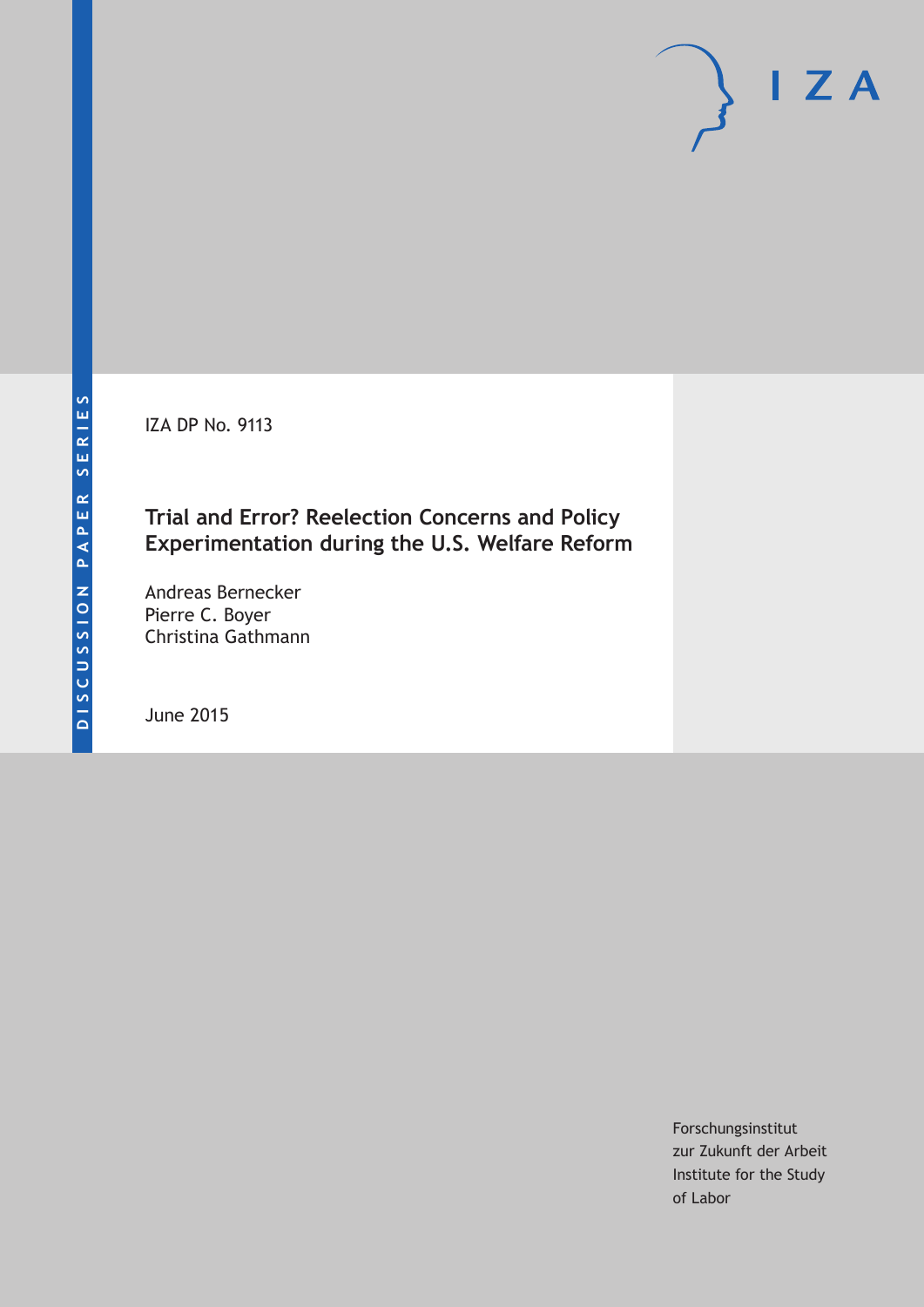DISCUSSION PAPER SERIES

IZA DP No. 9113

# Trial and Error? Reelection Concerns and Policy Experimentation during the U.S. Welfare Reform

Andreas Bernecker
Pierre C. Boyer
Christina Gathmann

June 2015

Forschungsinstitut
zur Zukunft der Arbeit
Institute for the Study
of Labor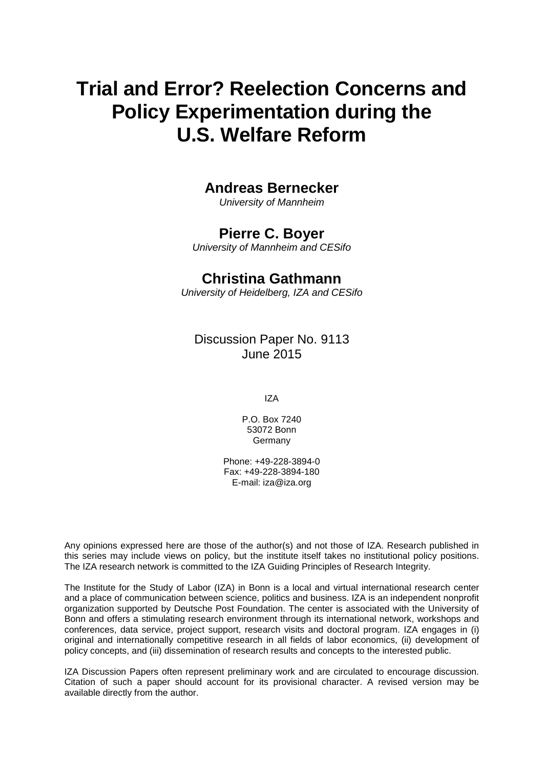# Trial and Error? Reelection Concerns and Policy Experimentation during the U.S. Welfare Reform

**Andreas Bernecker**

*University of Mannheim*

**Pierre C. Boyer**

*University of Mannheim and CESifo*

**Christina Gathmann**

*University of Heidelberg, IZA and CESifo*

Discussion Paper No. 9113
June 2015

IZA

P.O. Box 7240
53072 Bonn
Germany

Phone: +49-228-3894-0
Fax: +49-228-3894-180
E-mail: iza@iza.org

Any opinions expressed here are those of the author(s) and not those of IZA. Research published in this series may include views on policy, but the institute itself takes no institutional policy positions. The IZA research network is committed to the IZA Guiding Principles of Research Integrity.

The Institute for the Study of Labor (IZA) in Bonn is a local and virtual international research center and a place of communication between science, politics and business. IZA is an independent nonprofit organization supported by Deutsche Post Foundation. The center is associated with the University of Bonn and offers a stimulating research environment through its international network, workshops and conferences, data service, project support, research visits and doctoral program. IZA engages in (i) original and internationally competitive research in all fields of labor economics, (ii) development of policy concepts, and (iii) dissemination of research results and concepts to the interested public.

IZA Discussion Papers often represent preliminary work and are circulated to encourage discussion. Citation of such a paper should account for its provisional character. A revised version may be available directly from the author.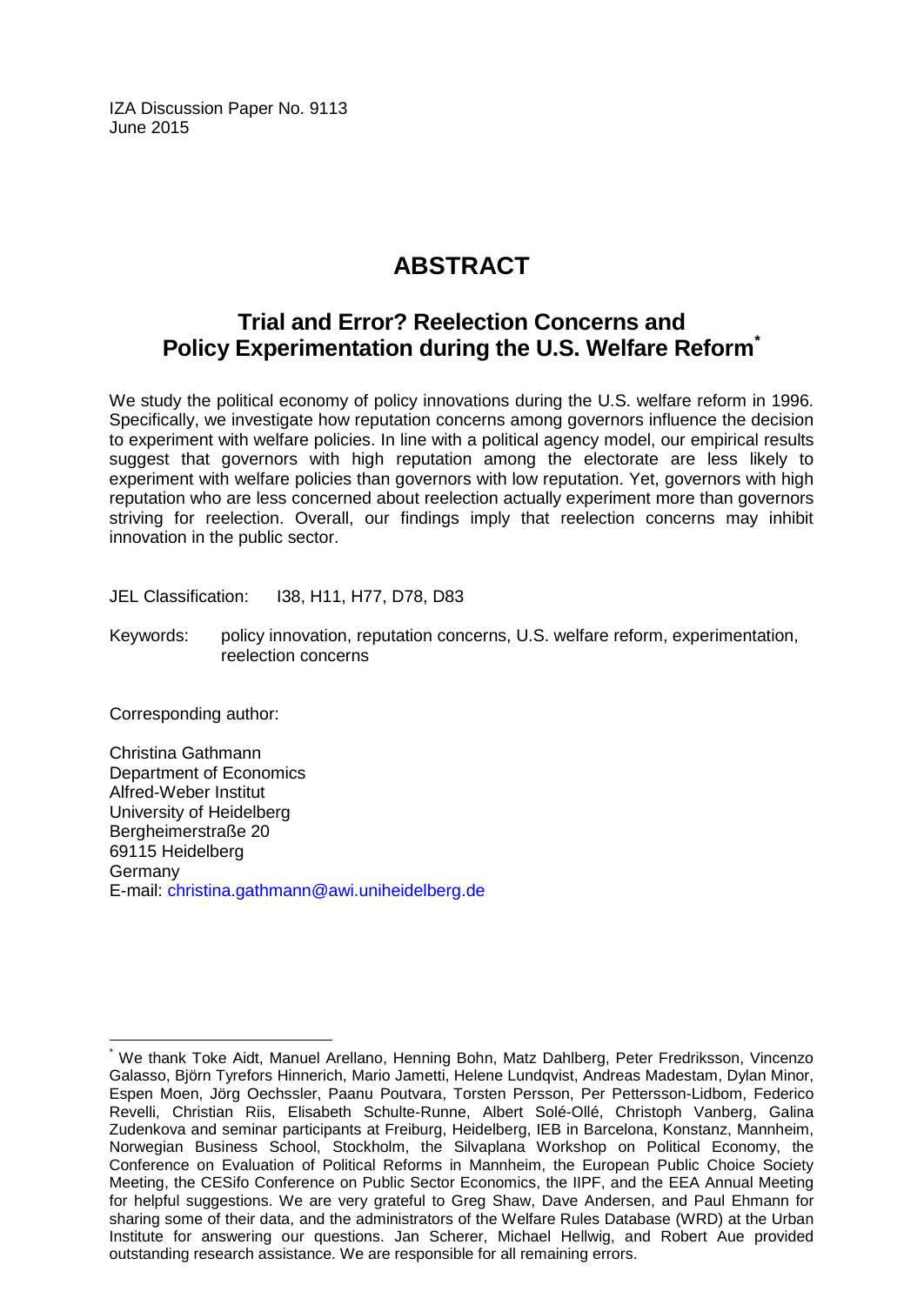IZA Discussion Paper No. 9113
June 2015

# ABSTRACT

## Trial and Error? Reelection Concerns and Policy Experimentation during the U.S. Welfare Reform*

We study the political economy of policy innovations during the U.S. welfare reform in 1996. Specifically, we investigate how reputation concerns among governors influence the decision to experiment with welfare policies. In line with a political agency model, our empirical results suggest that governors with high reputation among the electorate are less likely to experiment with welfare policies than governors with low reputation. Yet, governors with high reputation who are less concerned about reelection actually experiment more than governors striving for reelection. Overall, our findings imply that reelection concerns may inhibit innovation in the public sector.

JEL Classification: I38, H11, H77, D78, D83

Keywords: policy innovation, reputation concerns, U.S. welfare reform, experimentation, reelection concerns

Corresponding author:

Christina Gathmann
Department of Economics
Alfred-Weber Institut
University of Heidelberg
Bergheimerstraße 20
69115 Heidelberg
Germany
E-mail: christina.gathmann@awi.uniheidelberg.de

---

* We thank Toke Aidt, Manuel Arellano, Henning Bohn, Matz Dahlberg, Peter Fredriksson, Vincenzo Galasso, Björn Tyrefors Hinnerich, Mario Jametti, Helene Lundqvist, Andreas Madestam, Dylan Minor, Espen Moen, Jörg Oechssler, Paanu Poutvara, Torsten Persson, Per Pettersson-Lidbom, Federico Revelli, Christian Riis, Elisabeth Schulte-Runne, Albert Solé-Ollé, Christoph Vanberg, Galina Zudenkova and seminar participants at Freiburg, Heidelberg, IEB in Barcelona, Konstanz, Mannheim, Norwegian Business School, Stockholm, the Silvaplana Workshop on Political Economy, the Conference on Evaluation of Political Reforms in Mannheim, the European Public Choice Society Meeting, the CESifo Conference on Public Sector Economics, the IIPF, and the EEA Annual Meeting for helpful suggestions. We are very grateful to Greg Shaw, Dave Andersen, and Paul Ehmann for sharing some of their data, and the administrators of the Welfare Rules Database (WRD) at the Urban Institute for answering our questions. Jan Scherer, Michael Hellwig, and Robert Aue provided outstanding research assistance. We are responsible for all remaining errors.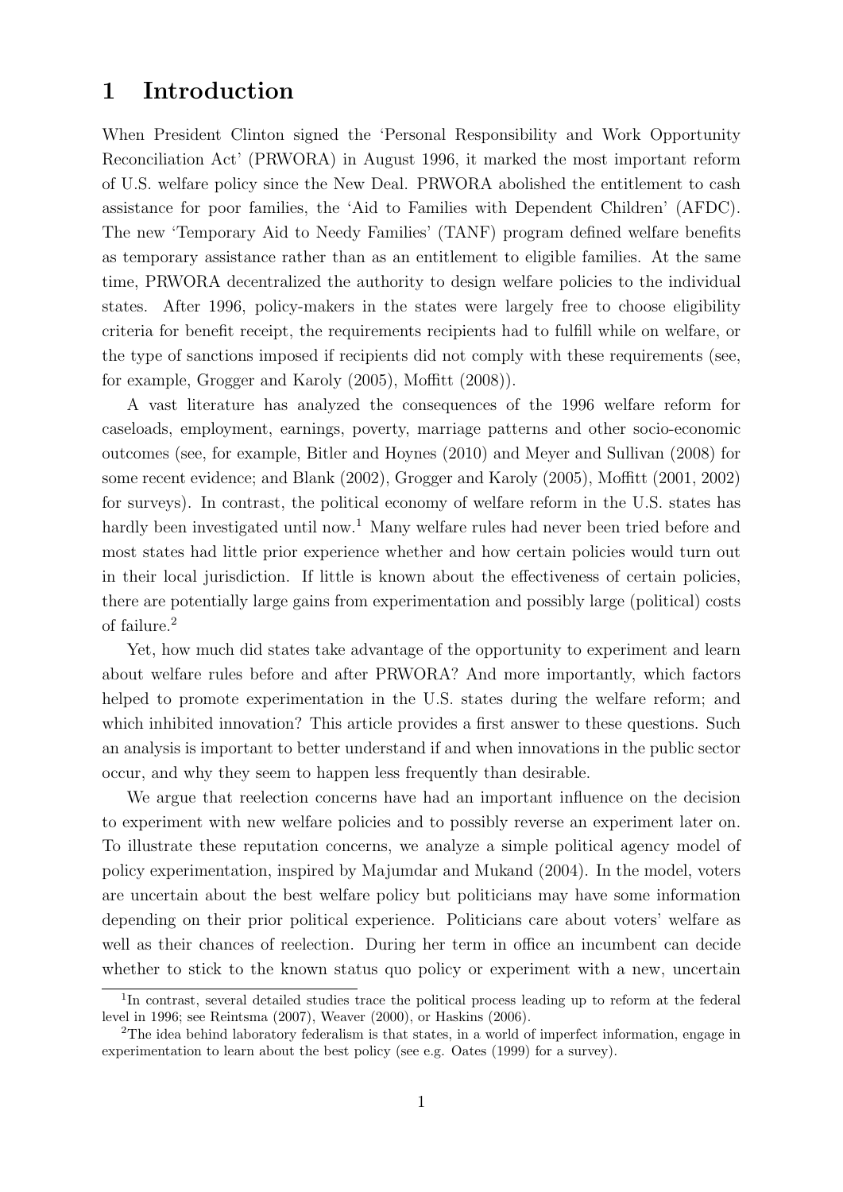# 1 Introduction

When President Clinton signed the 'Personal Responsibility and Work Opportunity Reconciliation Act' (PRWORA) in August 1996, it marked the most important reform of U.S. welfare policy since the New Deal. PRWORA abolished the entitlement to cash assistance for poor families, the 'Aid to Families with Dependent Children' (AFDC). The new 'Temporary Aid to Needy Families' (TANF) program defined welfare benefits as temporary assistance rather than as an entitlement to eligible families. At the same time, PRWORA decentralized the authority to design welfare policies to the individual states. After 1996, policy-makers in the states were largely free to choose eligibility criteria for benefit receipt, the requirements recipients had to fulfill while on welfare, or the type of sanctions imposed if recipients did not comply with these requirements (see, for example, Grogger and Karoly (2005), Moffitt (2008)).

A vast literature has analyzed the consequences of the 1996 welfare reform for caseloads, employment, earnings, poverty, marriage patterns and other socio-economic outcomes (see, for example, Bitler and Hoynes (2010) and Meyer and Sullivan (2008) for some recent evidence; and Blank (2002), Grogger and Karoly (2005), Moffitt (2001, 2002) for surveys). In contrast, the political economy of welfare reform in the U.S. states has hardly been investigated until now.[1] Many welfare rules had never been tried before and most states had little prior experience whether and how certain policies would turn out in their local jurisdiction. If little is known about the effectiveness of certain policies, there are potentially large gains from experimentation and possibly large (political) costs of failure.[2]

Yet, how much did states take advantage of the opportunity to experiment and learn about welfare rules before and after PRWORA? And more importantly, which factors helped to promote experimentation in the U.S. states during the welfare reform; and which inhibited innovation? This article provides a first answer to these questions. Such an analysis is important to better understand if and when innovations in the public sector occur, and why they seem to happen less frequently than desirable.

We argue that reelection concerns have had an important influence on the decision to experiment with new welfare policies and to possibly reverse an experiment later on. To illustrate these reputation concerns, we analyze a simple political agency model of policy experimentation, inspired by Majumdar and Mukand (2004). In the model, voters are uncertain about the best welfare policy but politicians may have some information depending on their prior political experience. Politicians care about voters' welfare as well as their chances of reelection. During her term in office an incumbent can decide whether to stick to the known status quo policy or experiment with a new, uncertain

[1] In contrast, several detailed studies trace the political process leading up to reform at the federal level in 1996; see Reintsma (2007), Weaver (2000), or Haskins (2006).

[2] The idea behind laboratory federalism is that states, in a world of imperfect information, engage in experimentation to learn about the best policy (see e.g. Oates (1999) for a survey).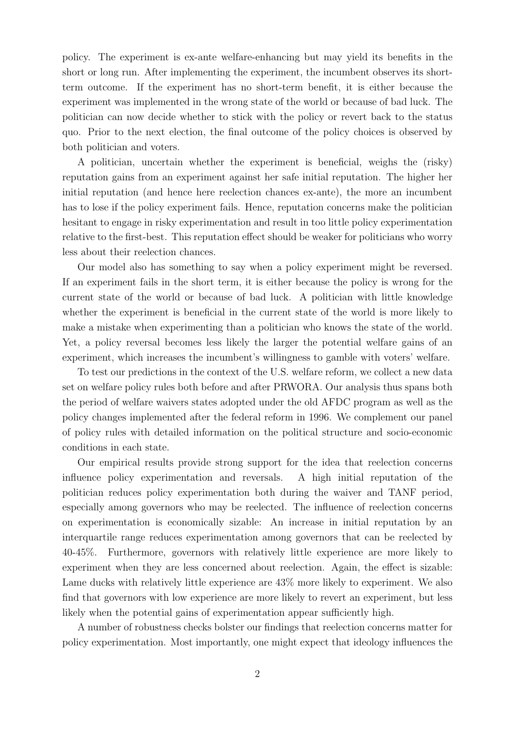policy. The experiment is ex-ante welfare-enhancing but may yield its benefits in the short or long run. After implementing the experiment, the incumbent observes its short-term outcome. If the experiment has no short-term benefit, it is either because the experiment was implemented in the wrong state of the world or because of bad luck. The politician can now decide whether to stick with the policy or revert back to the status quo. Prior to the next election, the final outcome of the policy choices is observed by both politician and voters.

A politician, uncertain whether the experiment is beneficial, weighs the (risky) reputation gains from an experiment against her safe initial reputation. The higher her initial reputation (and hence here reelection chances ex-ante), the more an incumbent has to lose if the policy experiment fails. Hence, reputation concerns make the politician hesitant to engage in risky experimentation and result in too little policy experimentation relative to the first-best. This reputation effect should be weaker for politicians who worry less about their reelection chances.

Our model also has something to say when a policy experiment might be reversed. If an experiment fails in the short term, it is either because the policy is wrong for the current state of the world or because of bad luck. A politician with little knowledge whether the experiment is beneficial in the current state of the world is more likely to make a mistake when experimenting than a politician who knows the state of the world. Yet, a policy reversal becomes less likely the larger the potential welfare gains of an experiment, which increases the incumbent's willingness to gamble with voters' welfare.

To test our predictions in the context of the U.S. welfare reform, we collect a new data set on welfare policy rules both before and after PRWORA. Our analysis thus spans both the period of welfare waivers states adopted under the old AFDC program as well as the policy changes implemented after the federal reform in 1996. We complement our panel of policy rules with detailed information on the political structure and socio-economic conditions in each state.

Our empirical results provide strong support for the idea that reelection concerns influence policy experimentation and reversals. A high initial reputation of the politician reduces policy experimentation both during the waiver and TANF period, especially among governors who may be reelected. The influence of reelection concerns on experimentation is economically sizable: An increase in initial reputation by an interquartile range reduces experimentation among governors that can be reelected by 40-45%. Furthermore, governors with relatively little experience are more likely to experiment when they are less concerned about reelection. Again, the effect is sizable: Lame ducks with relatively little experience are 43% more likely to experiment. We also find that governors with low experience are more likely to revert an experiment, but less likely when the potential gains of experimentation appear sufficiently high.

A number of robustness checks bolster our findings that reelection concerns matter for policy experimentation. Most importantly, one might expect that ideology influences the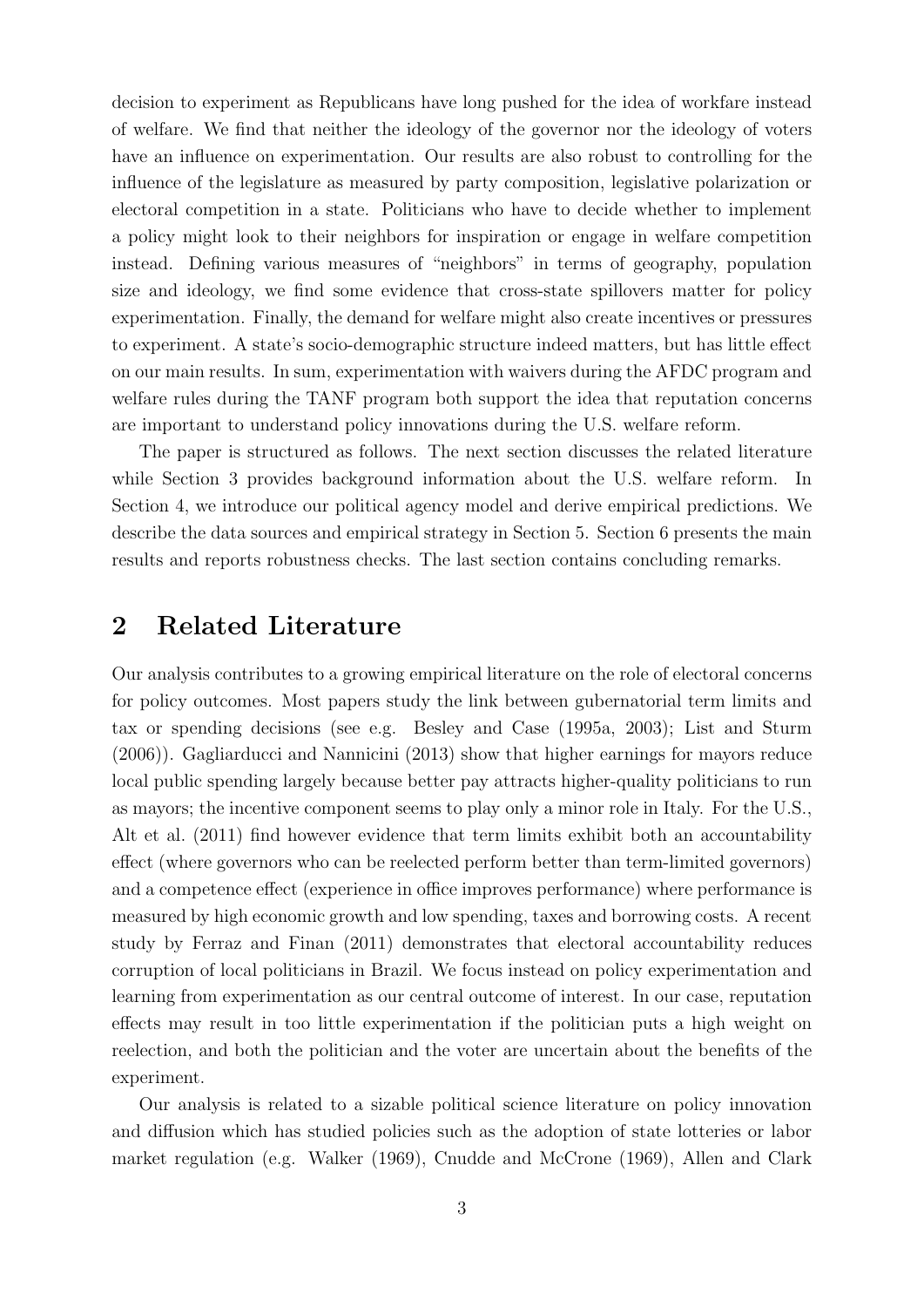decision to experiment as Republicans have long pushed for the idea of workfare instead of welfare. We find that neither the ideology of the governor nor the ideology of voters have an influence on experimentation. Our results are also robust to controlling for the influence of the legislature as measured by party composition, legislative polarization or electoral competition in a state. Politicians who have to decide whether to implement a policy might look to their neighbors for inspiration or engage in welfare competition instead. Defining various measures of "neighbors" in terms of geography, population size and ideology, we find some evidence that cross-state spillovers matter for policy experimentation. Finally, the demand for welfare might also create incentives or pressures to experiment. A state's socio-demographic structure indeed matters, but has little effect on our main results. In sum, experimentation with waivers during the AFDC program and welfare rules during the TANF program both support the idea that reputation concerns are important to understand policy innovations during the U.S. welfare reform.

The paper is structured as follows. The next section discusses the related literature while Section 3 provides background information about the U.S. welfare reform. In Section 4, we introduce our political agency model and derive empirical predictions. We describe the data sources and empirical strategy in Section 5. Section 6 presents the main results and reports robustness checks. The last section contains concluding remarks.

## 2 Related Literature

Our analysis contributes to a growing empirical literature on the role of electoral concerns for policy outcomes. Most papers study the link between gubernatorial term limits and tax or spending decisions (see e.g. Besley and Case (1995a, 2003); List and Sturm (2006)). Gagliarducci and Nannicini (2013) show that higher earnings for mayors reduce local public spending largely because better pay attracts higher-quality politicians to run as mayors; the incentive component seems to play only a minor role in Italy. For the U.S., Alt et al. (2011) find however evidence that term limits exhibit both an accountability effect (where governors who can be reelected perform better than term-limited governors) and a competence effect (experience in office improves performance) where performance is measured by high economic growth and low spending, taxes and borrowing costs. A recent study by Ferraz and Finan (2011) demonstrates that electoral accountability reduces corruption of local politicians in Brazil. We focus instead on policy experimentation and learning from experimentation as our central outcome of interest. In our case, reputation effects may result in too little experimentation if the politician puts a high weight on reelection, and both the politician and the voter are uncertain about the benefits of the experiment.

Our analysis is related to a sizable political science literature on policy innovation and diffusion which has studied policies such as the adoption of state lotteries or labor market regulation (e.g. Walker (1969), Cnudde and McCrone (1969), Allen and Clark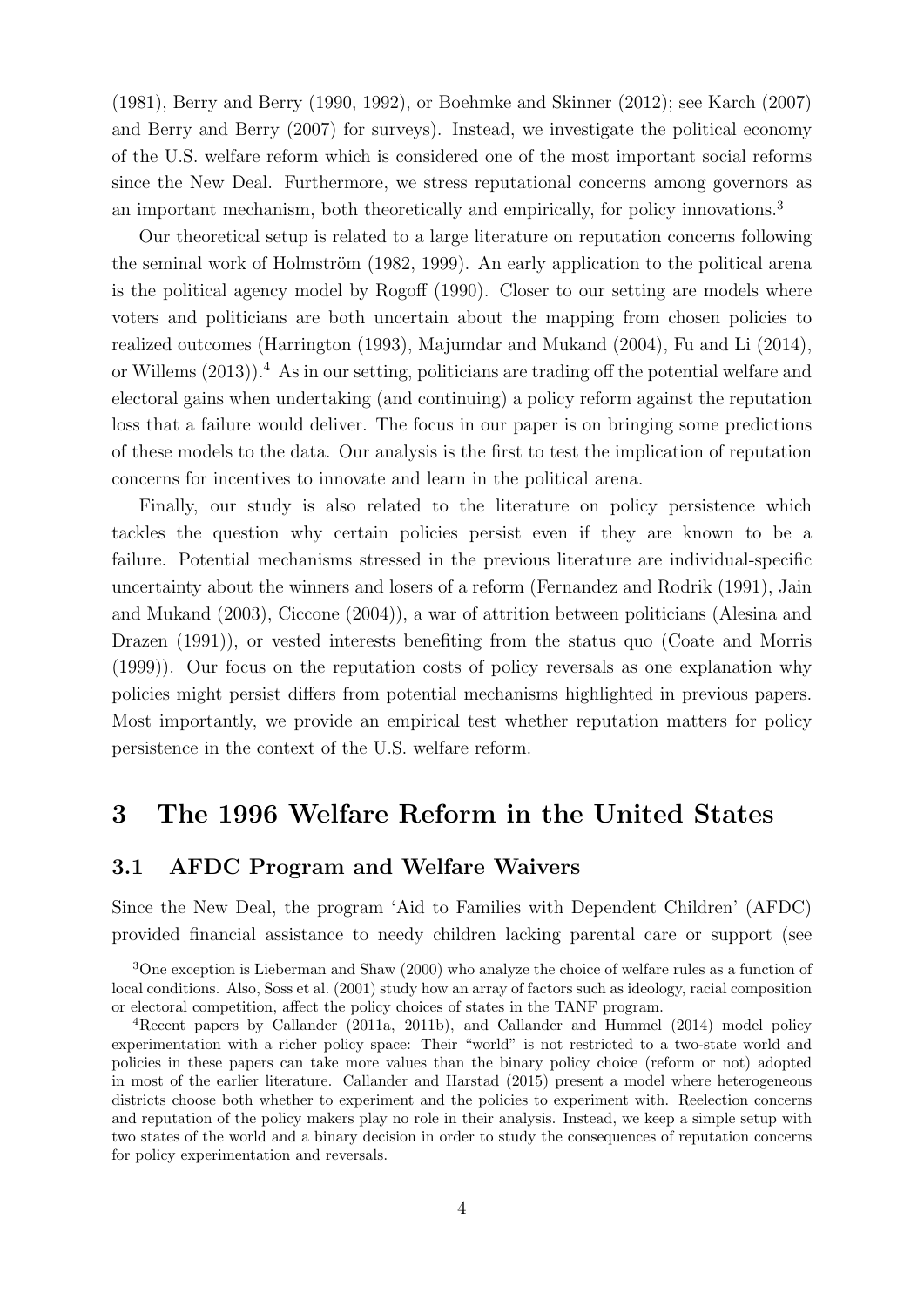(1981), Berry and Berry (1990, 1992), or Boehmke and Skinner (2012); see Karch (2007) and Berry and Berry (2007) for surveys). Instead, we investigate the political economy of the U.S. welfare reform which is considered one of the most important social reforms since the New Deal. Furthermore, we stress reputational concerns among governors as an important mechanism, both theoretically and empirically, for policy innovations.[3]

Our theoretical setup is related to a large literature on reputation concerns following the seminal work of Holmström (1982, 1999). An early application to the political arena is the political agency model by Rogoff (1990). Closer to our setting are models where voters and politicians are both uncertain about the mapping from chosen policies to realized outcomes (Harrington (1993), Majumdar and Mukand (2004), Fu and Li (2014), or Willems (2013)).[4] As in our setting, politicians are trading off the potential welfare and electoral gains when undertaking (and continuing) a policy reform against the reputation loss that a failure would deliver. The focus in our paper is on bringing some predictions of these models to the data. Our analysis is the first to test the implication of reputation concerns for incentives to innovate and learn in the political arena.

Finally, our study is also related to the literature on policy persistence which tackles the question why certain policies persist even if they are known to be a failure. Potential mechanisms stressed in the previous literature are individual-specific uncertainty about the winners and losers of a reform (Fernandez and Rodrik (1991), Jain and Mukand (2003), Ciccone (2004)), a war of attrition between politicians (Alesina and Drazen (1991)), or vested interests benefiting from the status quo (Coate and Morris (1999)). Our focus on the reputation costs of policy reversals as one explanation why policies might persist differs from potential mechanisms highlighted in previous papers. Most importantly, we provide an empirical test whether reputation matters for policy persistence in the context of the U.S. welfare reform.

# 3 The 1996 Welfare Reform in the United States

## 3.1 AFDC Program and Welfare Waivers

Since the New Deal, the program 'Aid to Families with Dependent Children' (AFDC) provided financial assistance to needy children lacking parental care or support (see

[3]One exception is Lieberman and Shaw (2000) who analyze the choice of welfare rules as a function of local conditions. Also, Soss et al. (2001) study how an array of factors such as ideology, racial composition or electoral competition, affect the policy choices of states in the TANF program.

[4]Recent papers by Callander (2011a, 2011b), and Callander and Hummel (2014) model policy experimentation with a richer policy space: Their "world" is not restricted to a two-state world and policies in these papers can take more values than the binary policy choice (reform or not) adopted in most of the earlier literature. Callander and Harstad (2015) present a model where heterogeneous districts choose both whether to experiment and the policies to experiment with. Reelection concerns and reputation of the policy makers play no role in their analysis. Instead, we keep a simple setup with two states of the world and a binary decision in order to study the consequences of reputation concerns for policy experimentation and reversals.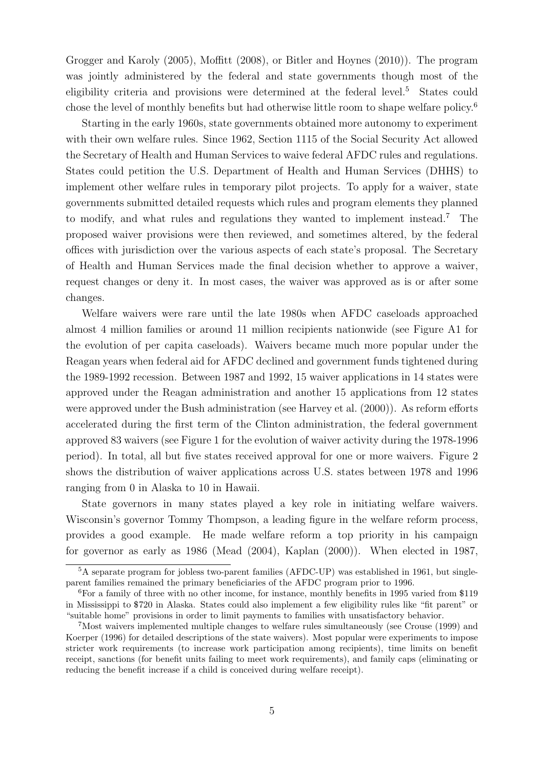Grogger and Karoly (2005), Moffitt (2008), or Bitler and Hoynes (2010)). The program was jointly administered by the federal and state governments though most of the eligibility criteria and provisions were determined at the federal level.[5] States could chose the level of monthly benefits but had otherwise little room to shape welfare policy.[6]

Starting in the early 1960s, state governments obtained more autonomy to experiment with their own welfare rules. Since 1962, Section 1115 of the Social Security Act allowed the Secretary of Health and Human Services to waive federal AFDC rules and regulations. States could petition the U.S. Department of Health and Human Services (DHHS) to implement other welfare rules in temporary pilot projects. To apply for a waiver, state governments submitted detailed requests which rules and program elements they planned to modify, and what rules and regulations they wanted to implement instead.[7] The proposed waiver provisions were then reviewed, and sometimes altered, by the federal offices with jurisdiction over the various aspects of each state's proposal. The Secretary of Health and Human Services made the final decision whether to approve a waiver, request changes or deny it. In most cases, the waiver was approved as is or after some changes.

Welfare waivers were rare until the late 1980s when AFDC caseloads approached almost 4 million families or around 11 million recipients nationwide (see Figure A1 for the evolution of per capita caseloads). Waivers became much more popular under the Reagan years when federal aid for AFDC declined and government funds tightened during the 1989-1992 recession. Between 1987 and 1992, 15 waiver applications in 14 states were approved under the Reagan administration and another 15 applications from 12 states were approved under the Bush administration (see Harvey et al. (2000)). As reform efforts accelerated during the first term of the Clinton administration, the federal government approved 83 waivers (see Figure 1 for the evolution of waiver activity during the 1978-1996 period). In total, all but five states received approval for one or more waivers. Figure 2 shows the distribution of waiver applications across U.S. states between 1978 and 1996 ranging from 0 in Alaska to 10 in Hawaii.

State governors in many states played a key role in initiating welfare waivers. Wisconsin's governor Tommy Thompson, a leading figure in the welfare reform process, provides a good example. He made welfare reform a top priority in his campaign for governor as early as 1986 (Mead (2004), Kaplan (2000)). When elected in 1987,

[5] A separate program for jobless two-parent families (AFDC-UP) was established in 1961, but single-parent families remained the primary beneficiaries of the AFDC program prior to 1996.

[6] For a family of three with no other income, for instance, monthly benefits in 1995 varied from $119 in Mississippi to $720 in Alaska. States could also implement a few eligibility rules like "fit parent" or "suitable home" provisions in order to limit payments to families with unsatisfactory behavior.

[7] Most waivers implemented multiple changes to welfare rules simultaneously (see Crouse (1999) and Koerper (1996) for detailed descriptions of the state waivers). Most popular were experiments to impose stricter work requirements (to increase work participation among recipients), time limits on benefit receipt, sanctions (for benefit units failing to meet work requirements), and family caps (eliminating or reducing the benefit increase if a child is conceived during welfare receipt).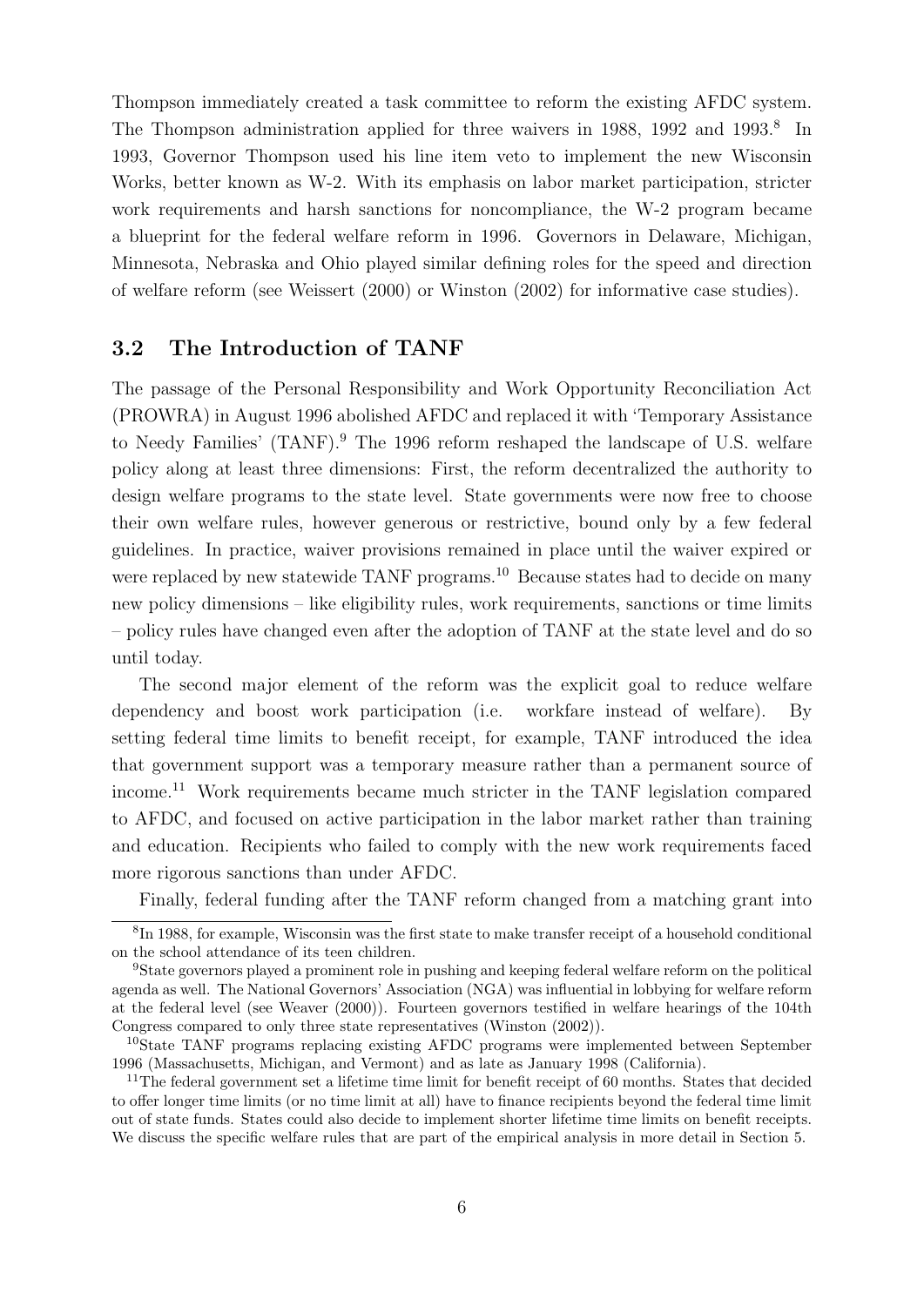Thompson immediately created a task committee to reform the existing AFDC system. The Thompson administration applied for three waivers in 1988, 1992 and 1993.[8] In 1993, Governor Thompson used his line item veto to implement the new Wisconsin Works, better known as W-2. With its emphasis on labor market participation, stricter work requirements and harsh sanctions for noncompliance, the W-2 program became a blueprint for the federal welfare reform in 1996. Governors in Delaware, Michigan, Minnesota, Nebraska and Ohio played similar defining roles for the speed and direction of welfare reform (see Weissert (2000) or Winston (2002) for informative case studies).

### 3.2 The Introduction of TANF

The passage of the Personal Responsibility and Work Opportunity Reconciliation Act (PROWRA) in August 1996 abolished AFDC and replaced it with 'Temporary Assistance to Needy Families' (TANF).[9] The 1996 reform reshaped the landscape of U.S. welfare policy along at least three dimensions: First, the reform decentralized the authority to design welfare programs to the state level. State governments were now free to choose their own welfare rules, however generous or restrictive, bound only by a few federal guidelines. In practice, waiver provisions remained in place until the waiver expired or were replaced by new statewide TANF programs.[10] Because states had to decide on many new policy dimensions – like eligibility rules, work requirements, sanctions or time limits – policy rules have changed even after the adoption of TANF at the state level and do so until today.

The second major element of the reform was the explicit goal to reduce welfare dependency and boost work participation (i.e. workfare instead of welfare). By setting federal time limits to benefit receipt, for example, TANF introduced the idea that government support was a temporary measure rather than a permanent source of income.[11] Work requirements became much stricter in the TANF legislation compared to AFDC, and focused on active participation in the labor market rather than training and education. Recipients who failed to comply with the new work requirements faced more rigorous sanctions than under AFDC.

Finally, federal funding after the TANF reform changed from a matching grant into

[8] In 1988, for example, Wisconsin was the first state to make transfer receipt of a household conditional on the school attendance of its teen children.

[9] State governors played a prominent role in pushing and keeping federal welfare reform on the political agenda as well. The National Governors' Association (NGA) was influential in lobbying for welfare reform at the federal level (see Weaver (2000)). Fourteen governors testified in welfare hearings of the 104th Congress compared to only three state representatives (Winston (2002)).

[10] State TANF programs replacing existing AFDC programs were implemented between September 1996 (Massachusetts, Michigan, and Vermont) and as late as January 1998 (California).

[11] The federal government set a lifetime time limit for benefit receipt of 60 months. States that decided to offer longer time limits (or no time limit at all) have to finance recipients beyond the federal time limit out of state funds. States could also decide to implement shorter lifetime time limits on benefit receipts. We discuss the specific welfare rules that are part of the empirical analysis in more detail in Section 5.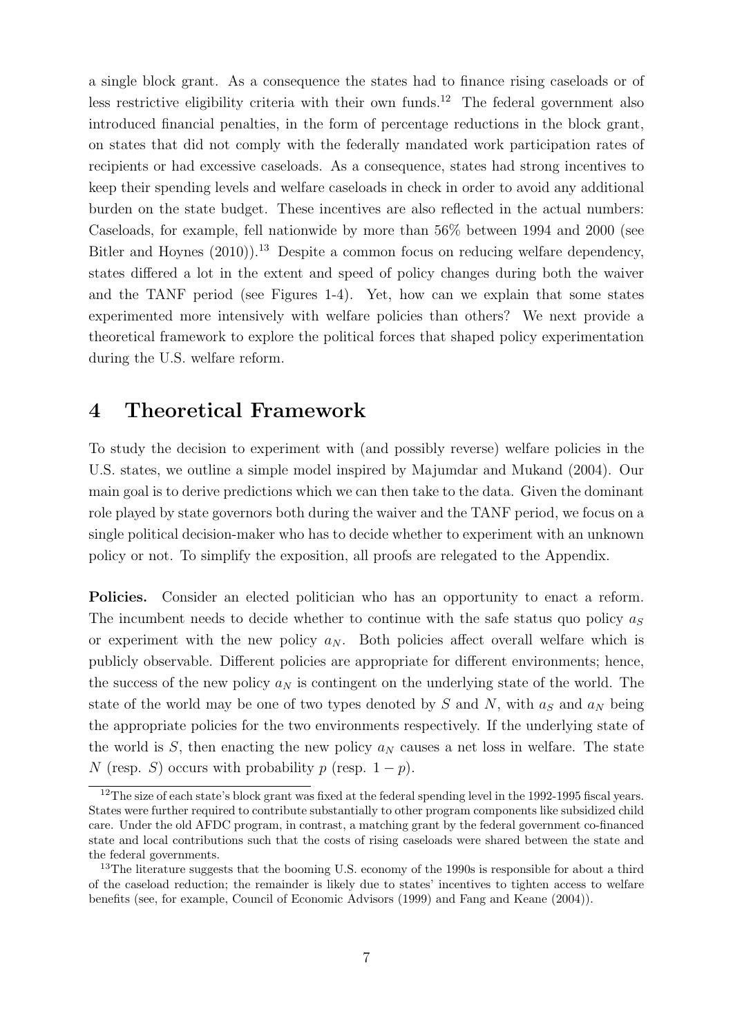a single block grant. As a consequence the states had to finance rising caseloads or of less restrictive eligibility criteria with their own funds.[12] The federal government also introduced financial penalties, in the form of percentage reductions in the block grant, on states that did not comply with the federally mandated work participation rates of recipients or had excessive caseloads. As a consequence, states had strong incentives to keep their spending levels and welfare caseloads in check in order to avoid any additional burden on the state budget. These incentives are also reflected in the actual numbers: Caseloads, for example, fell nationwide by more than 56% between 1994 and 2000 (see Bitler and Hoynes (2010)).[13] Despite a common focus on reducing welfare dependency, states differed a lot in the extent and speed of policy changes during both the waiver and the TANF period (see Figures 1-4). Yet, how can we explain that some states experimented more intensively with welfare policies than others? We next provide a theoretical framework to explore the political forces that shaped policy experimentation during the U.S. welfare reform.

# 4 Theoretical Framework

To study the decision to experiment with (and possibly reverse) welfare policies in the U.S. states, we outline a simple model inspired by Majumdar and Mukand (2004). Our main goal is to derive predictions which we can then take to the data. Given the dominant role played by state governors both during the waiver and the TANF period, we focus on a single political decision-maker who has to decide whether to experiment with an unknown policy or not. To simplify the exposition, all proofs are relegated to the Appendix.

**Policies.** Consider an elected politician who has an opportunity to enact a reform. The incumbent needs to decide whether to continue with the safe status quo policy $a_S$ or experiment with the new policy $a_N$. Both policies affect overall welfare which is publicly observable. Different policies are appropriate for different environments; hence, the success of the new policy $a_N$ is contingent on the underlying state of the world. The state of the world may be one of two types denoted by $S$ and $N$, with $a_S$ and $a_N$ being the appropriate policies for the two environments respectively. If the underlying state of the world is $S$, then enacting the new policy $a_N$ causes a net loss in welfare. The state $N$ (resp. $S$) occurs with probability $p$ (resp. $1 - p$).

[12] The size of each state's block grant was fixed at the federal spending level in the 1992-1995 fiscal years. States were further required to contribute substantially to other program components like subsidized child care. Under the old AFDC program, in contrast, a matching grant by the federal government co-financed state and local contributions such that the costs of rising caseloads were shared between the state and the federal governments.

[13] The literature suggests that the booming U.S. economy of the 1990s is responsible for about a third of the caseload reduction; the remainder is likely due to states' incentives to tighten access to welfare benefits (see, for example, Council of Economic Advisors (1999) and Fang and Keane (2004)).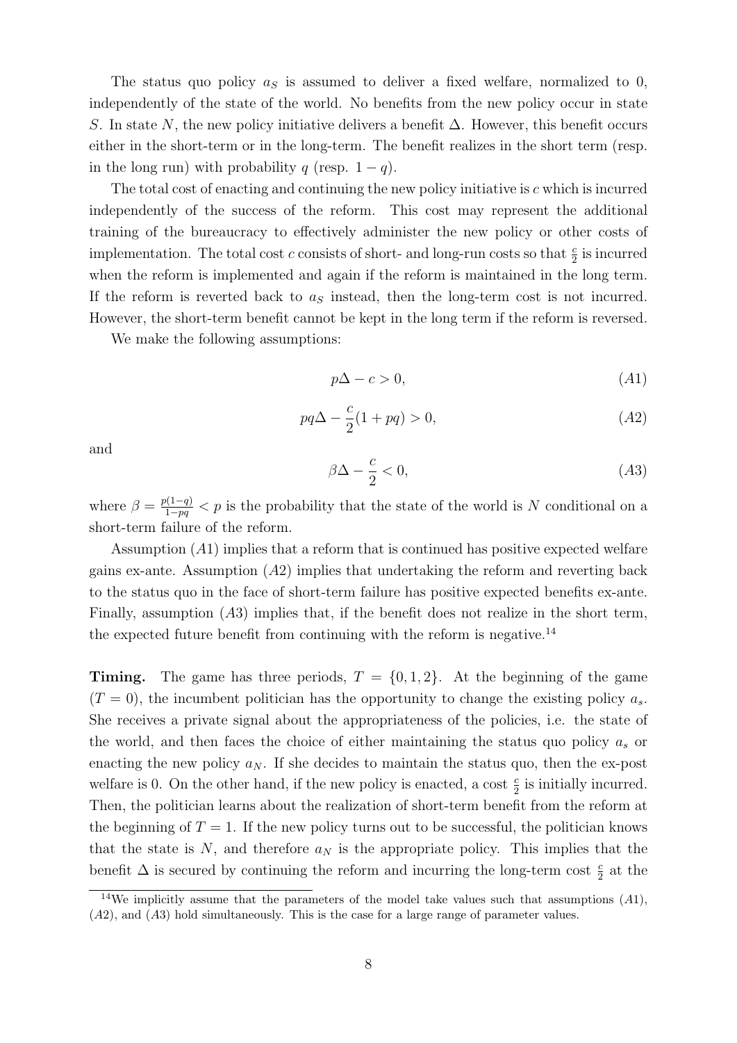The status quo policy $a_S$ is assumed to deliver a fixed welfare, normalized to 0, independently of the state of the world. No benefits from the new policy occur in state $S$. In state $N$, the new policy initiative delivers a benefit $\Delta$. However, this benefit occurs either in the short-term or in the long-term. The benefit realizes in the short term (resp. in the long run) with probability $q$ (resp. $1 - q$).

The total cost of enacting and continuing the new policy initiative is $c$ which is incurred independently of the success of the reform. This cost may represent the additional training of the bureaucracy to effectively administer the new policy or other costs of implementation. The total cost $c$ consists of short- and long-run costs so that $\frac{c}{2}$ is incurred when the reform is implemented and again if the reform is maintained in the long term. If the reform is reverted back to $a_S$ instead, then the long-term cost is not incurred. However, the short-term benefit cannot be kept in the long term if the reform is reversed.

We make the following assumptions:

$$p\Delta - c > 0, \tag{A1}$$

$$pq\Delta - \frac{c}{2}(1 + pq) > 0, \tag{A2}$$

and

$$\beta\Delta - \frac{c}{2} < 0, \tag{A3}$$

where $\beta = \frac{p(1-q)}{1-pq} < p$ is the probability that the state of the world is $N$ conditional on a short-term failure of the reform.

Assumption $(A1)$ implies that a reform that is continued has positive expected welfare gains ex-ante. Assumption $(A2)$ implies that undertaking the reform and reverting back to the status quo in the face of short-term failure has positive expected benefits ex-ante. Finally, assumption $(A3)$ implies that, if the benefit does not realize in the short term, the expected future benefit from continuing with the reform is negative.[14]

**Timing.** The game has three periods, $T = \{0, 1, 2\}$. At the beginning of the game ($T = 0$), the incumbent politician has the opportunity to change the existing policy $a_s$. She receives a private signal about the appropriateness of the policies, i.e. the state of the world, and then faces the choice of either maintaining the status quo policy $a_s$ or enacting the new policy $a_N$. If she decides to maintain the status quo, then the ex-post welfare is 0. On the other hand, if the new policy is enacted, a cost $\frac{c}{2}$ is initially incurred. Then, the politician learns about the realization of short-term benefit from the reform at the beginning of $T = 1$. If the new policy turns out to be successful, the politician knows that the state is $N$, and therefore $a_N$ is the appropriate policy. This implies that the benefit $\Delta$ is secured by continuing the reform and incurring the long-term cost $\frac{c}{2}$ at the

[14] We implicitly assume that the parameters of the model take values such that assumptions $(A1)$, $(A2)$, and $(A3)$ hold simultaneously. This is the case for a large range of parameter values.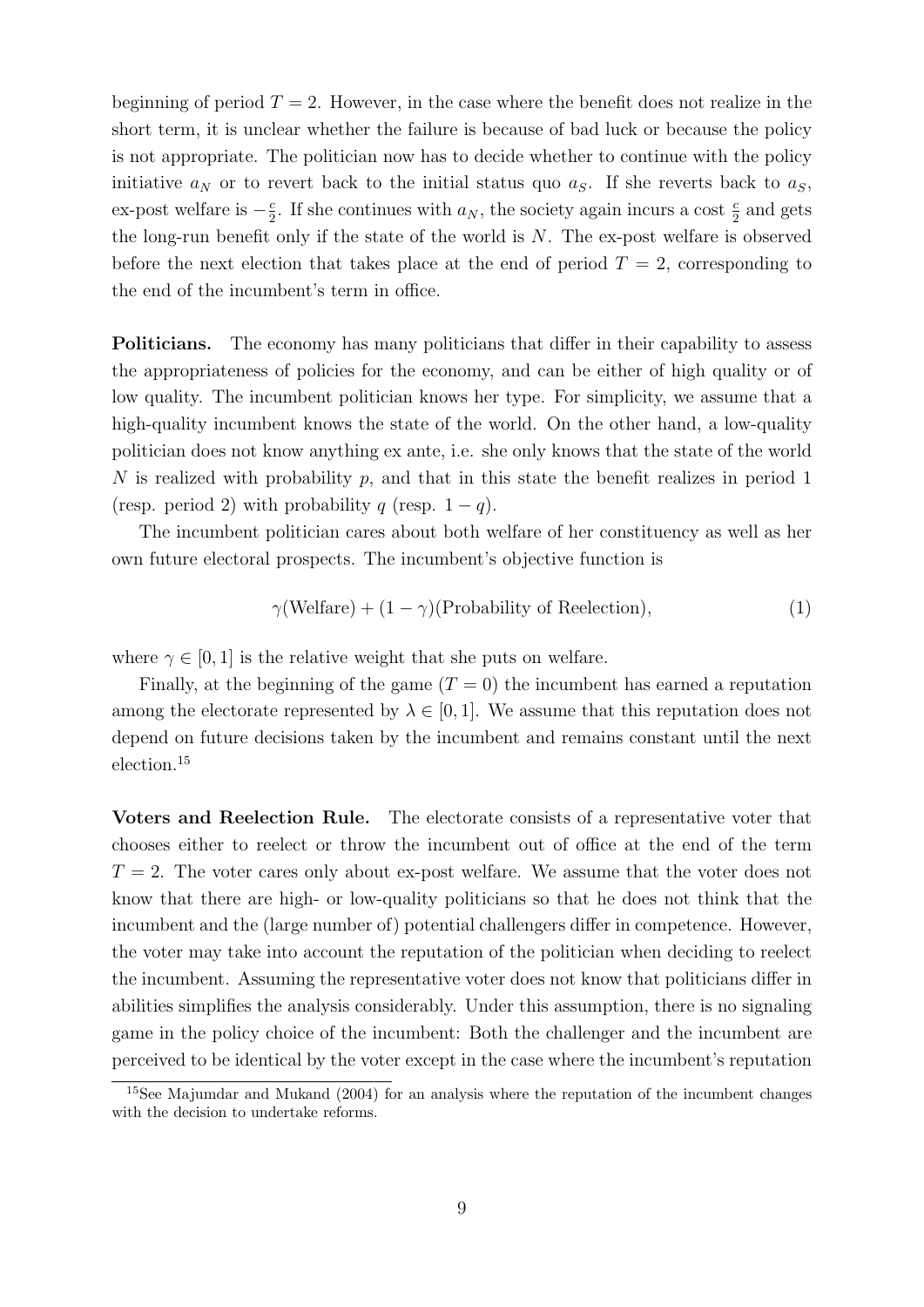beginning of period $T = 2$. However, in the case where the benefit does not realize in the short term, it is unclear whether the failure is because of bad luck or because the policy is not appropriate. The politician now has to decide whether to continue with the policy initiative $a_N$ or to revert back to the initial status quo $a_S$. If she reverts back to $a_S$, ex-post welfare is $-\frac{c}{2}$. If she continues with $a_N$, the society again incurs a cost $\frac{c}{2}$ and gets the long-run benefit only if the state of the world is $N$. The ex-post welfare is observed before the next election that takes place at the end of period $T = 2$, corresponding to the end of the incumbent's term in office.

**Politicians.** The economy has many politicians that differ in their capability to assess the appropriateness of policies for the economy, and can be either of high quality or of low quality. The incumbent politician knows her type. For simplicity, we assume that a high-quality incumbent knows the state of the world. On the other hand, a low-quality politician does not know anything ex ante, i.e. she only knows that the state of the world $N$ is realized with probability $p$, and that in this state the benefit realizes in period 1 (resp. period 2) with probability $q$ (resp. $1 - q$).

The incumbent politician cares about both welfare of her constituency as well as her own future electoral prospects. The incumbent's objective function is

$$\gamma(\text{Welfare}) + (1 - \gamma)(\text{Probability of Reelection}), \tag{1}$$

where $\gamma \in [0, 1]$ is the relative weight that she puts on welfare.

Finally, at the beginning of the game ($T = 0$) the incumbent has earned a reputation among the electorate represented by $\lambda \in [0, 1]$. We assume that this reputation does not depend on future decisions taken by the incumbent and remains constant until the next election.[15]

**Voters and Reelection Rule.** The electorate consists of a representative voter that chooses either to reelect or throw the incumbent out of office at the end of the term $T = 2$. The voter cares only about ex-post welfare. We assume that the voter does not know that there are high- or low-quality politicians so that he does not think that the incumbent and the (large number of) potential challengers differ in competence. However, the voter may take into account the reputation of the politician when deciding to reelect the incumbent. Assuming the representative voter does not know that politicians differ in abilities simplifies the analysis considerably. Under this assumption, there is no signaling game in the policy choice of the incumbent: Both the challenger and the incumbent are perceived to be identical by the voter except in the case where the incumbent's reputation

[15] See Majumdar and Mukand (2004) for an analysis where the reputation of the incumbent changes with the decision to undertake reforms.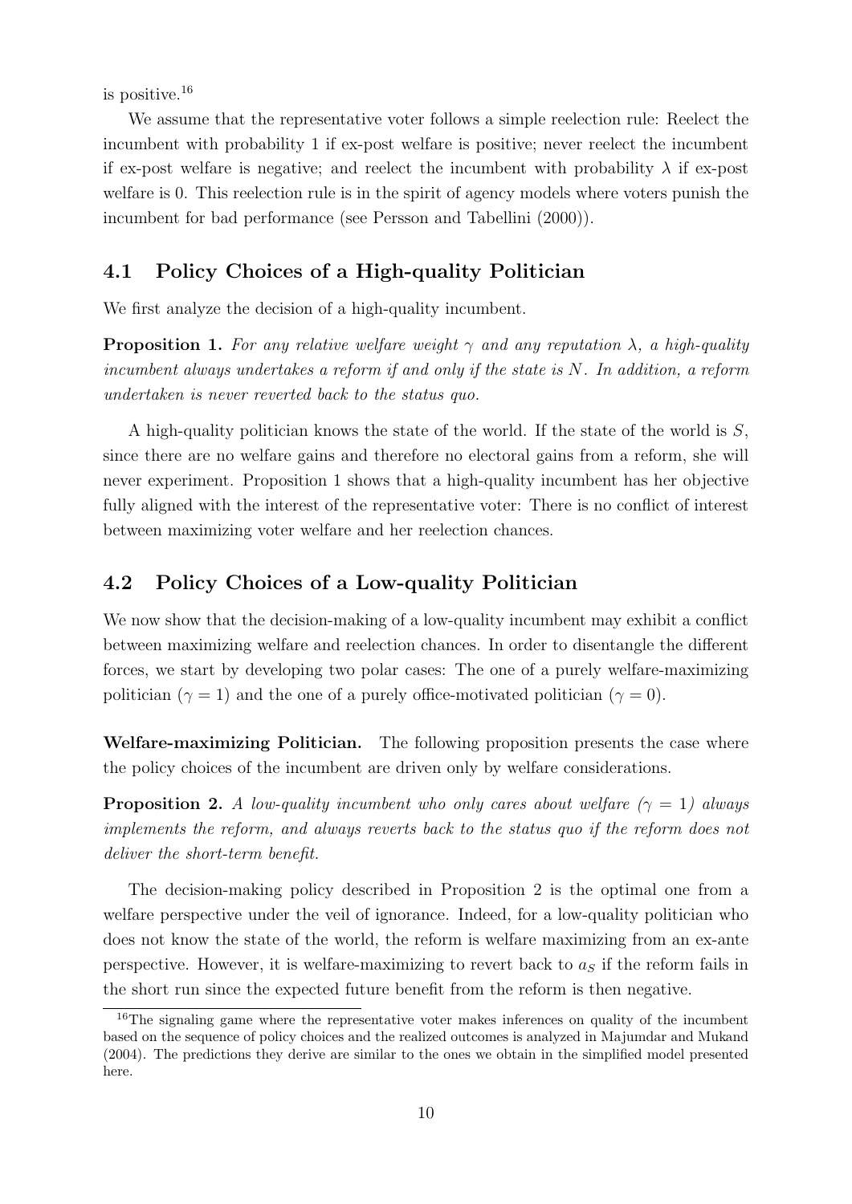is positive.[16]

We assume that the representative voter follows a simple reelection rule: Reelect the incumbent with probability 1 if ex-post welfare is positive; never reelect the incumbent if ex-post welfare is negative; and reelect the incumbent with probability $\lambda$ if ex-post welfare is 0. This reelection rule is in the spirit of agency models where voters punish the incumbent for bad performance (see Persson and Tabellini (2000)).

## 4.1 Policy Choices of a High-quality Politician

We first analyze the decision of a high-quality incumbent.

**Proposition 1.** *For any relative welfare weight $\gamma$ and any reputation $\lambda$, a high-quality incumbent always undertakes a reform if and only if the state is $N$. In addition, a reform undertaken is never reverted back to the status quo.*

A high-quality politician knows the state of the world. If the state of the world is $S$, since there are no welfare gains and therefore no electoral gains from a reform, she will never experiment. Proposition 1 shows that a high-quality incumbent has her objective fully aligned with the interest of the representative voter: There is no conflict of interest between maximizing voter welfare and her reelection chances.

## 4.2 Policy Choices of a Low-quality Politician

We now show that the decision-making of a low-quality incumbent may exhibit a conflict between maximizing welfare and reelection chances. In order to disentangle the different forces, we start by developing two polar cases: The one of a purely welfare-maximizing politician ($\gamma = 1$) and the one of a purely office-motivated politician ($\gamma = 0$).

**Welfare-maximizing Politician.** The following proposition presents the case where the policy choices of the incumbent are driven only by welfare considerations.

**Proposition 2.** *A low-quality incumbent who only cares about welfare ($\gamma = 1$) always implements the reform, and always reverts back to the status quo if the reform does not deliver the short-term benefit.*

The decision-making policy described in Proposition 2 is the optimal one from a welfare perspective under the veil of ignorance. Indeed, for a low-quality politician who does not know the state of the world, the reform is welfare maximizing from an ex-ante perspective. However, it is welfare-maximizing to revert back to $a_S$ if the reform fails in the short run since the expected future benefit from the reform is then negative.

[16]The signaling game where the representative voter makes inferences on quality of the incumbent based on the sequence of policy choices and the realized outcomes is analyzed in Majumdar and Mukand (2004). The predictions they derive are similar to the ones we obtain in the simplified model presented here.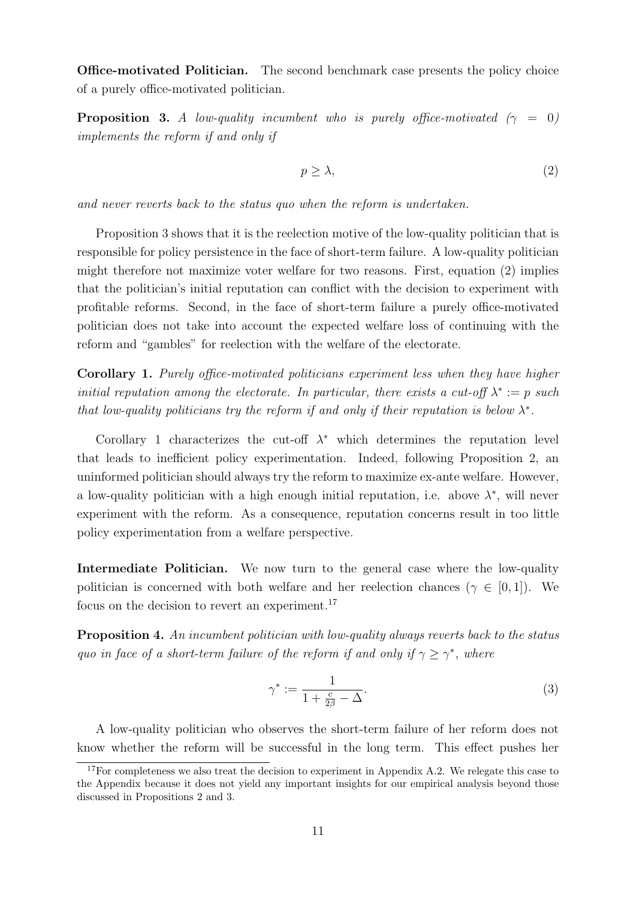**Office-motivated Politician.** The second benchmark case presents the policy choice of a purely office-motivated politician.

**Proposition 3.** *A low-quality incumbent who is purely office-motivated ($\gamma = 0$) implements the reform if and only if*

$$p \geq \lambda, \tag{2}$$

*and never reverts back to the status quo when the reform is undertaken.*

Proposition 3 shows that it is the reelection motive of the low-quality politician that is responsible for policy persistence in the face of short-term failure. A low-quality politician might therefore not maximize voter welfare for two reasons. First, equation (2) implies that the politician's initial reputation can conflict with the decision to experiment with profitable reforms. Second, in the face of short-term failure a purely office-motivated politician does not take into account the expected welfare loss of continuing with the reform and "gambles" for reelection with the welfare of the electorate.

**Corollary 1.** *Purely office-motivated politicians experiment less when they have higher initial reputation among the electorate. In particular, there exists a cut-off $\lambda^* := p$ such that low-quality politicians try the reform if and only if their reputation is below $\lambda^*$.*

Corollary 1 characterizes the cut-off $\lambda^*$ which determines the reputation level that leads to inefficient policy experimentation. Indeed, following Proposition 2, an uninformed politician should always try the reform to maximize ex-ante welfare. However, a low-quality politician with a high enough initial reputation, i.e. above $\lambda^*$, will never experiment with the reform. As a consequence, reputation concerns result in too little policy experimentation from a welfare perspective.

**Intermediate Politician.** We now turn to the general case where the low-quality politician is concerned with both welfare and her reelection chances ($\gamma \in [0, 1]$). We focus on the decision to revert an experiment.[17]

**Proposition 4.** *An incumbent politician with low-quality always reverts back to the status quo in face of a short-term failure of the reform if and only if $\gamma \geq \gamma^*$, where*

$$\gamma^* := \frac{1}{1 + \frac{c}{2\beta} - \Delta}. \tag{3}$$

A low-quality politician who observes the short-term failure of her reform does not know whether the reform will be successful in the long term. This effect pushes her

[17] For completeness we also treat the decision to experiment in Appendix A.2. We relegate this case to the Appendix because it does not yield any important insights for our empirical analysis beyond those discussed in Propositions 2 and 3.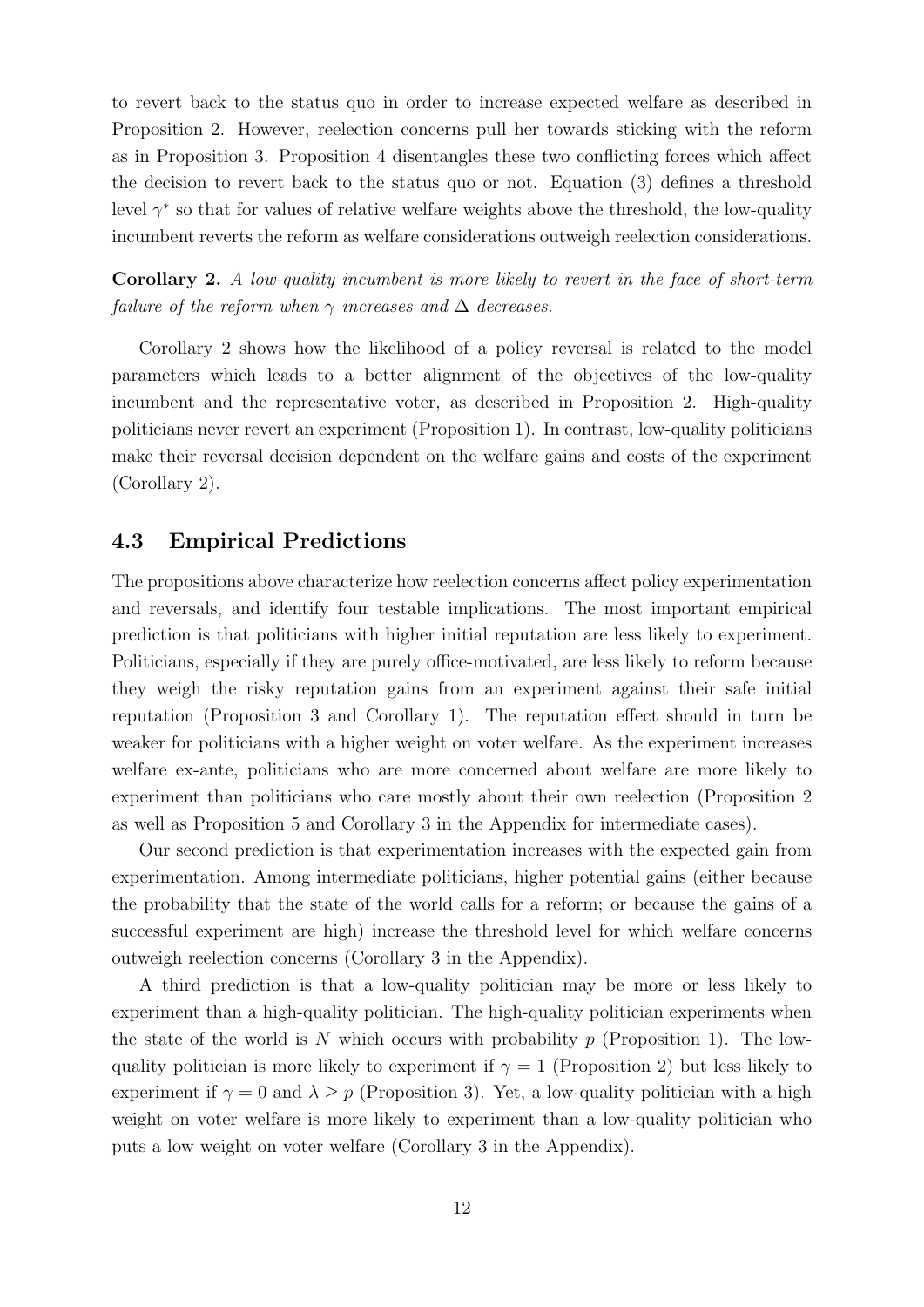to revert back to the status quo in order to increase expected welfare as described in Proposition 2. However, reelection concerns pull her towards sticking with the reform as in Proposition 3. Proposition 4 disentangles these two conflicting forces which affect the decision to revert back to the status quo or not. Equation (3) defines a threshold level $\gamma^*$ so that for values of relative welfare weights above the threshold, the low-quality incumbent reverts the reform as welfare considerations outweigh reelection considerations.

**Corollary 2.** *A low-quality incumbent is more likely to revert in the face of short-term failure of the reform when $\gamma$ increases and $\Delta$ decreases.*

Corollary 2 shows how the likelihood of a policy reversal is related to the model parameters which leads to a better alignment of the objectives of the low-quality incumbent and the representative voter, as described in Proposition 2. High-quality politicians never revert an experiment (Proposition 1). In contrast, low-quality politicians make their reversal decision dependent on the welfare gains and costs of the experiment (Corollary 2).

### 4.3 Empirical Predictions

The propositions above characterize how reelection concerns affect policy experimentation and reversals, and identify four testable implications. The most important empirical prediction is that politicians with higher initial reputation are less likely to experiment. Politicians, especially if they are purely office-motivated, are less likely to reform because they weigh the risky reputation gains from an experiment against their safe initial reputation (Proposition 3 and Corollary 1). The reputation effect should in turn be weaker for politicians with a higher weight on voter welfare. As the experiment increases welfare ex-ante, politicians who are more concerned about welfare are more likely to experiment than politicians who care mostly about their own reelection (Proposition 2 as well as Proposition 5 and Corollary 3 in the Appendix for intermediate cases).

Our second prediction is that experimentation increases with the expected gain from experimentation. Among intermediate politicians, higher potential gains (either because the probability that the state of the world calls for a reform; or because the gains of a successful experiment are high) increase the threshold level for which welfare concerns outweigh reelection concerns (Corollary 3 in the Appendix).

A third prediction is that a low-quality politician may be more or less likely to experiment than a high-quality politician. The high-quality politician experiments when the state of the world is $N$ which occurs with probability $p$ (Proposition 1). The low-quality politician is more likely to experiment if $\gamma = 1$ (Proposition 2) but less likely to experiment if $\gamma = 0$ and $\lambda \geq p$ (Proposition 3). Yet, a low-quality politician with a high weight on voter welfare is more likely to experiment than a low-quality politician who puts a low weight on voter welfare (Corollary 3 in the Appendix).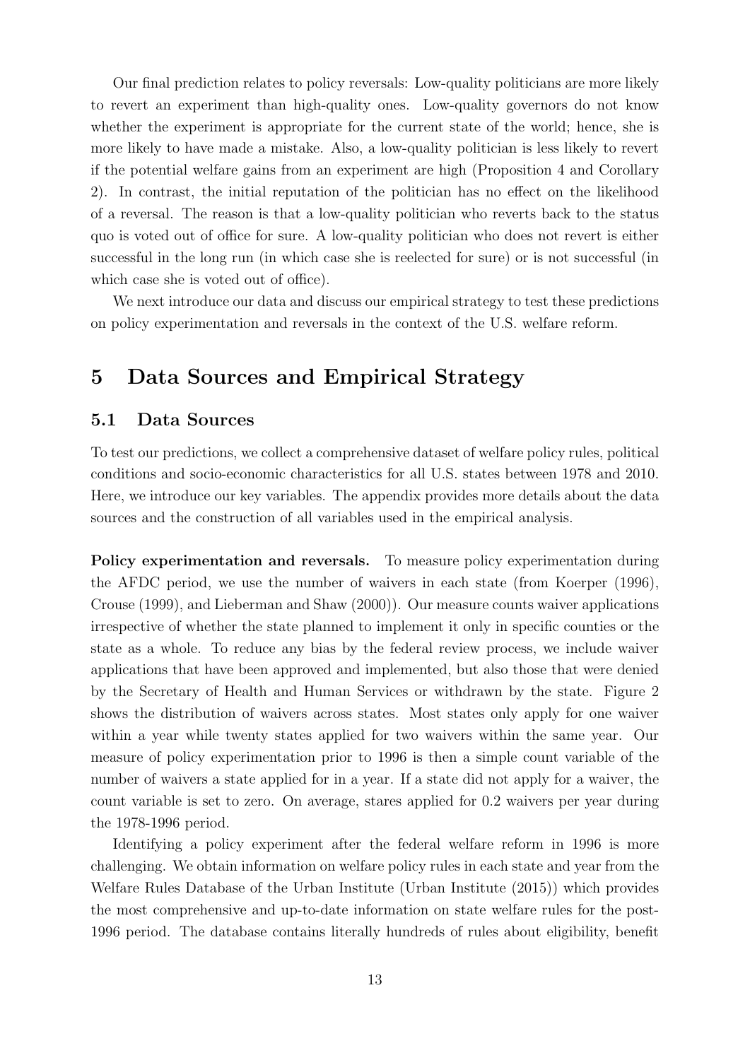Our final prediction relates to policy reversals: Low-quality politicians are more likely to revert an experiment than high-quality ones. Low-quality governors do not know whether the experiment is appropriate for the current state of the world; hence, she is more likely to have made a mistake. Also, a low-quality politician is less likely to revert if the potential welfare gains from an experiment are high (Proposition 4 and Corollary 2). In contrast, the initial reputation of the politician has no effect on the likelihood of a reversal. The reason is that a low-quality politician who reverts back to the status quo is voted out of office for sure. A low-quality politician who does not revert is either successful in the long run (in which case she is reelected for sure) or is not successful (in which case she is voted out of office).

We next introduce our data and discuss our empirical strategy to test these predictions on policy experimentation and reversals in the context of the U.S. welfare reform.

# 5 Data Sources and Empirical Strategy

## 5.1 Data Sources

To test our predictions, we collect a comprehensive dataset of welfare policy rules, political conditions and socio-economic characteristics for all U.S. states between 1978 and 2010. Here, we introduce our key variables. The appendix provides more details about the data sources and the construction of all variables used in the empirical analysis.

**Policy experimentation and reversals.** To measure policy experimentation during the AFDC period, we use the number of waivers in each state (from Koerper (1996), Crouse (1999), and Lieberman and Shaw (2000)). Our measure counts waiver applications irrespective of whether the state planned to implement it only in specific counties or the state as a whole. To reduce any bias by the federal review process, we include waiver applications that have been approved and implemented, but also those that were denied by the Secretary of Health and Human Services or withdrawn by the state. Figure 2 shows the distribution of waivers across states. Most states only apply for one waiver within a year while twenty states applied for two waivers within the same year. Our measure of policy experimentation prior to 1996 is then a simple count variable of the number of waivers a state applied for in a year. If a state did not apply for a waiver, the count variable is set to zero. On average, stares applied for 0.2 waivers per year during the 1978-1996 period.

Identifying a policy experiment after the federal welfare reform in 1996 is more challenging. We obtain information on welfare policy rules in each state and year from the Welfare Rules Database of the Urban Institute (Urban Institute (2015)) which provides the most comprehensive and up-to-date information on state welfare rules for the post-1996 period. The database contains literally hundreds of rules about eligibility, benefit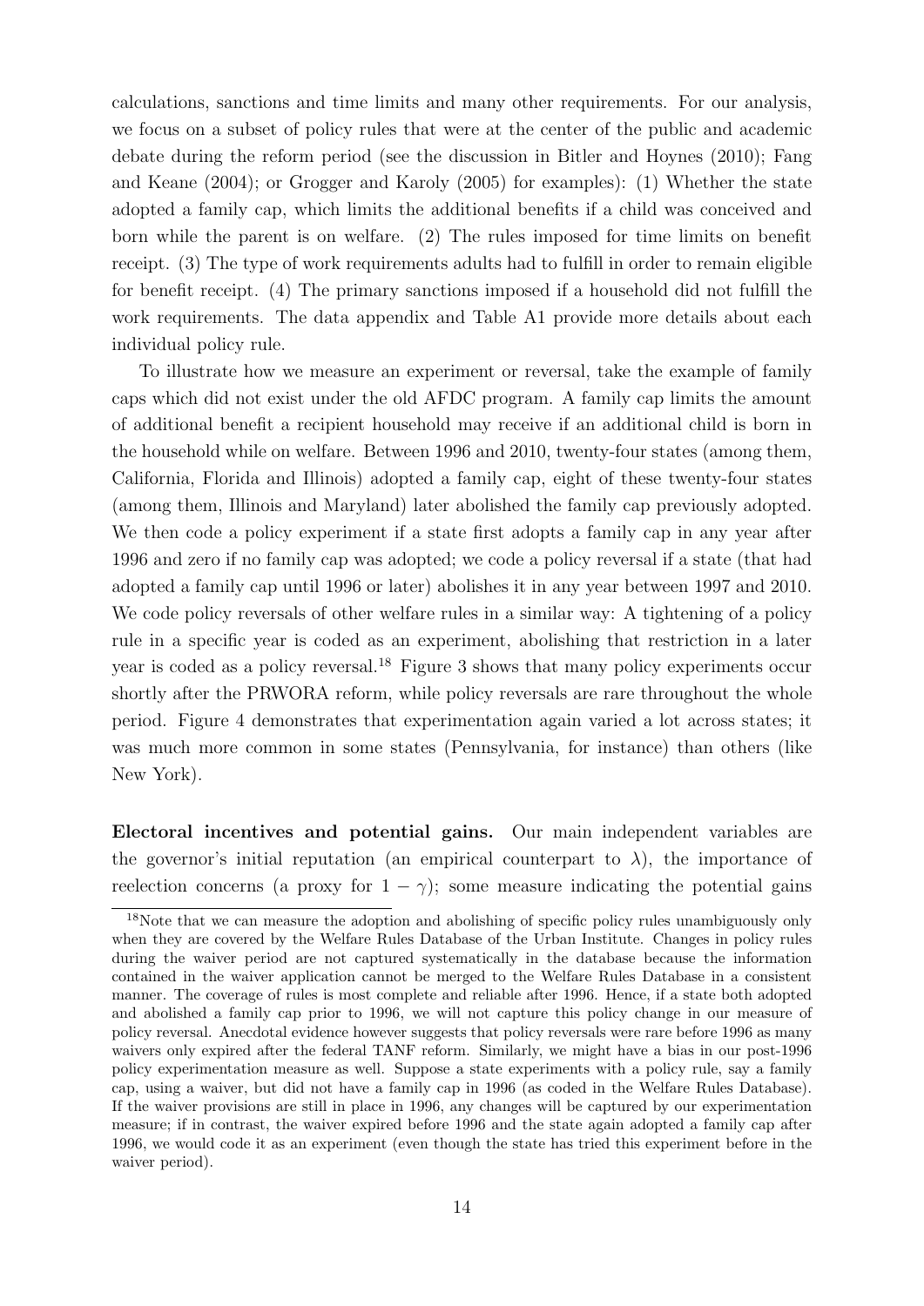calculations, sanctions and time limits and many other requirements. For our analysis, we focus on a subset of policy rules that were at the center of the public and academic debate during the reform period (see the discussion in Bitler and Hoynes (2010); Fang and Keane (2004); or Grogger and Karoly (2005) for examples): (1) Whether the state adopted a family cap, which limits the additional benefits if a child was conceived and born while the parent is on welfare. (2) The rules imposed for time limits on benefit receipt. (3) The type of work requirements adults had to fulfill in order to remain eligible for benefit receipt. (4) The primary sanctions imposed if a household did not fulfill the work requirements. The data appendix and Table A1 provide more details about each individual policy rule.

To illustrate how we measure an experiment or reversal, take the example of family caps which did not exist under the old AFDC program. A family cap limits the amount of additional benefit a recipient household may receive if an additional child is born in the household while on welfare. Between 1996 and 2010, twenty-four states (among them, California, Florida and Illinois) adopted a family cap, eight of these twenty-four states (among them, Illinois and Maryland) later abolished the family cap previously adopted. We then code a policy experiment if a state first adopts a family cap in any year after 1996 and zero if no family cap was adopted; we code a policy reversal if a state (that had adopted a family cap until 1996 or later) abolishes it in any year between 1997 and 2010. We code policy reversals of other welfare rules in a similar way: A tightening of a policy rule in a specific year is coded as an experiment, abolishing that restriction in a later year is coded as a policy reversal.[18] Figure 3 shows that many policy experiments occur shortly after the PRWORA reform, while policy reversals are rare throughout the whole period. Figure 4 demonstrates that experimentation again varied a lot across states; it was much more common in some states (Pennsylvania, for instance) than others (like New York).

**Electoral incentives and potential gains.** Our main independent variables are the governor's initial reputation (an empirical counterpart to $\lambda$), the importance of reelection concerns (a proxy for $1 - \gamma$); some measure indicating the potential gains

[18]Note that we can measure the adoption and abolishing of specific policy rules unambiguously only when they are covered by the Welfare Rules Database of the Urban Institute. Changes in policy rules during the waiver period are not captured systematically in the database because the information contained in the waiver application cannot be merged to the Welfare Rules Database in a consistent manner. The coverage of rules is most complete and reliable after 1996. Hence, if a state both adopted and abolished a family cap prior to 1996, we will not capture this policy change in our measure of policy reversal. Anecdotal evidence however suggests that policy reversals were rare before 1996 as many waivers only expired after the federal TANF reform. Similarly, we might have a bias in our post-1996 policy experimentation measure as well. Suppose a state experiments with a policy rule, say a family cap, using a waiver, but did not have a family cap in 1996 (as coded in the Welfare Rules Database). If the waiver provisions are still in place in 1996, any changes will be captured by our experimentation measure; if in contrast, the waiver expired before 1996 and the state again adopted a family cap after 1996, we would code it as an experiment (even though the state has tried this experiment before in the waiver period).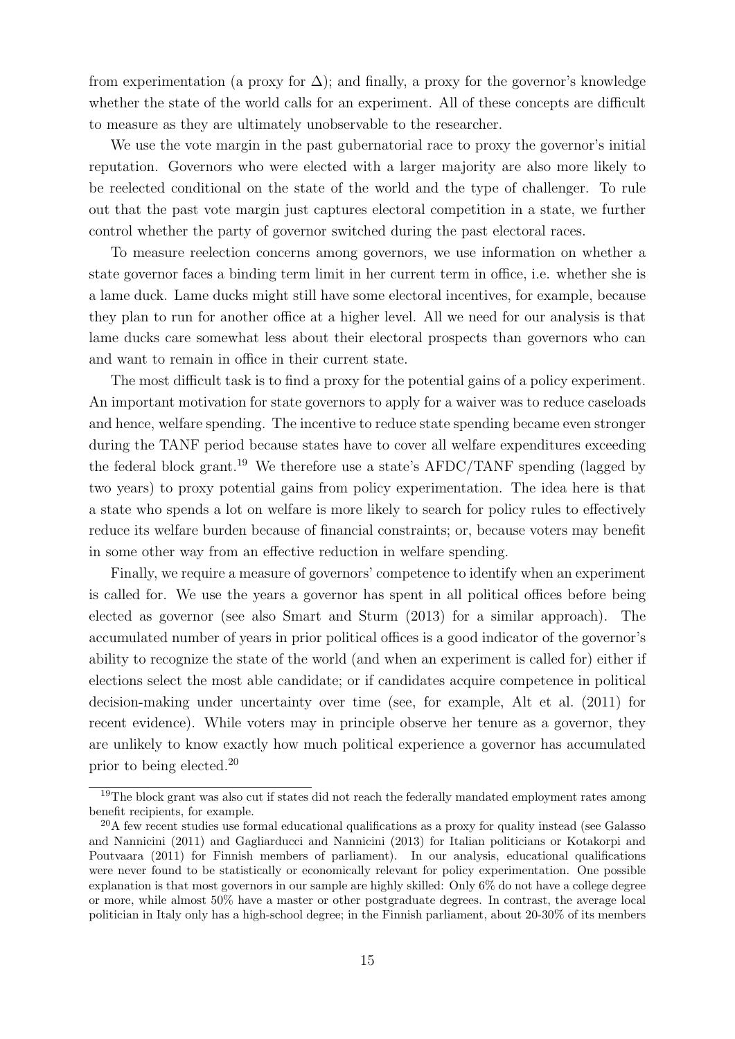from experimentation (a proxy for $\Delta$); and finally, a proxy for the governor's knowledge whether the state of the world calls for an experiment. All of these concepts are difficult to measure as they are ultimately unobservable to the researcher.

We use the vote margin in the past gubernatorial race to proxy the governor's initial reputation. Governors who were elected with a larger majority are also more likely to be reelected conditional on the state of the world and the type of challenger. To rule out that the past vote margin just captures electoral competition in a state, we further control whether the party of governor switched during the past electoral races.

To measure reelection concerns among governors, we use information on whether a state governor faces a binding term limit in her current term in office, i.e. whether she is a lame duck. Lame ducks might still have some electoral incentives, for example, because they plan to run for another office at a higher level. All we need for our analysis is that lame ducks care somewhat less about their electoral prospects than governors who can and want to remain in office in their current state.

The most difficult task is to find a proxy for the potential gains of a policy experiment. An important motivation for state governors to apply for a waiver was to reduce caseloads and hence, welfare spending. The incentive to reduce state spending became even stronger during the TANF period because states have to cover all welfare expenditures exceeding the federal block grant.[19] We therefore use a state's AFDC/TANF spending (lagged by two years) to proxy potential gains from policy experimentation. The idea here is that a state who spends a lot on welfare is more likely to search for policy rules to effectively reduce its welfare burden because of financial constraints; or, because voters may benefit in some other way from an effective reduction in welfare spending.

Finally, we require a measure of governors' competence to identify when an experiment is called for. We use the years a governor has spent in all political offices before being elected as governor (see also Smart and Sturm (2013) for a similar approach). The accumulated number of years in prior political offices is a good indicator of the governor's ability to recognize the state of the world (and when an experiment is called for) either if elections select the most able candidate; or if candidates acquire competence in political decision-making under uncertainty over time (see, for example, Alt et al. (2011) for recent evidence). While voters may in principle observe her tenure as a governor, they are unlikely to know exactly how much political experience a governor has accumulated prior to being elected.[20]

[19] The block grant was also cut if states did not reach the federally mandated employment rates among benefit recipients, for example.

[20] A few recent studies use formal educational qualifications as a proxy for quality instead (see Galasso and Nannicini (2011) and Gagliarducci and Nannicini (2013) for Italian politicians or Kotakorpi and Poutvaara (2011) for Finnish members of parliament). In our analysis, educational qualifications were never found to be statistically or economically relevant for policy experimentation. One possible explanation is that most governors in our sample are highly skilled: Only 6% do not have a college degree or more, while almost 50% have a master or other postgraduate degrees. In contrast, the average local politician in Italy only has a high-school degree; in the Finnish parliament, about 20-30% of its members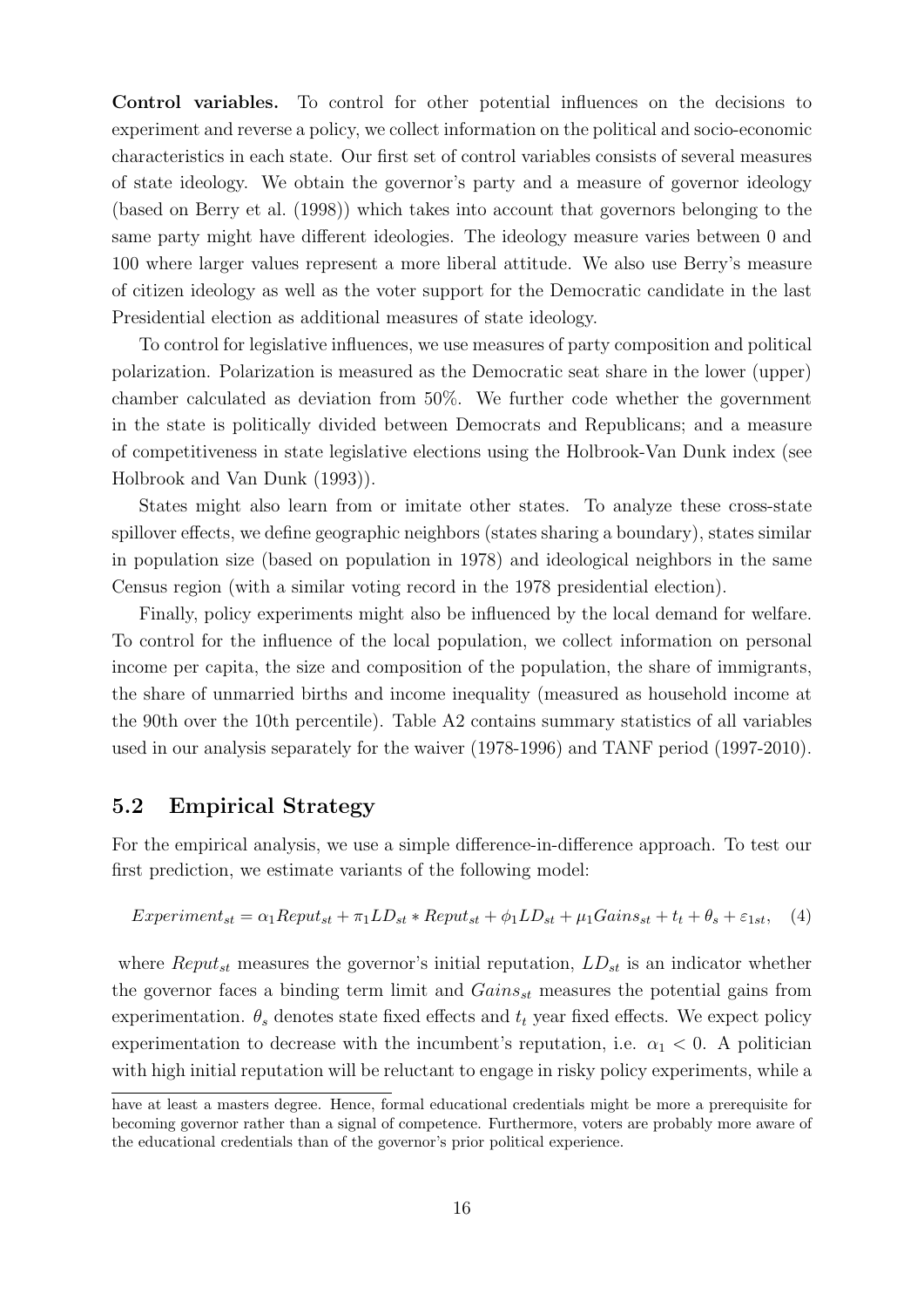**Control variables.** To control for other potential influences on the decisions to experiment and reverse a policy, we collect information on the political and socio-economic characteristics in each state. Our first set of control variables consists of several measures of state ideology. We obtain the governor's party and a measure of governor ideology (based on Berry et al. (1998)) which takes into account that governors belonging to the same party might have different ideologies. The ideology measure varies between 0 and 100 where larger values represent a more liberal attitude. We also use Berry's measure of citizen ideology as well as the voter support for the Democratic candidate in the last Presidential election as additional measures of state ideology.

To control for legislative influences, we use measures of party composition and political polarization. Polarization is measured as the Democratic seat share in the lower (upper) chamber calculated as deviation from 50%. We further code whether the government in the state is politically divided between Democrats and Republicans; and a measure of competitiveness in state legislative elections using the Holbrook-Van Dunk index (see Holbrook and Van Dunk (1993)).

States might also learn from or imitate other states. To analyze these cross-state spillover effects, we define geographic neighbors (states sharing a boundary), states similar in population size (based on population in 1978) and ideological neighbors in the same Census region (with a similar voting record in the 1978 presidential election).

Finally, policy experiments might also be influenced by the local demand for welfare. To control for the influence of the local population, we collect information on personal income per capita, the size and composition of the population, the share of immigrants, the share of unmarried births and income inequality (measured as household income at the 90th over the 10th percentile). Table A2 contains summary statistics of all variables used in our analysis separately for the waiver (1978-1996) and TANF period (1997-2010).

## 5.2 Empirical Strategy

For the empirical analysis, we use a simple difference-in-difference approach. To test our first prediction, we estimate variants of the following model:

$$Experiment_{st} = \alpha_1 Reput_{st} + \pi_1 LD_{st} * Reput_{st} + \phi_1 LD_{st} + \mu_1 Gains_{st} + t_t + \theta_s + \varepsilon_{1st}, \quad (4)$$

where $Reput_{st}$ measures the governor's initial reputation, $LD_{st}$ is an indicator whether the governor faces a binding term limit and $Gains_{st}$ measures the potential gains from experimentation. $\theta_s$ denotes state fixed effects and $t_t$ year fixed effects. We expect policy experimentation to decrease with the incumbent's reputation, i.e. $\alpha_1 < 0$. A politician with high initial reputation will be reluctant to engage in risky policy experiments, while a

have at least a masters degree. Hence, formal educational credentials might be more a prerequisite for becoming governor rather than a signal of competence. Furthermore, voters are probably more aware of the educational credentials than of the governor's prior political experience.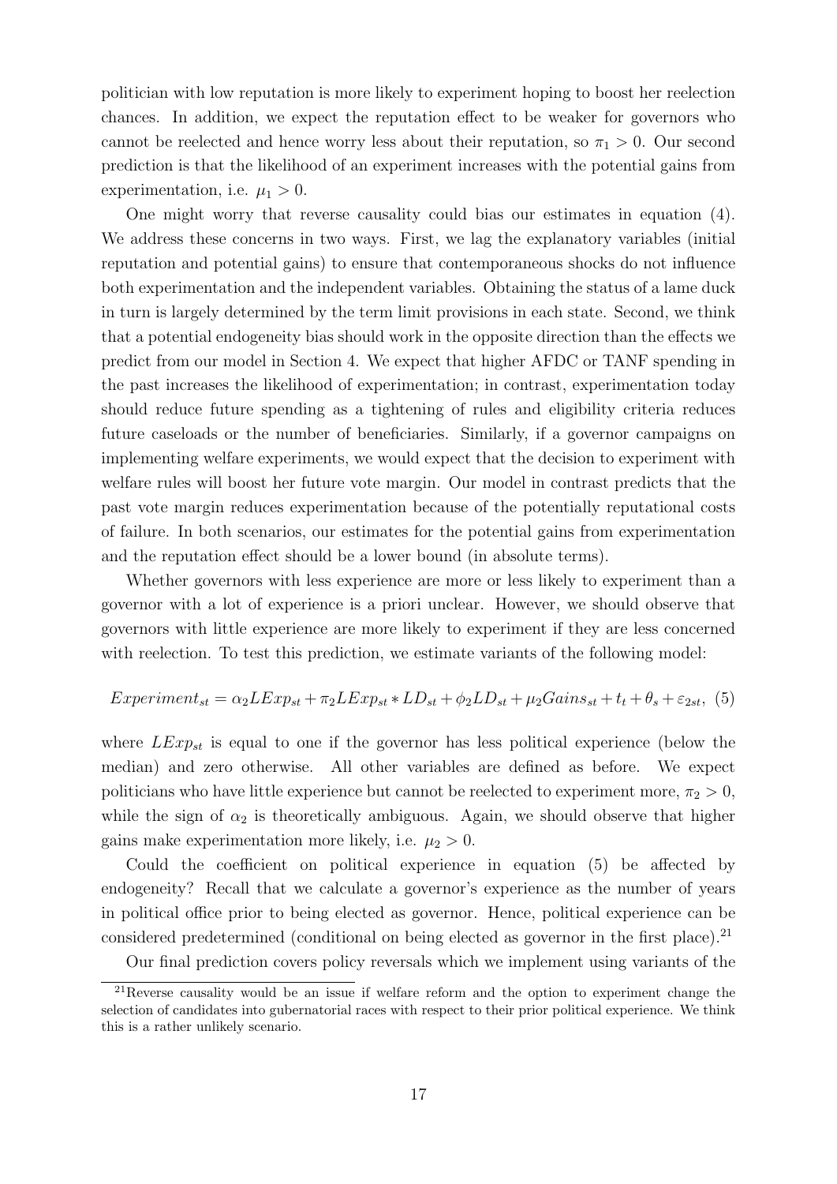politician with low reputation is more likely to experiment hoping to boost her reelection chances. In addition, we expect the reputation effect to be weaker for governors who cannot be reelected and hence worry less about their reputation, so $\pi_1 > 0$. Our second prediction is that the likelihood of an experiment increases with the potential gains from experimentation, i.e. $\mu_1 > 0$.

One might worry that reverse causality could bias our estimates in equation (4). We address these concerns in two ways. First, we lag the explanatory variables (initial reputation and potential gains) to ensure that contemporaneous shocks do not influence both experimentation and the independent variables. Obtaining the status of a lame duck in turn is largely determined by the term limit provisions in each state. Second, we think that a potential endogeneity bias should work in the opposite direction than the effects we predict from our model in Section 4. We expect that higher AFDC or TANF spending in the past increases the likelihood of experimentation; in contrast, experimentation today should reduce future spending as a tightening of rules and eligibility criteria reduces future caseloads or the number of beneficiaries. Similarly, if a governor campaigns on implementing welfare experiments, we would expect that the decision to experiment with welfare rules will boost her future vote margin. Our model in contrast predicts that the past vote margin reduces experimentation because of the potentially reputational costs of failure. In both scenarios, our estimates for the potential gains from experimentation and the reputation effect should be a lower bound (in absolute terms).

Whether governors with less experience are more or less likely to experiment than a governor with a lot of experience is a priori unclear. However, we should observe that governors with little experience are more likely to experiment if they are less concerned with reelection. To test this prediction, we estimate variants of the following model:

$$Experiment_{st} = \alpha_2 LExp_{st} + \pi_2 LExp_{st} * LD_{st} + \phi_2 LD_{st} + \mu_2 Gains_{st} + t_t + \theta_s + \varepsilon_{2st}, \quad (5)$$

where $LExp_{st}$ is equal to one if the governor has less political experience (below the median) and zero otherwise. All other variables are defined as before. We expect politicians who have little experience but cannot be reelected to experiment more, $\pi_2 > 0$, while the sign of $\alpha_2$ is theoretically ambiguous. Again, we should observe that higher gains make experimentation more likely, i.e. $\mu_2 > 0$.

Could the coefficient on political experience in equation (5) be affected by endogeneity? Recall that we calculate a governor's experience as the number of years in political office prior to being elected as governor. Hence, political experience can be considered predetermined (conditional on being elected as governor in the first place).[21]

Our final prediction covers policy reversals which we implement using variants of the

[21] Reverse causality would be an issue if welfare reform and the option to experiment change the selection of candidates into gubernatorial races with respect to their prior political experience. We think this is a rather unlikely scenario.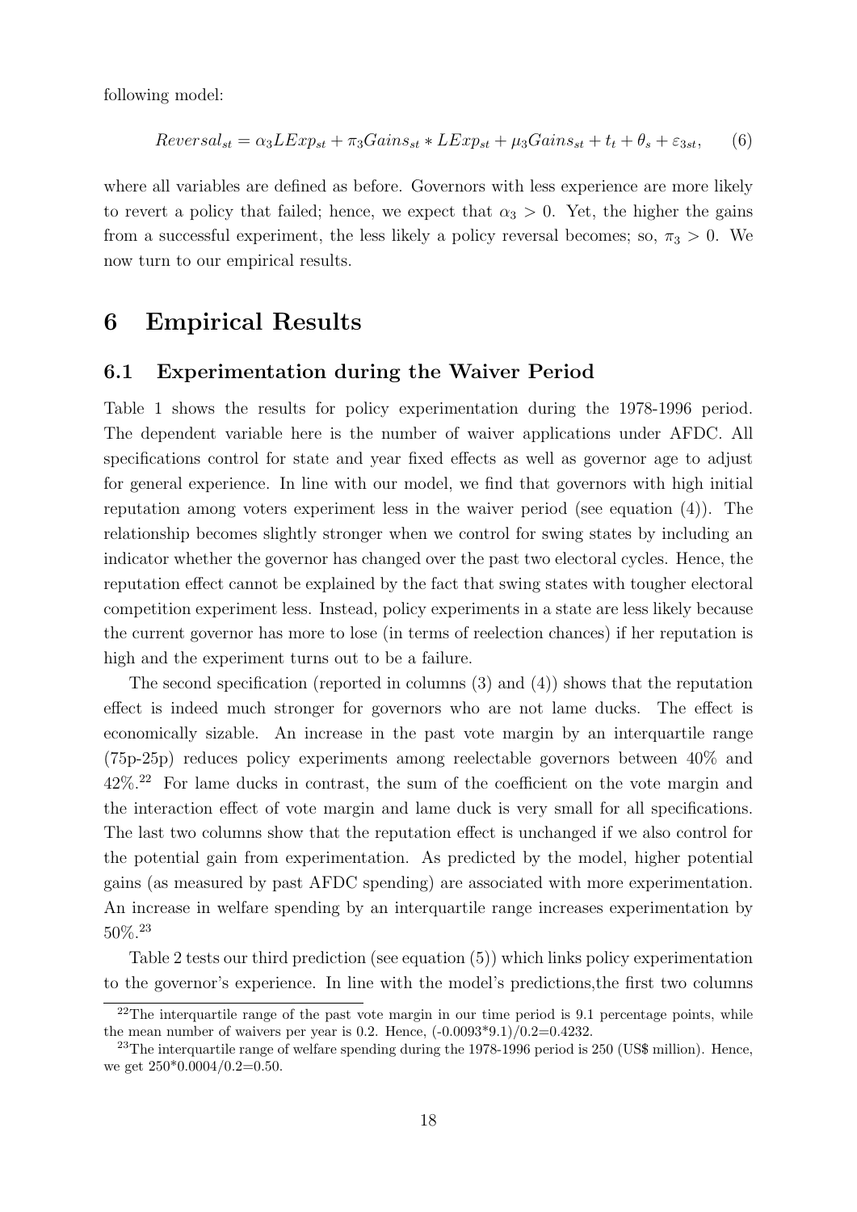following model:

$$Reversal_{st} = \alpha_3 LExp_{st} + \pi_3 Gains_{st} * LExp_{st} + \mu_3 Gains_{st} + t_t + \theta_s + \varepsilon_{3st}, \quad (6)$$

where all variables are defined as before. Governors with less experience are more likely to revert a policy that failed; hence, we expect that $\alpha_3 > 0$. Yet, the higher the gains from a successful experiment, the less likely a policy reversal becomes; so, $\pi_3 > 0$. We now turn to our empirical results.

# 6 Empirical Results

## 6.1 Experimentation during the Waiver Period

Table 1 shows the results for policy experimentation during the 1978-1996 period. The dependent variable here is the number of waiver applications under AFDC. All specifications control for state and year fixed effects as well as governor age to adjust for general experience. In line with our model, we find that governors with high initial reputation among voters experiment less in the waiver period (see equation (4)). The relationship becomes slightly stronger when we control for swing states by including an indicator whether the governor has changed over the past two electoral cycles. Hence, the reputation effect cannot be explained by the fact that swing states with tougher electoral competition experiment less. Instead, policy experiments in a state are less likely because the current governor has more to lose (in terms of reelection chances) if her reputation is high and the experiment turns out to be a failure.

The second specification (reported in columns (3) and (4)) shows that the reputation effect is indeed much stronger for governors who are not lame ducks. The effect is economically sizable. An increase in the past vote margin by an interquartile range (75p-25p) reduces policy experiments among reelectable governors between 40% and 42%.[22] For lame ducks in contrast, the sum of the coefficient on the vote margin and the interaction effect of vote margin and lame duck is very small for all specifications. The last two columns show that the reputation effect is unchanged if we also control for the potential gain from experimentation. As predicted by the model, higher potential gains (as measured by past AFDC spending) are associated with more experimentation. An increase in welfare spending by an interquartile range increases experimentation by 50%.[23]

Table 2 tests our third prediction (see equation (5)) which links policy experimentation to the governor's experience. In line with the model's predictions,the first two columns

[22] The interquartile range of the past vote margin in our time period is 9.1 percentage points, while the mean number of waivers per year is 0.2. Hence, (-0.0093*9.1)/0.2=0.4232.

[23] The interquartile range of welfare spending during the 1978-1996 period is 250 (US$ million). Hence, we get 250*0.0004/0.2=0.50.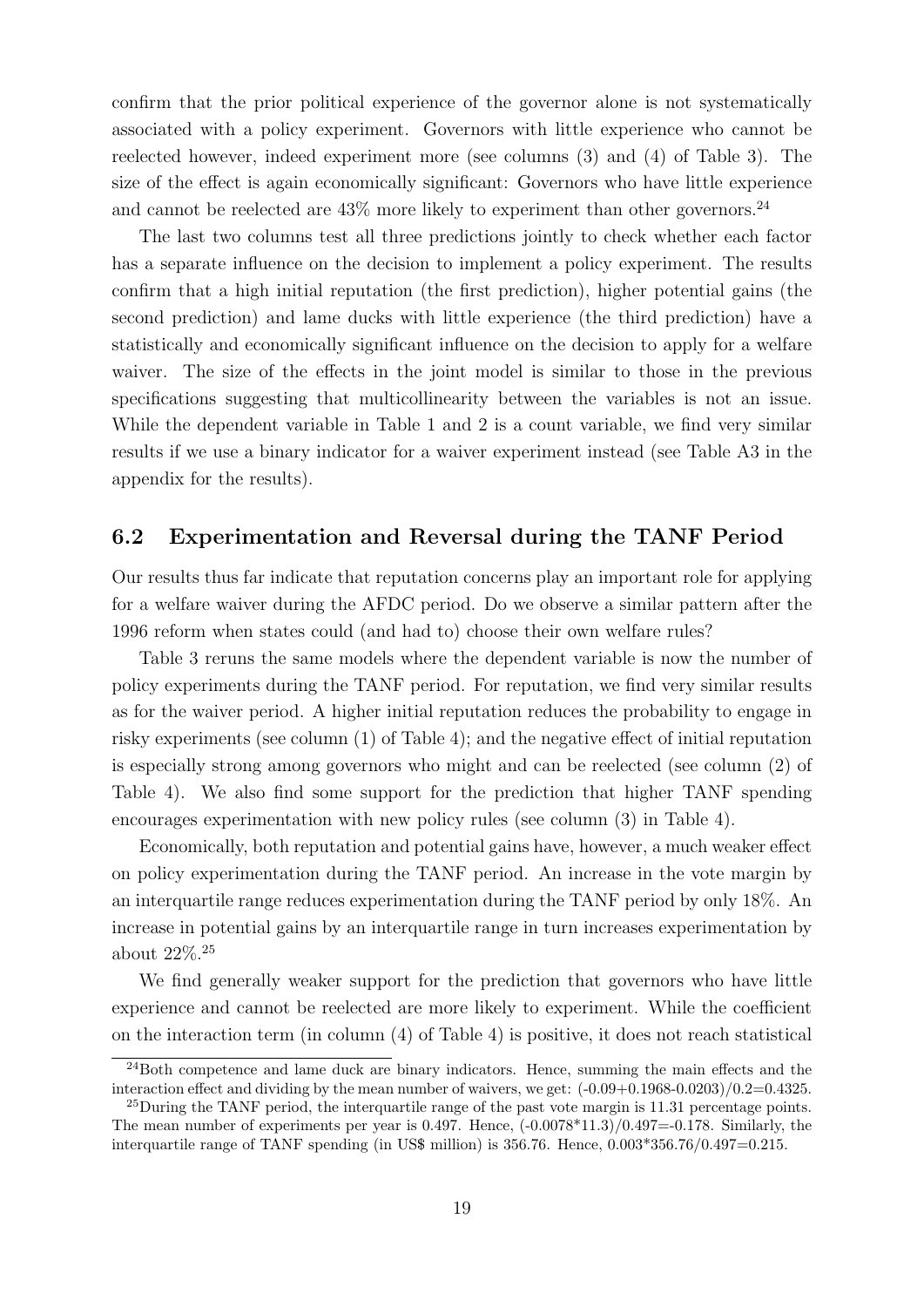confirm that the prior political experience of the governor alone is not systematically associated with a policy experiment. Governors with little experience who cannot be reelected however, indeed experiment more (see columns (3) and (4) of Table 3). The size of the effect is again economically significant: Governors who have little experience and cannot be reelected are 43% more likely to experiment than other governors.[24]

The last two columns test all three predictions jointly to check whether each factor has a separate influence on the decision to implement a policy experiment. The results confirm that a high initial reputation (the first prediction), higher potential gains (the second prediction) and lame ducks with little experience (the third prediction) have a statistically and economically significant influence on the decision to apply for a welfare waiver. The size of the effects in the joint model is similar to those in the previous specifications suggesting that multicollinearity between the variables is not an issue. While the dependent variable in Table 1 and 2 is a count variable, we find very similar results if we use a binary indicator for a waiver experiment instead (see Table A3 in the appendix for the results).

## 6.2 Experimentation and Reversal during the TANF Period

Our results thus far indicate that reputation concerns play an important role for applying for a welfare waiver during the AFDC period. Do we observe a similar pattern after the 1996 reform when states could (and had to) choose their own welfare rules?

Table 3 reruns the same models where the dependent variable is now the number of policy experiments during the TANF period. For reputation, we find very similar results as for the waiver period. A higher initial reputation reduces the probability to engage in risky experiments (see column (1) of Table 4); and the negative effect of initial reputation is especially strong among governors who might and can be reelected (see column (2) of Table 4). We also find some support for the prediction that higher TANF spending encourages experimentation with new policy rules (see column (3) in Table 4).

Economically, both reputation and potential gains have, however, a much weaker effect on policy experimentation during the TANF period. An increase in the vote margin by an interquartile range reduces experimentation during the TANF period by only 18%. An increase in potential gains by an interquartile range in turn increases experimentation by about 22%.[25]

We find generally weaker support for the prediction that governors who have little experience and cannot be reelected are more likely to experiment. While the coefficient on the interaction term (in column (4) of Table 4) is positive, it does not reach statistical

---

[24] Both competence and lame duck are binary indicators. Hence, summing the main effects and the interaction effect and dividing by the mean number of waivers, we get: (-0.09+0.1968-0.0203)/0.2=0.4325.

[25] During the TANF period, the interquartile range of the past vote margin is 11.31 percentage points. The mean number of experiments per year is 0.497. Hence, (-0.0078*11.3)/0.497=-0.178. Similarly, the interquartile range of TANF spending (in US$ million) is 356.76. Hence, 0.003*356.76/0.497=0.215.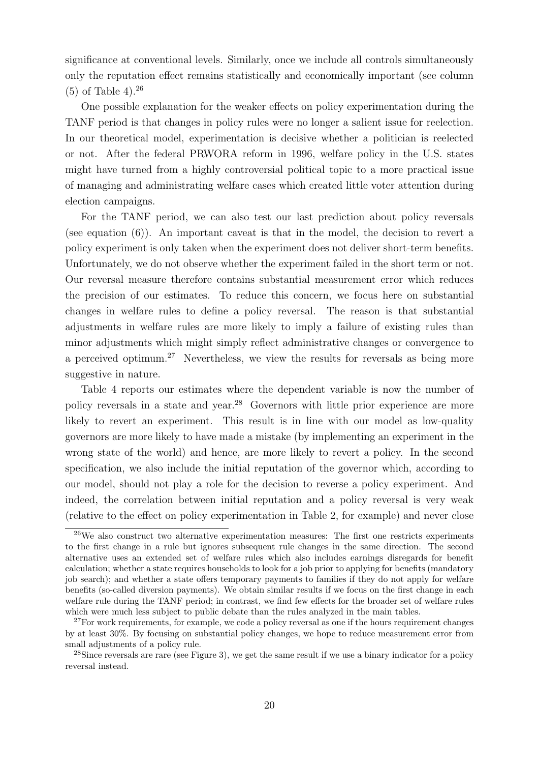significance at conventional levels. Similarly, once we include all controls simultaneously only the reputation effect remains statistically and economically important (see column (5) of Table 4).[26]

One possible explanation for the weaker effects on policy experimentation during the TANF period is that changes in policy rules were no longer a salient issue for reelection. In our theoretical model, experimentation is decisive whether a politician is reelected or not. After the federal PRWORA reform in 1996, welfare policy in the U.S. states might have turned from a highly controversial political topic to a more practical issue of managing and administrating welfare cases which created little voter attention during election campaigns.

For the TANF period, we can also test our last prediction about policy reversals (see equation (6)). An important caveat is that in the model, the decision to revert a policy experiment is only taken when the experiment does not deliver short-term benefits. Unfortunately, we do not observe whether the experiment failed in the short term or not. Our reversal measure therefore contains substantial measurement error which reduces the precision of our estimates. To reduce this concern, we focus here on substantial changes in welfare rules to define a policy reversal. The reason is that substantial adjustments in welfare rules are more likely to imply a failure of existing rules than minor adjustments which might simply reflect administrative changes or convergence to a perceived optimum.[27] Nevertheless, we view the results for reversals as being more suggestive in nature.

Table 4 reports our estimates where the dependent variable is now the number of policy reversals in a state and year.[28] Governors with little prior experience are more likely to revert an experiment. This result is in line with our model as low-quality governors are more likely to have made a mistake (by implementing an experiment in the wrong state of the world) and hence, are more likely to revert a policy. In the second specification, we also include the initial reputation of the governor which, according to our model, should not play a role for the decision to reverse a policy experiment. And indeed, the correlation between initial reputation and a policy reversal is very weak (relative to the effect on policy experimentation in Table 2, for example) and never close

[26] We also construct two alternative experimentation measures: The first one restricts experiments to the first change in a rule but ignores subsequent rule changes in the same direction. The second alternative uses an extended set of welfare rules which also includes earnings disregards for benefit calculation; whether a state requires households to look for a job prior to applying for benefits (mandatory job search); and whether a state offers temporary payments to families if they do not apply for welfare benefits (so-called diversion payments). We obtain similar results if we focus on the first change in each welfare rule during the TANF period; in contrast, we find few effects for the broader set of welfare rules which were much less subject to public debate than the rules analyzed in the main tables.

[27] For work requirements, for example, we code a policy reversal as one if the hours requirement changes by at least 30%. By focusing on substantial policy changes, we hope to reduce measurement error from small adjustments of a policy rule.

[28] Since reversals are rare (see Figure 3), we get the same result if we use a binary indicator for a policy reversal instead.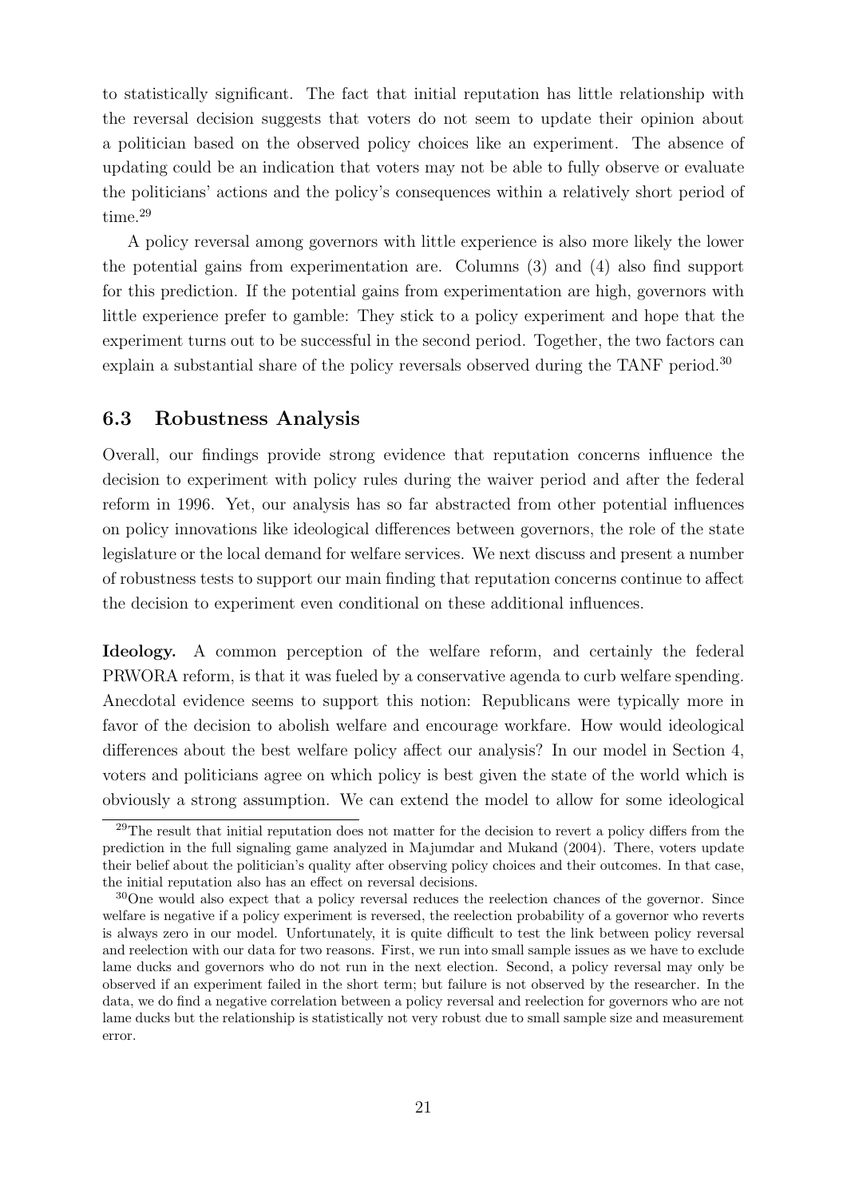to statistically significant. The fact that initial reputation has little relationship with the reversal decision suggests that voters do not seem to update their opinion about a politician based on the observed policy choices like an experiment. The absence of updating could be an indication that voters may not be able to fully observe or evaluate the politicians' actions and the policy's consequences within a relatively short period of time.[29]

A policy reversal among governors with little experience is also more likely the lower the potential gains from experimentation are. Columns (3) and (4) also find support for this prediction. If the potential gains from experimentation are high, governors with little experience prefer to gamble: They stick to a policy experiment and hope that the experiment turns out to be successful in the second period. Together, the two factors can explain a substantial share of the policy reversals observed during the TANF period.[30]

### 6.3 Robustness Analysis

Overall, our findings provide strong evidence that reputation concerns influence the decision to experiment with policy rules during the waiver period and after the federal reform in 1996. Yet, our analysis has so far abstracted from other potential influences on policy innovations like ideological differences between governors, the role of the state legislature or the local demand for welfare services. We next discuss and present a number of robustness tests to support our main finding that reputation concerns continue to affect the decision to experiment even conditional on these additional influences.

**Ideology.** A common perception of the welfare reform, and certainly the federal PRWORA reform, is that it was fueled by a conservative agenda to curb welfare spending. Anecdotal evidence seems to support this notion: Republicans were typically more in favor of the decision to abolish welfare and encourage workfare. How would ideological differences about the best welfare policy affect our analysis? In our model in Section 4, voters and politicians agree on which policy is best given the state of the world which is obviously a strong assumption. We can extend the model to allow for some ideological

[29] The result that initial reputation does not matter for the decision to revert a policy differs from the prediction in the full signaling game analyzed in Majumdar and Mukand (2004). There, voters update their belief about the politician's quality after observing policy choices and their outcomes. In that case, the initial reputation also has an effect on reversal decisions.

[30] One would also expect that a policy reversal reduces the reelection chances of the governor. Since welfare is negative if a policy experiment is reversed, the reelection probability of a governor who reverts is always zero in our model. Unfortunately, it is quite difficult to test the link between policy reversal and reelection with our data for two reasons. First, we run into small sample issues as we have to exclude lame ducks and governors who do not run in the next election. Second, a policy reversal may only be observed if an experiment failed in the short term; but failure is not observed by the researcher. In the data, we do find a negative correlation between a policy reversal and reelection for governors who are not lame ducks but the relationship is statistically not very robust due to small sample size and measurement error.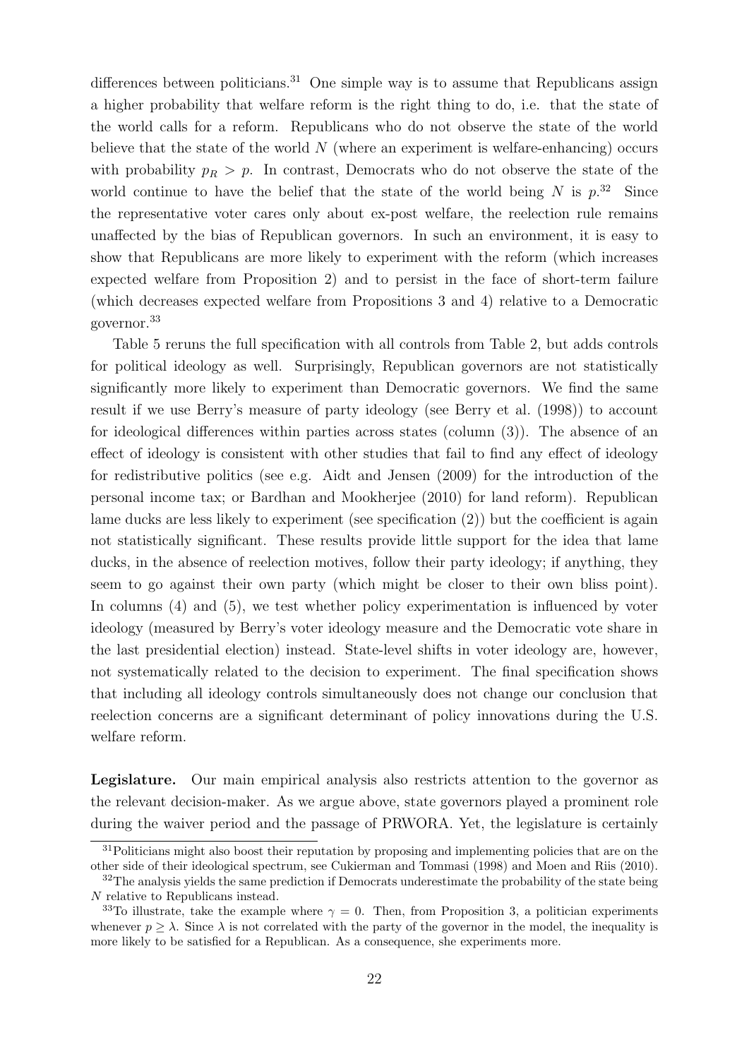differences between politicians.[31] One simple way is to assume that Republicans assign a higher probability that welfare reform is the right thing to do, i.e. that the state of the world calls for a reform. Republicans who do not observe the state of the world believe that the state of the world $N$ (where an experiment is welfare-enhancing) occurs with probability $p_R > p$. In contrast, Democrats who do not observe the state of the world continue to have the belief that the state of the world being $N$ is $p$.[32] Since the representative voter cares only about ex-post welfare, the reelection rule remains unaffected by the bias of Republican governors. In such an environment, it is easy to show that Republicans are more likely to experiment with the reform (which increases expected welfare from Proposition 2) and to persist in the face of short-term failure (which decreases expected welfare from Propositions 3 and 4) relative to a Democratic governor.[33]

Table 5 reruns the full specification with all controls from Table 2, but adds controls for political ideology as well. Surprisingly, Republican governors are not statistically significantly more likely to experiment than Democratic governors. We find the same result if we use Berry's measure of party ideology (see Berry et al. (1998)) to account for ideological differences within parties across states (column (3)). The absence of an effect of ideology is consistent with other studies that fail to find any effect of ideology for redistributive politics (see e.g. Aidt and Jensen (2009) for the introduction of the personal income tax; or Bardhan and Mookherjee (2010) for land reform). Republican lame ducks are less likely to experiment (see specification (2)) but the coefficient is again not statistically significant. These results provide little support for the idea that lame ducks, in the absence of reelection motives, follow their party ideology; if anything, they seem to go against their own party (which might be closer to their own bliss point). In columns (4) and (5), we test whether policy experimentation is influenced by voter ideology (measured by Berry's voter ideology measure and the Democratic vote share in the last presidential election) instead. State-level shifts in voter ideology are, however, not systematically related to the decision to experiment. The final specification shows that including all ideology controls simultaneously does not change our conclusion that reelection concerns are a significant determinant of policy innovations during the U.S. welfare reform.

**Legislature.** Our main empirical analysis also restricts attention to the governor as the relevant decision-maker. As we argue above, state governors played a prominent role during the waiver period and the passage of PRWORA. Yet, the legislature is certainly

[31] Politicians might also boost their reputation by proposing and implementing policies that are on the other side of their ideological spectrum, see Cukierman and Tommasi (1998) and Moen and Riis (2010).

[32] The analysis yields the same prediction if Democrats underestimate the probability of the state being $N$ relative to Republicans instead.

[33] To illustrate, take the example where $\gamma = 0$. Then, from Proposition 3, a politician experiments whenever $p \geq \lambda$. Since $\lambda$ is not correlated with the party of the governor in the model, the inequality is more likely to be satisfied for a Republican. As a consequence, she experiments more.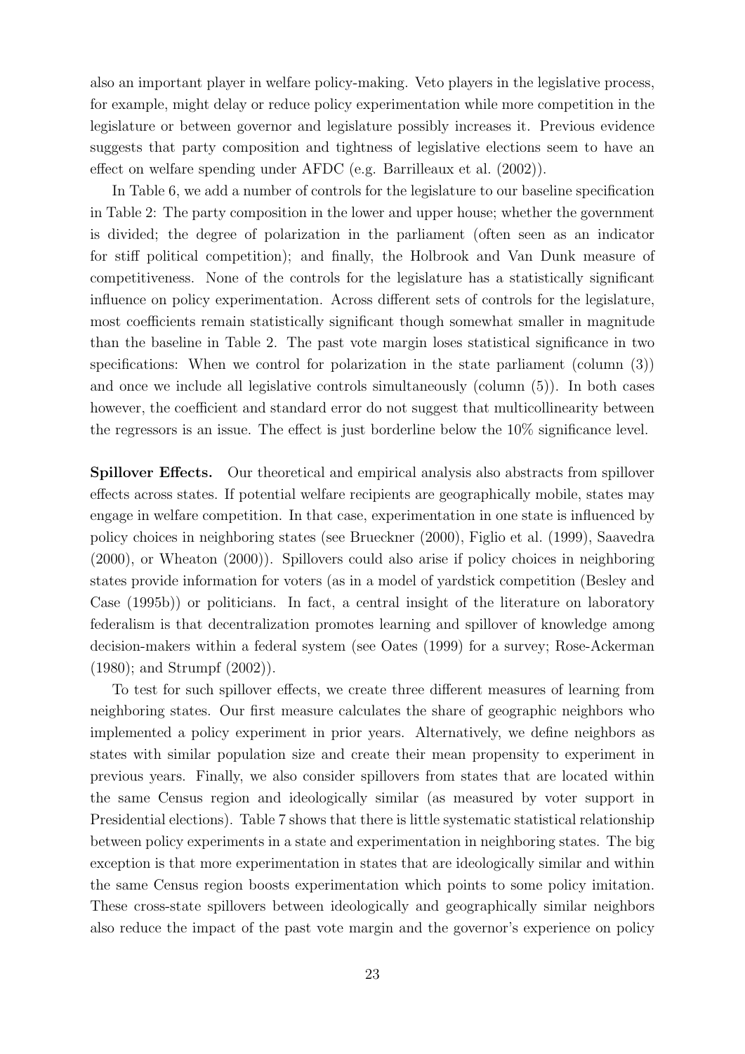also an important player in welfare policy-making. Veto players in the legislative process, for example, might delay or reduce policy experimentation while more competition in the legislature or between governor and legislature possibly increases it. Previous evidence suggests that party composition and tightness of legislative elections seem to have an effect on welfare spending under AFDC (e.g. Barrilleaux et al. (2002)).

In Table 6, we add a number of controls for the legislature to our baseline specification in Table 2: The party composition in the lower and upper house; whether the government is divided; the degree of polarization in the parliament (often seen as an indicator for stiff political competition); and finally, the Holbrook and Van Dunk measure of competitiveness. None of the controls for the legislature has a statistically significant influence on policy experimentation. Across different sets of controls for the legislature, most coefficients remain statistically significant though somewhat smaller in magnitude than the baseline in Table 2. The past vote margin loses statistical significance in two specifications: When we control for polarization in the state parliament (column (3)) and once we include all legislative controls simultaneously (column (5)). In both cases however, the coefficient and standard error do not suggest that multicollinearity between the regressors is an issue. The effect is just borderline below the 10% significance level.

**Spillover Effects.** Our theoretical and empirical analysis also abstracts from spillover effects across states. If potential welfare recipients are geographically mobile, states may engage in welfare competition. In that case, experimentation in one state is influenced by policy choices in neighboring states (see Brueckner (2000), Figlio et al. (1999), Saavedra (2000), or Wheaton (2000)). Spillovers could also arise if policy choices in neighboring states provide information for voters (as in a model of yardstick competition (Besley and Case (1995b)) or politicians. In fact, a central insight of the literature on laboratory federalism is that decentralization promotes learning and spillover of knowledge among decision-makers within a federal system (see Oates (1999) for a survey; Rose-Ackerman (1980); and Strumpf (2002)).

To test for such spillover effects, we create three different measures of learning from neighboring states. Our first measure calculates the share of geographic neighbors who implemented a policy experiment in prior years. Alternatively, we define neighbors as states with similar population size and create their mean propensity to experiment in previous years. Finally, we also consider spillovers from states that are located within the same Census region and ideologically similar (as measured by voter support in Presidential elections). Table 7 shows that there is little systematic statistical relationship between policy experiments in a state and experimentation in neighboring states. The big exception is that more experimentation in states that are ideologically similar and within the same Census region boosts experimentation which points to some policy imitation. These cross-state spillovers between ideologically and geographically similar neighbors also reduce the impact of the past vote margin and the governor's experience on policy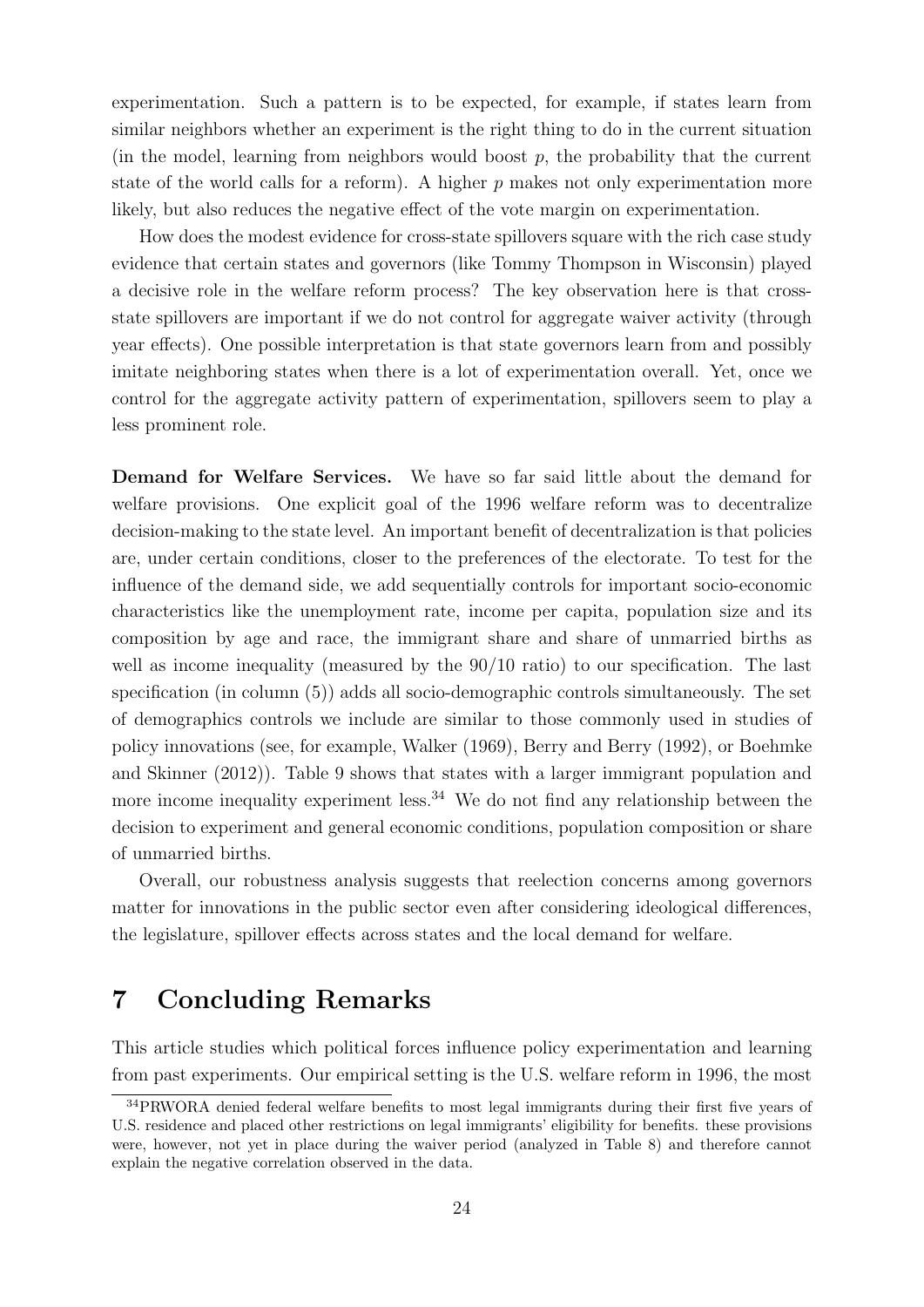experimentation. Such a pattern is to be expected, for example, if states learn from similar neighbors whether an experiment is the right thing to do in the current situation (in the model, learning from neighbors would boost $p$, the probability that the current state of the world calls for a reform). A higher $p$ makes not only experimentation more likely, but also reduces the negative effect of the vote margin on experimentation.

How does the modest evidence for cross-state spillovers square with the rich case study evidence that certain states and governors (like Tommy Thompson in Wisconsin) played a decisive role in the welfare reform process? The key observation here is that cross-state spillovers are important if we do not control for aggregate waiver activity (through year effects). One possible interpretation is that state governors learn from and possibly imitate neighboring states when there is a lot of experimentation overall. Yet, once we control for the aggregate activity pattern of experimentation, spillovers seem to play a less prominent role.

**Demand for Welfare Services.** We have so far said little about the demand for welfare provisions. One explicit goal of the 1996 welfare reform was to decentralize decision-making to the state level. An important benefit of decentralization is that policies are, under certain conditions, closer to the preferences of the electorate. To test for the influence of the demand side, we add sequentially controls for important socio-economic characteristics like the unemployment rate, income per capita, population size and its composition by age and race, the immigrant share and share of unmarried births as well as income inequality (measured by the 90/10 ratio) to our specification. The last specification (in column (5)) adds all socio-demographic controls simultaneously. The set of demographics controls we include are similar to those commonly used in studies of policy innovations (see, for example, Walker (1969), Berry and Berry (1992), or Boehmke and Skinner (2012)). Table 9 shows that states with a larger immigrant population and more income inequality experiment less.[34] We do not find any relationship between the decision to experiment and general economic conditions, population composition or share of unmarried births.

Overall, our robustness analysis suggests that reelection concerns among governors matter for innovations in the public sector even after considering ideological differences, the legislature, spillover effects across states and the local demand for welfare.

# 7 Concluding Remarks

This article studies which political forces influence policy experimentation and learning from past experiments. Our empirical setting is the U.S. welfare reform in 1996, the most

[34] PRWORA denied federal welfare benefits to most legal immigrants during their first five years of U.S. residence and placed other restrictions on legal immigrants' eligibility for benefits. these provisions were, however, not yet in place during the waiver period (analyzed in Table 8) and therefore cannot explain the negative correlation observed in the data.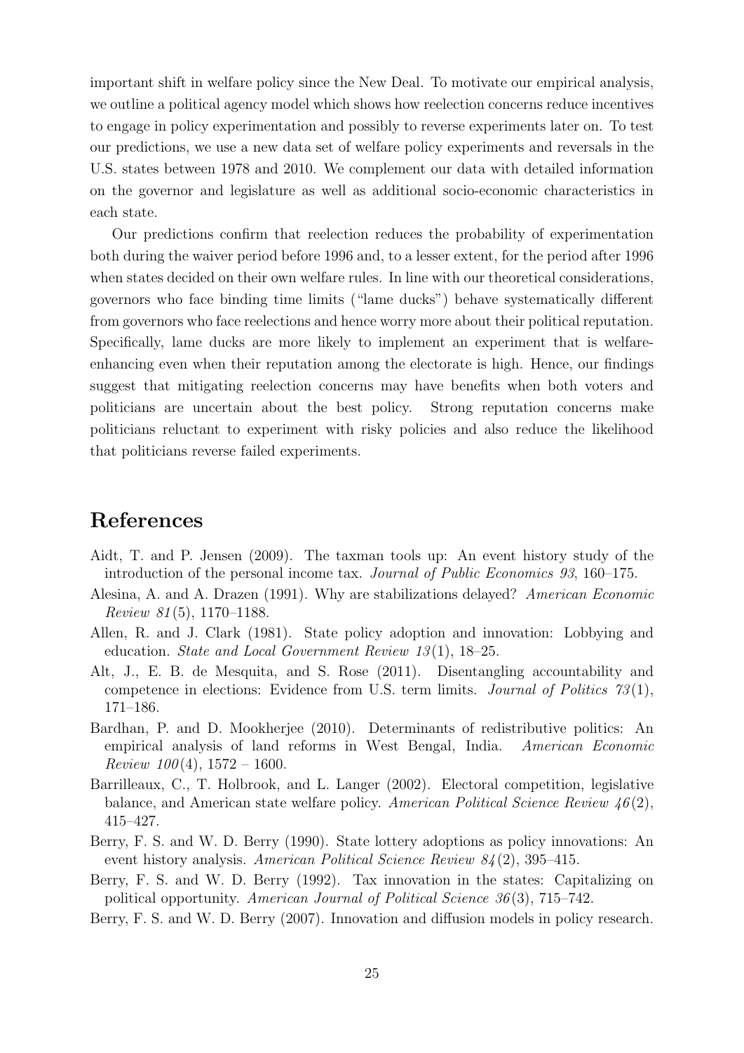important shift in welfare policy since the New Deal. To motivate our empirical analysis, we outline a political agency model which shows how reelection concerns reduce incentives to engage in policy experimentation and possibly to reverse experiments later on. To test our predictions, we use a new data set of welfare policy experiments and reversals in the U.S. states between 1978 and 2010. We complement our data with detailed information on the governor and legislature as well as additional socio-economic characteristics in each state.

Our predictions confirm that reelection reduces the probability of experimentation both during the waiver period before 1996 and, to a lesser extent, for the period after 1996 when states decided on their own welfare rules. In line with our theoretical considerations, governors who face binding time limits ("lame ducks") behave systematically different from governors who face reelections and hence worry more about their political reputation. Specifically, lame ducks are more likely to implement an experiment that is welfare-enhancing even when their reputation among the electorate is high. Hence, our findings suggest that mitigating reelection concerns may have benefits when both voters and politicians are uncertain about the best policy. Strong reputation concerns make politicians reluctant to experiment with risky policies and also reduce the likelihood that politicians reverse failed experiments.

# References

Aidt, T. and P. Jensen (2009). The taxman tools up: An event history study of the introduction of the personal income tax. *Journal of Public Economics 93*, 160–175.

Alesina, A. and A. Drazen (1991). Why are stabilizations delayed? *American Economic Review 81*(5), 1170–1188.

Allen, R. and J. Clark (1981). State policy adoption and innovation: Lobbying and education. *State and Local Government Review 13*(1), 18–25.

Alt, J., E. B. de Mesquita, and S. Rose (2011). Disentangling accountability and competence in elections: Evidence from U.S. term limits. *Journal of Politics 73*(1), 171–186.

Bardhan, P. and D. Mookherjee (2010). Determinants of redistributive politics: An empirical analysis of land reforms in West Bengal, India. *American Economic Review 100*(4), 1572 – 1600.

Barrilleaux, C., T. Holbrook, and L. Langer (2002). Electoral competition, legislative balance, and American state welfare policy. *American Political Science Review 46*(2), 415–427.

Berry, F. S. and W. D. Berry (1990). State lottery adoptions as policy innovations: An event history analysis. *American Political Science Review 84*(2), 395–415.

Berry, F. S. and W. D. Berry (1992). Tax innovation in the states: Capitalizing on political opportunity. *American Journal of Political Science 36*(3), 715–742.

Berry, F. S. and W. D. Berry (2007). Innovation and diffusion models in policy research.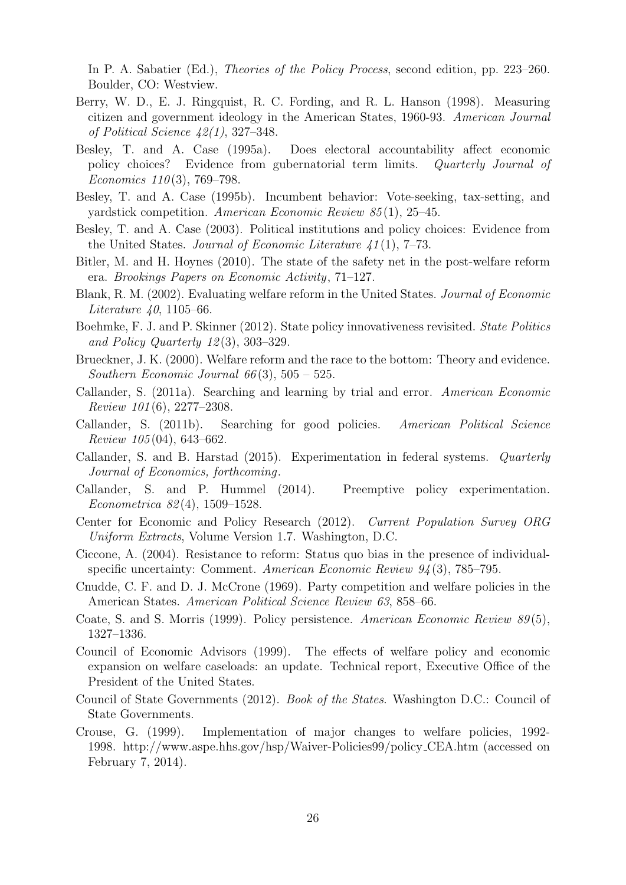In P. A. Sabatier (Ed.), *Theories of the Policy Process*, second edition, pp. 223–260. Boulder, CO: Westview.

Berry, W. D., E. J. Ringquist, R. C. Fording, and R. L. Hanson (1998). Measuring citizen and government ideology in the American States, 1960-93. *American Journal of Political Science 42(1)*, 327–348.

Besley, T. and A. Case (1995a). Does electoral accountability affect economic policy choices? Evidence from gubernatorial term limits. *Quarterly Journal of Economics 110*(3), 769–798.

Besley, T. and A. Case (1995b). Incumbent behavior: Vote-seeking, tax-setting, and yardstick competition. *American Economic Review 85*(1), 25–45.

Besley, T. and A. Case (2003). Political institutions and policy choices: Evidence from the United States. *Journal of Economic Literature 41*(1), 7–73.

Bitler, M. and H. Hoynes (2010). The state of the safety net in the post-welfare reform era. *Brookings Papers on Economic Activity*, 71–127.

Blank, R. M. (2002). Evaluating welfare reform in the United States. *Journal of Economic Literature 40*, 1105–66.

Boehmke, F. J. and P. Skinner (2012). State policy innovativeness revisited. *State Politics and Policy Quarterly 12*(3), 303–329.

Brueckner, J. K. (2000). Welfare reform and the race to the bottom: Theory and evidence. *Southern Economic Journal 66*(3), 505 – 525.

Callander, S. (2011a). Searching and learning by trial and error. *American Economic Review 101*(6), 2277–2308.

Callander, S. (2011b). Searching for good policies. *American Political Science Review 105*(04), 643–662.

Callander, S. and B. Harstad (2015). Experimentation in federal systems. *Quarterly Journal of Economics, forthcoming*.

Callander, S. and P. Hummel (2014). Preemptive policy experimentation. *Econometrica 82*(4), 1509–1528.

Center for Economic and Policy Research (2012). *Current Population Survey ORG Uniform Extracts*, Volume Version 1.7. Washington, D.C.

Ciccone, A. (2004). Resistance to reform: Status quo bias in the presence of individual-specific uncertainty: Comment. *American Economic Review 94*(3), 785–795.

Cnudde, C. F. and D. J. McCrone (1969). Party competition and welfare policies in the American States. *American Political Science Review 63*, 858–66.

Coate, S. and S. Morris (1999). Policy persistence. *American Economic Review 89*(5), 1327–1336.

Council of Economic Advisors (1999). The effects of welfare policy and economic expansion on welfare caseloads: an update. Technical report, Executive Office of the President of the United States.

Council of State Governments (2012). *Book of the States*. Washington D.C.: Council of State Governments.

Crouse, G. (1999). Implementation of major changes to welfare policies, 1992-1998. http://www.aspe.hhs.gov/hsp/Waiver-Policies99/policy_CEA.htm (accessed on February 7, 2014).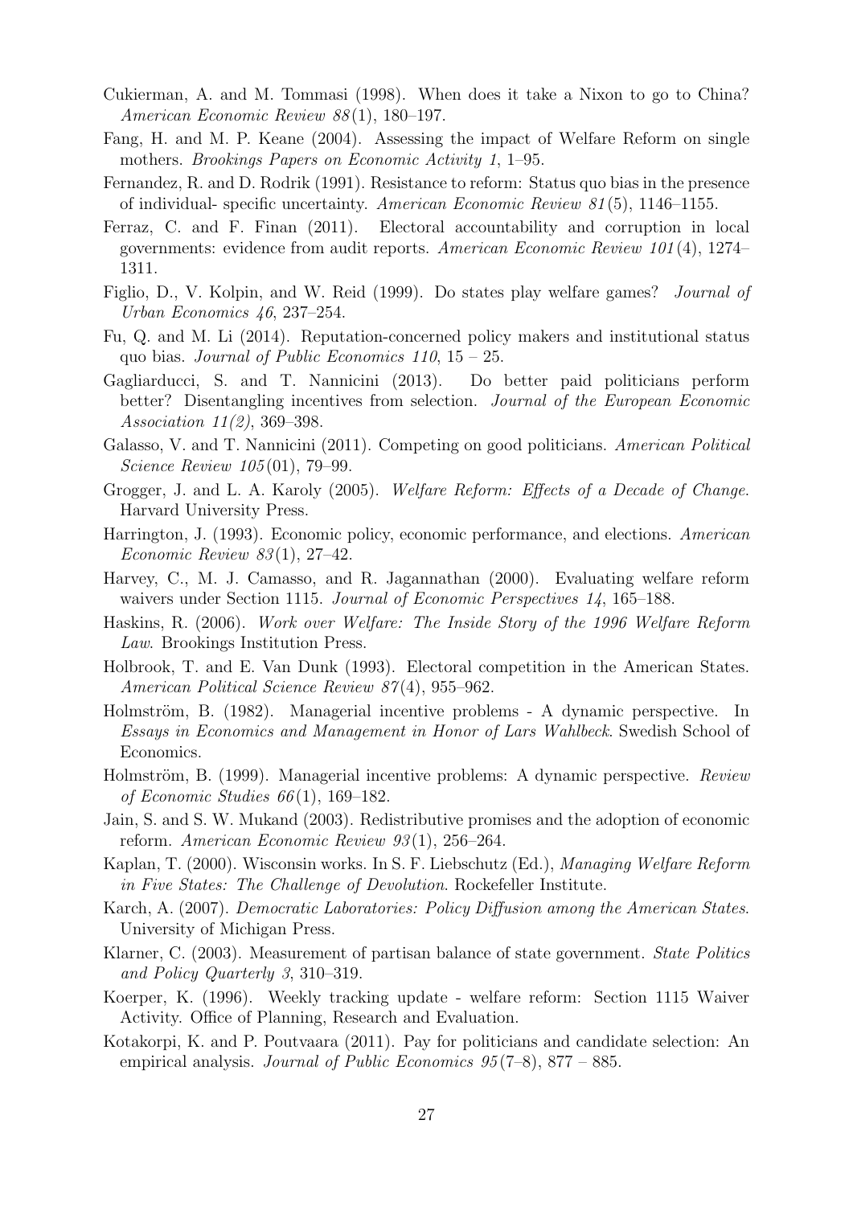Cukierman, A. and M. Tommasi (1998). When does it take a Nixon to go to China? *American Economic Review 88*(1), 180–197.

Fang, H. and M. P. Keane (2004). Assessing the impact of Welfare Reform on single mothers. *Brookings Papers on Economic Activity 1*, 1–95.

Fernandez, R. and D. Rodrik (1991). Resistance to reform: Status quo bias in the presence of individual- specific uncertainty. *American Economic Review 81*(5), 1146–1155.

Ferraz, C. and F. Finan (2011). Electoral accountability and corruption in local governments: evidence from audit reports. *American Economic Review 101*(4), 1274–1311.

Figlio, D., V. Kolpin, and W. Reid (1999). Do states play welfare games? *Journal of Urban Economics 46*, 237–254.

Fu, Q. and M. Li (2014). Reputation-concerned policy makers and institutional status quo bias. *Journal of Public Economics 110*, 15 – 25.

Gagliarducci, S. and T. Nannicini (2013). Do better paid politicians perform better? Disentangling incentives from selection. *Journal of the European Economic Association 11(2)*, 369–398.

Galasso, V. and T. Nannicini (2011). Competing on good politicians. *American Political Science Review 105*(01), 79–99.

Grogger, J. and L. A. Karoly (2005). *Welfare Reform: Effects of a Decade of Change*. Harvard University Press.

Harrington, J. (1993). Economic policy, economic performance, and elections. *American Economic Review 83*(1), 27–42.

Harvey, C., M. J. Camasso, and R. Jagannathan (2000). Evaluating welfare reform waivers under Section 1115. *Journal of Economic Perspectives 14*, 165–188.

Haskins, R. (2006). *Work over Welfare: The Inside Story of the 1996 Welfare Reform Law*. Brookings Institution Press.

Holbrook, T. and E. Van Dunk (1993). Electoral competition in the American States. *American Political Science Review 87*(4), 955–962.

Holmström, B. (1982). Managerial incentive problems - A dynamic perspective. In *Essays in Economics and Management in Honor of Lars Wahlbeck*. Swedish School of Economics.

Holmström, B. (1999). Managerial incentive problems: A dynamic perspective. *Review of Economic Studies 66*(1), 169–182.

Jain, S. and S. W. Mukand (2003). Redistributive promises and the adoption of economic reform. *American Economic Review 93*(1), 256–264.

Kaplan, T. (2000). Wisconsin works. In S. F. Liebschutz (Ed.), *Managing Welfare Reform in Five States: The Challenge of Devolution*. Rockefeller Institute.

Karch, A. (2007). *Democratic Laboratories: Policy Diffusion among the American States*. University of Michigan Press.

Klarner, C. (2003). Measurement of partisan balance of state government. *State Politics and Policy Quarterly 3*, 310–319.

Koerper, K. (1996). Weekly tracking update - welfare reform: Section 1115 Waiver Activity. Office of Planning, Research and Evaluation.

Kotakorpi, K. and P. Poutvaara (2011). Pay for politicians and candidate selection: An empirical analysis. *Journal of Public Economics 95*(7–8), 877 – 885.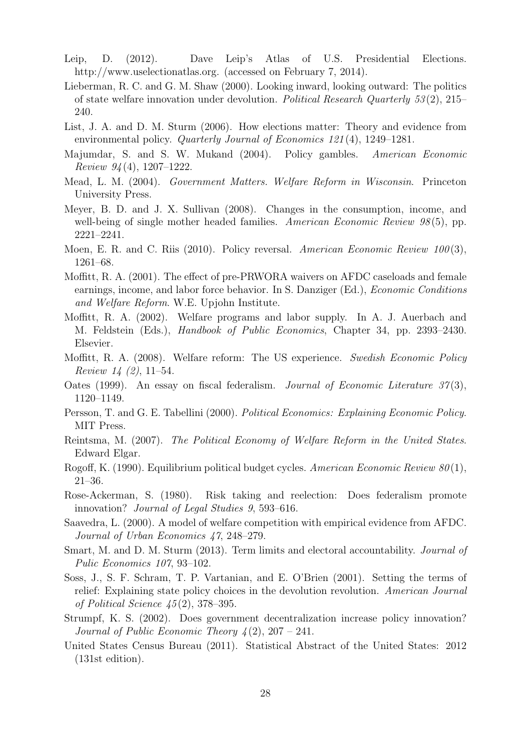Leip, D. (2012). Dave Leip's Atlas of U.S. Presidential Elections. http://www.uselectionatlas.org. (accessed on February 7, 2014).

Lieberman, R. C. and G. M. Shaw (2000). Looking inward, looking outward: The politics of state welfare innovation under devolution. *Political Research Quarterly 53*(2), 215–240.

List, J. A. and D. M. Sturm (2006). How elections matter: Theory and evidence from environmental policy. *Quarterly Journal of Economics 121*(4), 1249–1281.

Majumdar, S. and S. W. Mukand (2004). Policy gambles. *American Economic Review 94*(4), 1207–1222.

Mead, L. M. (2004). *Government Matters. Welfare Reform in Wisconsin*. Princeton University Press.

Meyer, B. D. and J. X. Sullivan (2008). Changes in the consumption, income, and well-being of single mother headed families. *American Economic Review 98*(5), pp. 2221–2241.

Moen, E. R. and C. Riis (2010). Policy reversal. *American Economic Review 100*(3), 1261–68.

Moffitt, R. A. (2001). The effect of pre-PRWORA waivers on AFDC caseloads and female earnings, income, and labor force behavior. In S. Danziger (Ed.), *Economic Conditions and Welfare Reform*. W.E. Upjohn Institute.

Moffitt, R. A. (2002). Welfare programs and labor supply. In A. J. Auerbach and M. Feldstein (Eds.), *Handbook of Public Economics*, Chapter 34, pp. 2393–2430. Elsevier.

Moffitt, R. A. (2008). Welfare reform: The US experience. *Swedish Economic Policy Review 14 (2)*, 11–54.

Oates (1999). An essay on fiscal federalism. *Journal of Economic Literature 37*(3), 1120–1149.

Persson, T. and G. E. Tabellini (2000). *Political Economics: Explaining Economic Policy*. MIT Press.

Reintsma, M. (2007). *The Political Economy of Welfare Reform in the United States*. Edward Elgar.

Rogoff, K. (1990). Equilibrium political budget cycles. *American Economic Review 80*(1), 21–36.

Rose-Ackerman, S. (1980). Risk taking and reelection: Does federalism promote innovation? *Journal of Legal Studies 9*, 593–616.

Saavedra, L. (2000). A model of welfare competition with empirical evidence from AFDC. *Journal of Urban Economics 47*, 248–279.

Smart, M. and D. M. Sturm (2013). Term limits and electoral accountability. *Journal of Pulic Economics 107*, 93–102.

Soss, J., S. F. Schram, T. P. Vartanian, and E. O'Brien (2001). Setting the terms of relief: Explaining state policy choices in the devolution revolution. *American Journal of Political Science 45*(2), 378–395.

Strumpf, K. S. (2002). Does government decentralization increase policy innovation? *Journal of Public Economic Theory 4*(2), 207 – 241.

United States Census Bureau (2011). Statistical Abstract of the United States: 2012 (131st edition).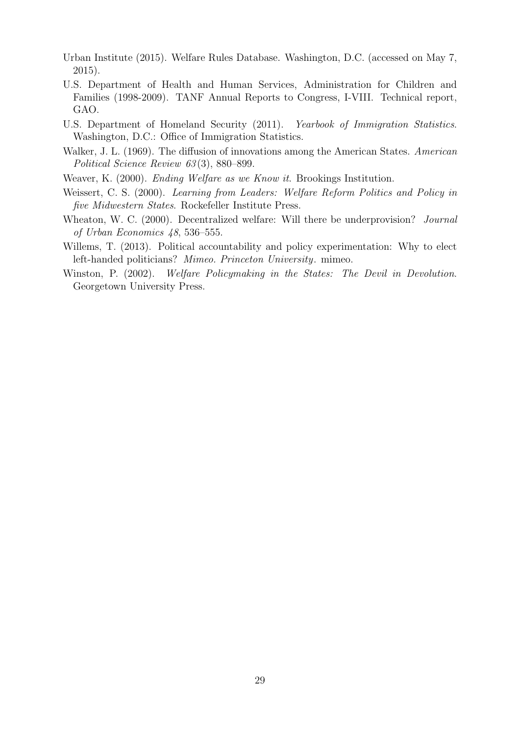Urban Institute (2015). Welfare Rules Database. Washington, D.C. (accessed on May 7, 2015).

U.S. Department of Health and Human Services, Administration for Children and Families (1998-2009). TANF Annual Reports to Congress, I-VIII. Technical report, GAO.

U.S. Department of Homeland Security (2011). *Yearbook of Immigration Statistics*. Washington, D.C.: Office of Immigration Statistics.

Walker, J. L. (1969). The diffusion of innovations among the American States. *American Political Science Review 63*(3), 880–899.

Weaver, K. (2000). *Ending Welfare as we Know it*. Brookings Institution.

Weissert, C. S. (2000). *Learning from Leaders: Welfare Reform Politics and Policy in five Midwestern States*. Rockefeller Institute Press.

Wheaton, W. C. (2000). Decentralized welfare: Will there be underprovision? *Journal of Urban Economics 48*, 536–555.

Willems, T. (2013). Political accountability and policy experimentation: Why to elect left-handed politicians? *Mimeo. Princeton University*. mimeo.

Winston, P. (2002). *Welfare Policymaking in the States: The Devil in Devolution*. Georgetown University Press.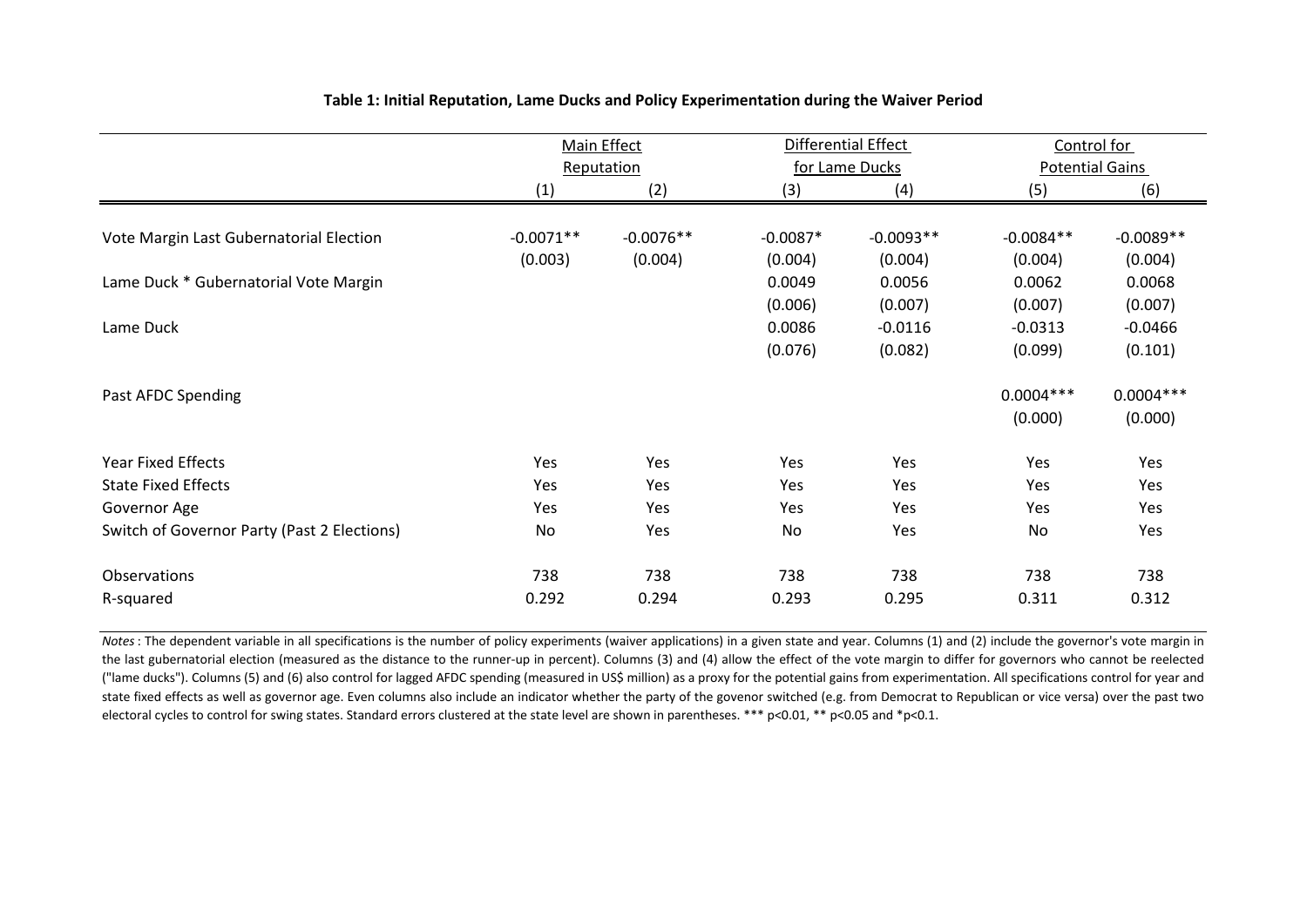**Table 1: Initial Reputation, Lame Ducks and Policy Experimentation during the Waiver Period**

| | Main Effect Reputation | | Differential Effect for Lame Ducks | | Control for Potential Gains | |
|---|---|---|---|---|---|---|
| | (1) | (2) | (3) | (4) | (5) | (6) |
| Vote Margin Last Gubernatorial Election | -0.0071** | -0.0076** | -0.0087* | -0.0093** | -0.0084** | -0.0089** |
| | (0.003) | (0.004) | (0.004) | (0.004) | (0.004) | (0.004) |
| Lame Duck * Gubernatorial Vote Margin | | | 0.0049 | 0.0056 | 0.0062 | 0.0068 |
| | | | (0.006) | (0.007) | (0.007) | (0.007) |
| Lame Duck | | | 0.0086 | -0.0116 | -0.0313 | -0.0466 |
| | | | (0.076) | (0.082) | (0.099) | (0.101) |
| Past AFDC Spending | | | | | 0.0004*** | 0.0004*** |
| | | | | | (0.000) | (0.000) |
| Year Fixed Effects | Yes | Yes | Yes | Yes | Yes | Yes |
| State Fixed Effects | Yes | Yes | Yes | Yes | Yes | Yes |
| Governor Age | Yes | Yes | Yes | Yes | Yes | Yes |
| Switch of Governor Party (Past 2 Elections) | No | Yes | No | Yes | No | Yes |
| Observations | 738 | 738 | 738 | 738 | 738 | 738 |
| R-squared | 0.292 | 0.294 | 0.293 | 0.295 | 0.311 | 0.312 |

*Notes*: The dependent variable in all specifications is the number of policy experiments (waiver applications) in a given state and year. Columns (1) and (2) include the governor's vote margin in the last gubernatorial election (measured as the distance to the runner-up in percent). Columns (3) and (4) allow the effect of the vote margin to differ for governors who cannot be reelected ("lame ducks"). Columns (5) and (6) also control for lagged AFDC spending (measured in US$ million) as a proxy for the potential gains from experimentation. All specifications control for year and state fixed effects as well as governor age. Even columns also include an indicator whether the party of the govenor switched (e.g. from Democrat to Republican or vice versa) over the past two electoral cycles to control for swing states. Standard errors clustered at the state level are shown in parentheses. *** p<0.01, ** p<0.05 and *p<0.1.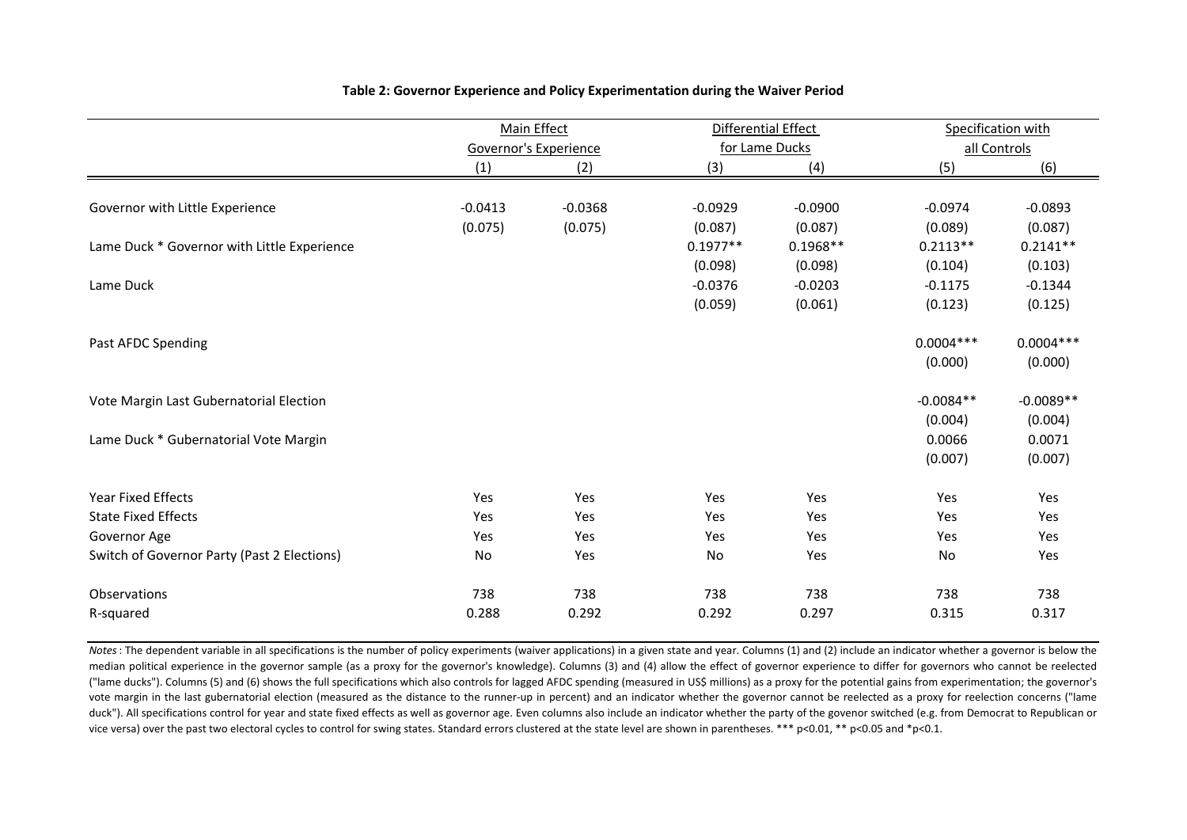**Table 2: Governor Experience and Policy Experimentation during the Waiver Period**

| | Main Effect Governor's Experience | | Differential Effect for Lame Ducks | | Specification with all Controls | |
|---|---|---|---|---|---|---|
| | (1) | (2) | (3) | (4) | (5) | (6) |
| Governor with Little Experience | -0.0413 | -0.0368 | -0.0929 | -0.0900 | -0.0974 | -0.0893 |
| | (0.075) | (0.075) | (0.087) | (0.087) | (0.089) | (0.087) |
| Lame Duck * Governor with Little Experience | | | 0.1977** | 0.1968** | 0.2113** | 0.2141** |
| | | | (0.098) | (0.098) | (0.104) | (0.103) |
| Lame Duck | | | -0.0376 | -0.0203 | -0.1175 | -0.1344 |
| | | | (0.059) | (0.061) | (0.123) | (0.125) |
| Past AFDC Spending | | | | | 0.0004*** | 0.0004*** |
| | | | | | (0.000) | (0.000) |
| Vote Margin Last Gubernatorial Election | | | | | -0.0084** | -0.0089** |
| | | | | | (0.004) | (0.004) |
| Lame Duck * Gubernatorial Vote Margin | | | | | 0.0066 | 0.0071 |
| | | | | | (0.007) | (0.007) |
| Year Fixed Effects | Yes | Yes | Yes | Yes | Yes | Yes |
| State Fixed Effects | Yes | Yes | Yes | Yes | Yes | Yes |
| Governor Age | Yes | Yes | Yes | Yes | Yes | Yes |
| Switch of Governor Party (Past 2 Elections) | No | Yes | No | Yes | No | Yes |
| Observations | 738 | 738 | 738 | 738 | 738 | 738 |
| R-squared | 0.288 | 0.292 | 0.292 | 0.297 | 0.315 | 0.317 |

*Notes*: The dependent variable in all specifications is the number of policy experiments (waiver applications) in a given state and year. Columns (1) and (2) include an indicator whether a governor is below the median political experience in the governor sample (as a proxy for the governor's knowledge). Columns (3) and (4) allow the effect of governor experience to differ for governors who cannot be reelected ("lame ducks"). Columns (5) and (6) shows the full specifications which also controls for lagged AFDC spending (measured in US$ millions) as a proxy for the potential gains from experimentation; the governor's vote margin in the last gubernatorial election (measured as the distance to the runner-up in percent) and an indicator whether the governor cannot be reelected as a proxy for reelection concerns ("lame duck"). All specifications control for year and state fixed effects as well as governor age. Even columns also include an indicator whether the party of the govenor switched (e.g. from Democrat to Republican or vice versa) over the past two electoral cycles to control for swing states. Standard errors clustered at the state level are shown in parentheses. *** p<0.01, ** p<0.05 and *p<0.1.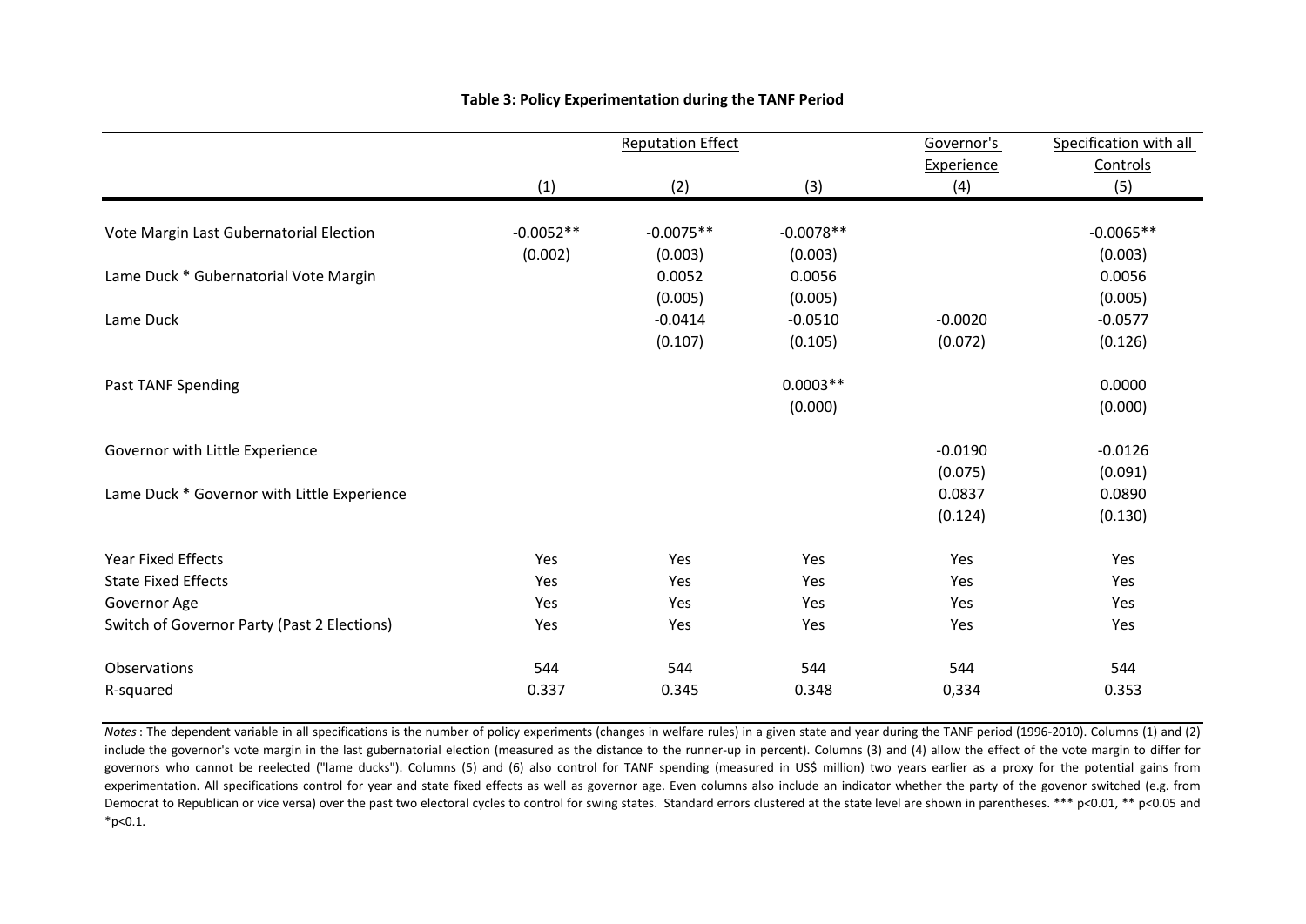**Table 3: Policy Experimentation during the TANF Period**

| | Reputation Effect | | | Governor's Experience | Specification with all Controls |
|---|---|---|---|---|---|
| | (1) | (2) | (3) | (4) | (5) |
| Vote Margin Last Gubernatorial Election | -0.0052** | -0.0075** | -0.0078** | | -0.0065** |
| | (0.002) | (0.003) | (0.003) | | (0.003) |
| Lame Duck * Gubernatorial Vote Margin | | 0.0052 | 0.0056 | | 0.0056 |
| | | (0.005) | (0.005) | | (0.005) |
| Lame Duck | | -0.0414 | -0.0510 | -0.0020 | -0.0577 |
| | | (0.107) | (0.105) | (0.072) | (0.126) |
| Past TANF Spending | | | 0.0003** | | 0.0000 |
| | | | (0.000) | | (0.000) |
| Governor with Little Experience | | | | -0.0190 | -0.0126 |
| | | | | (0.075) | (0.091) |
| Lame Duck * Governor with Little Experience | | | | 0.0837 | 0.0890 |
| | | | | (0.124) | (0.130) |
| Year Fixed Effects | Yes | Yes | Yes | Yes | Yes |
| State Fixed Effects | Yes | Yes | Yes | Yes | Yes |
| Governor Age | Yes | Yes | Yes | Yes | Yes |
| Switch of Governor Party (Past 2 Elections) | Yes | Yes | Yes | Yes | Yes |
| Observations | 544 | 544 | 544 | 544 | 544 |
| R-squared | 0.337 | 0.345 | 0.348 | 0,334 | 0.353 |

*Notes* : The dependent variable in all specifications is the number of policy experiments (changes in welfare rules) in a given state and year during the TANF period (1996-2010). Columns (1) and (2) include the governor's vote margin in the last gubernatorial election (measured as the distance to the runner-up in percent). Columns (3) and (4) allow the effect of the vote margin to differ for governors who cannot be reelected ("lame ducks"). Columns (5) and (6) also control for TANF spending (measured in US$ million) two years earlier as a proxy for the potential gains from experimentation. All specifications control for year and state fixed effects as well as governor age. Even columns also include an indicator whether the party of the govenor switched (e.g. from Democrat to Republican or vice versa) over the past two electoral cycles to control for swing states. Standard errors clustered at the state level are shown in parentheses. *** p<0.01, ** p<0.05 and *p<0.1.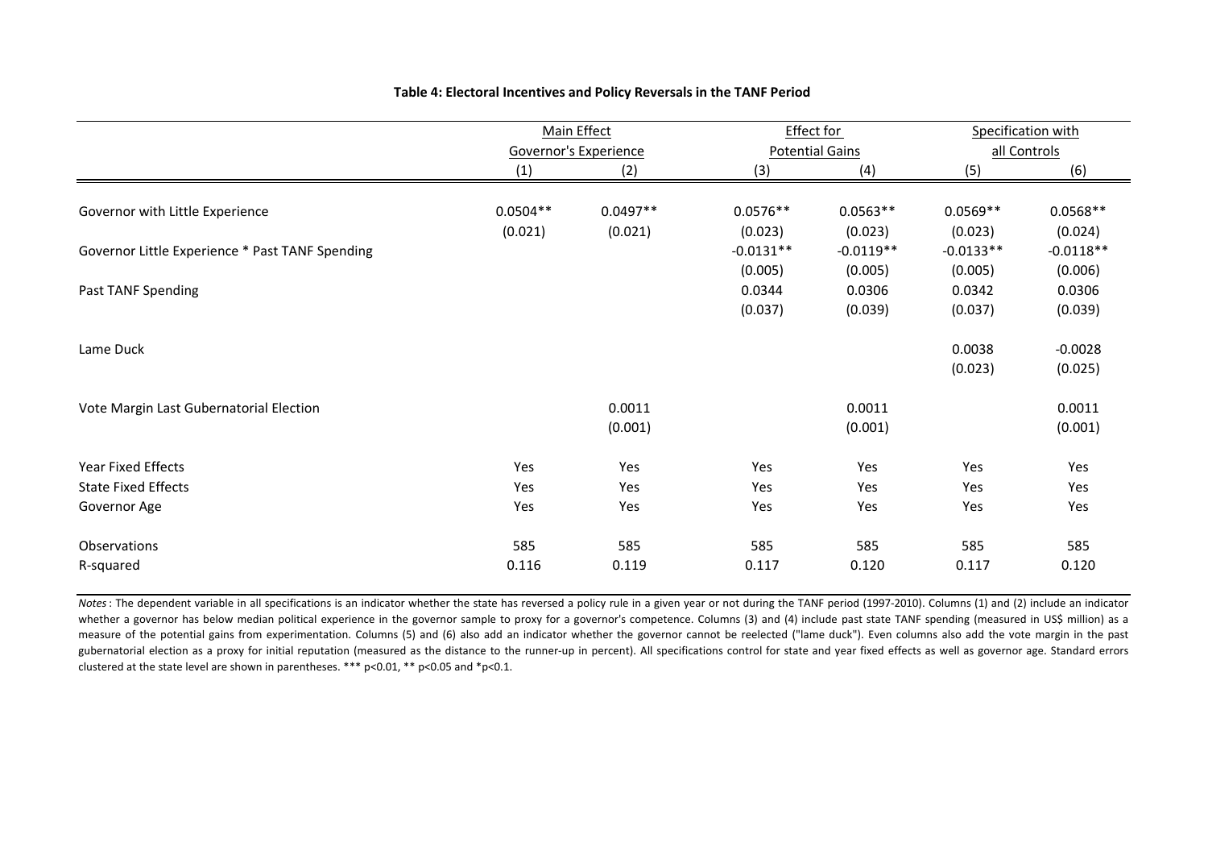**Table 4: Electoral Incentives and Policy Reversals in the TANF Period**

| | Main Effect Governor's Experience | | Effect for Potential Gains | | Specification with all Controls | |
|---|---|---|---|---|---|---|
| | (1) | (2) | (3) | (4) | (5) | (6) |
| Governor with Little Experience | 0.0504** | 0.0497** | 0.0576** | 0.0563** | 0.0569** | 0.0568** |
| | (0.021) | (0.021) | (0.023) | (0.023) | (0.023) | (0.024) |
| Governor Little Experience * Past TANF Spending | | | -0.0131** | -0.0119** | -0.0133** | -0.0118** |
| | | | (0.005) | (0.005) | (0.005) | (0.006) |
| Past TANF Spending | | | 0.0344 | 0.0306 | 0.0342 | 0.0306 |
| | | | (0.037) | (0.039) | (0.037) | (0.039) |
| Lame Duck | | | | | 0.0038 | -0.0028 |
| | | | | | (0.023) | (0.025) |
| Vote Margin Last Gubernatorial Election | | 0.0011 | | 0.0011 | | 0.0011 |
| | | (0.001) | | (0.001) | | (0.001) |
| Year Fixed Effects | Yes | Yes | Yes | Yes | Yes | Yes |
| State Fixed Effects | Yes | Yes | Yes | Yes | Yes | Yes |
| Governor Age | Yes | Yes | Yes | Yes | Yes | Yes |
| Observations | 585 | 585 | 585 | 585 | 585 | 585 |
| R-squared | 0.116 | 0.119 | 0.117 | 0.120 | 0.117 | 0.120 |

*Notes* : The dependent variable in all specifications is an indicator whether the state has reversed a policy rule in a given year or not during the TANF period (1997-2010). Columns (1) and (2) include an indicator whether a governor has below median political experience in the governor sample to proxy for a governor's competence. Columns (3) and (4) include past state TANF spending (measured in US$ million) as a measure of the potential gains from experimentation. Columns (5) and (6) also add an indicator whether the governor cannot be reelected ("lame duck"). Even columns also add the vote margin in the past gubernatorial election as a proxy for initial reputation (measured as the distance to the runner-up in percent). All specifications control for state and year fixed effects as well as governor age. Standard errors clustered at the state level are shown in parentheses. *** p<0.01, ** p<0.05 and *p<0.1.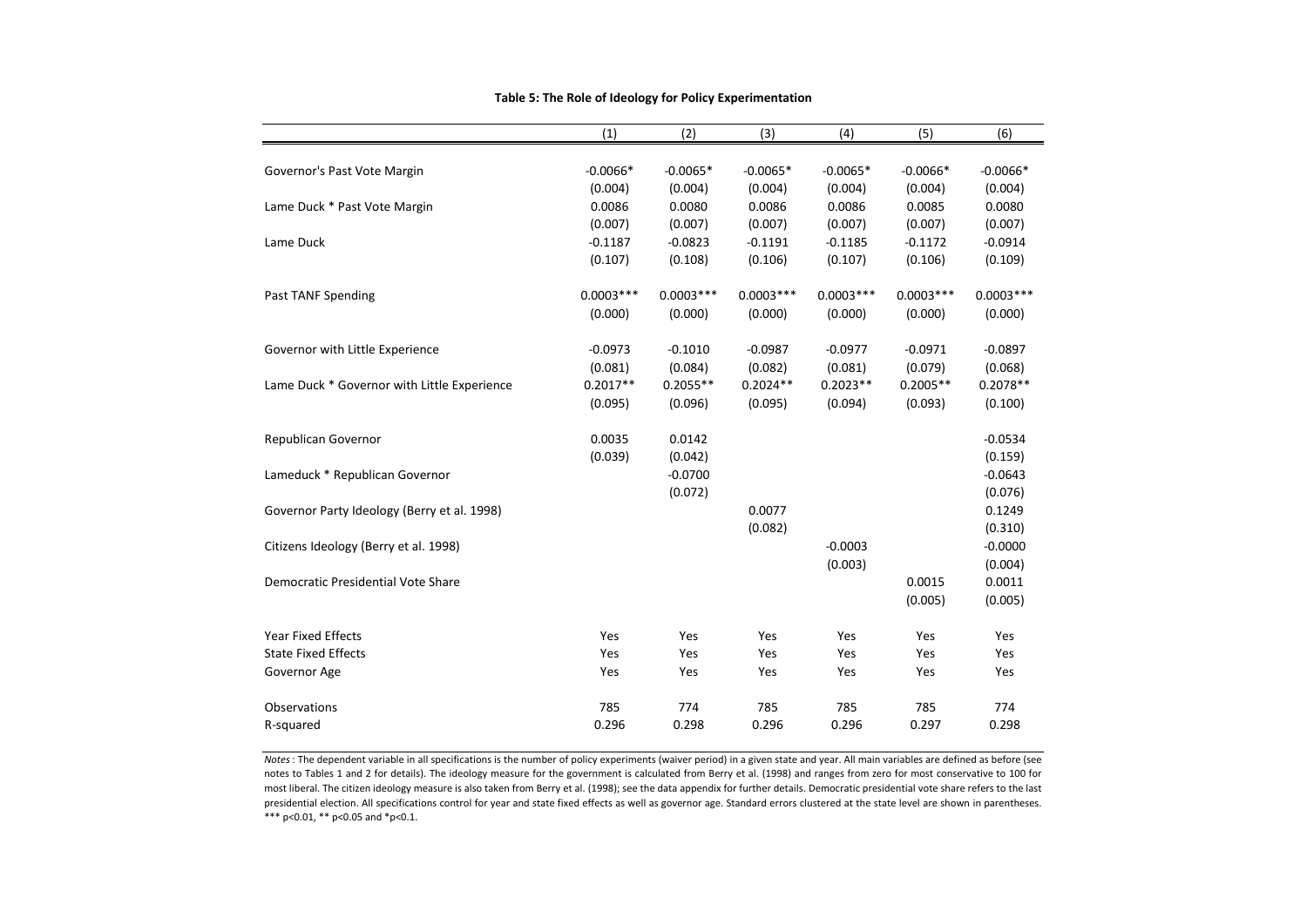**Table 5: The Role of Ideology for Policy Experimentation**

| | (1) | (2) | (3) | (4) | (5) | (6) |
|---|---|---|---|---|---|---|
| Governor's Past Vote Margin | -0.0066* | -0.0065* | -0.0065* | -0.0065* | -0.0066* | -0.0066* |
| | (0.004) | (0.004) | (0.004) | (0.004) | (0.004) | (0.004) |
| Lame Duck * Past Vote Margin | 0.0086 | 0.0080 | 0.0086 | 0.0086 | 0.0085 | 0.0080 |
| | (0.007) | (0.007) | (0.007) | (0.007) | (0.007) | (0.007) |
| Lame Duck | -0.1187 | -0.0823 | -0.1191 | -0.1185 | -0.1172 | -0.0914 |
| | (0.107) | (0.108) | (0.106) | (0.107) | (0.106) | (0.109) |
| Past TANF Spending | 0.0003*** | 0.0003*** | 0.0003*** | 0.0003*** | 0.0003*** | 0.0003*** |
| | (0.000) | (0.000) | (0.000) | (0.000) | (0.000) | (0.000) |
| Governor with Little Experience | -0.0973 | -0.1010 | -0.0987 | -0.0977 | -0.0971 | -0.0897 |
| | (0.081) | (0.084) | (0.082) | (0.081) | (0.079) | (0.068) |
| Lame Duck * Governor with Little Experience | 0.2017** | 0.2055** | 0.2024** | 0.2023** | 0.2005** | 0.2078** |
| | (0.095) | (0.096) | (0.095) | (0.094) | (0.093) | (0.100) |
| Republican Governor | 0.0035 | 0.0142 | | | | -0.0534 |
| | (0.039) | (0.042) | | | | (0.159) |
| Lameduck * Republican Governor | | -0.0700 | | | | -0.0643 |
| | | (0.072) | | | | (0.076) |
| Governor Party Ideology (Berry et al. 1998) | | | 0.0077 | | | 0.1249 |
| | | | (0.082) | | | (0.310) |
| Citizens Ideology (Berry et al. 1998) | | | | -0.0003 | | -0.0000 |
| | | | | (0.003) | | (0.004) |
| Democratic Presidential Vote Share | | | | | 0.0015 | 0.0011 |
| | | | | | (0.005) | (0.005) |
| Year Fixed Effects | Yes | Yes | Yes | Yes | Yes | Yes |
| State Fixed Effects | Yes | Yes | Yes | Yes | Yes | Yes |
| Governor Age | Yes | Yes | Yes | Yes | Yes | Yes |
| Observations | 785 | 774 | 785 | 785 | 785 | 774 |
| R-squared | 0.296 | 0.298 | 0.296 | 0.296 | 0.297 | 0.298 |

*Notes* : The dependent variable in all specifications is the number of policy experiments (waiver period) in a given state and year. All main variables are defined as before (see notes to Tables 1 and 2 for details). The ideology measure for the government is calculated from Berry et al. (1998) and ranges from zero for most conservative to 100 for most liberal. The citizen ideology measure is also taken from Berry et al. (1998); see the data appendix for further details. Democratic presidential vote share refers to the last presidential election. All specifications control for year and state fixed effects as well as governor age. Standard errors clustered at the state level are shown in parentheses. *** p<0.01, ** p<0.05 and *p<0.1.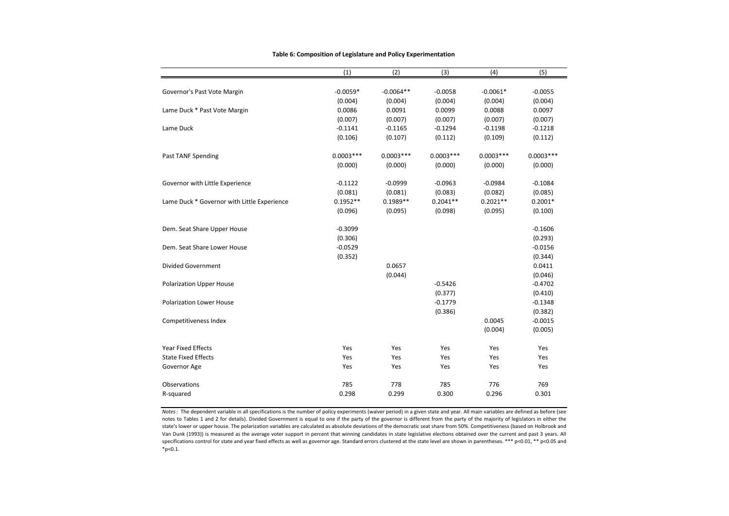**Table 6: Composition of Legislature and Policy Experimentation**

| | (1) | (2) | (3) | (4) | (5) |
|---|---|---|---|---|---|
| Governor's Past Vote Margin | -0.0059* | -0.0064** | -0.0058 | -0.0061* | -0.0055 |
| | (0.004) | (0.004) | (0.004) | (0.004) | (0.004) |
| Lame Duck * Past Vote Margin | 0.0086 | 0.0091 | 0.0099 | 0.0088 | 0.0097 |
| | (0.007) | (0.007) | (0.007) | (0.007) | (0.007) |
| Lame Duck | -0.1141 | -0.1165 | -0.1294 | -0.1198 | -0.1218 |
| | (0.106) | (0.107) | (0.112) | (0.109) | (0.112) |
| Past TANF Spending | 0.0003*** | 0.0003*** | 0.0003*** | 0.0003*** | 0.0003*** |
| | (0.000) | (0.000) | (0.000) | (0.000) | (0.000) |
| Governor with Little Experience | -0.1122 | -0.0999 | -0.0963 | -0.0984 | -0.1084 |
| | (0.081) | (0.081) | (0.083) | (0.082) | (0.085) |
| Lame Duck * Governor with Little Experience | 0.1952** | 0.1989** | 0.2041** | 0.2021** | 0.2001* |
| | (0.096) | (0.095) | (0.098) | (0.095) | (0.100) |
| Dem. Seat Share Upper House | -0.3099 | | | | -0.1606 |
| | (0.306) | | | | (0.293) |
| Dem. Seat Share Lower House | -0.0529 | | | | -0.0156 |
| | (0.352) | | | | (0.344) |
| Divided Government | | 0.0657 | | | 0.0411 |
| | | (0.044) | | | (0.046) |
| Polarization Upper House | | | -0.5426 | | -0.4702 |
| | | | (0.377) | | (0.410) |
| Polarization Lower House | | | -0.1779 | | -0.1348 |
| | | | (0.386) | | (0.382) |
| Competitiveness Index | | | | 0.0045 | -0.0015 |
| | | | | (0.004) | (0.005) |
| Year Fixed Effects | Yes | Yes | Yes | Yes | Yes |
| State Fixed Effects | Yes | Yes | Yes | Yes | Yes |
| Governor Age | Yes | Yes | Yes | Yes | Yes |
| Observations | 785 | 778 | 785 | 776 | 769 |
| R-squared | 0.298 | 0.299 | 0.300 | 0.296 | 0.301 |

*Notes*: The dependent variable in all specifications is the number of policy experiments (waiver period) in a given state and year. All main variables are defined as before (see notes to Tables 1 and 2 for details). Divided Government is equal to one if the party of the governor is different from the party of the majority of legislators in either the state's lower or upper house. The polarization variables are calculated as absolute deviations of the democratic seat share from 50%. Competitiveness (based on Holbrook and Van Dunk (1993)) is measured as the average voter support in percent that winning candidates in state legislative elections obtained over the current and past 3 years. All specifications control for state and year fixed effects as well as governor age. Standard errors clustered at the state level are shown in parentheses. *** p<0.01, ** p<0.05 and *p<0.1.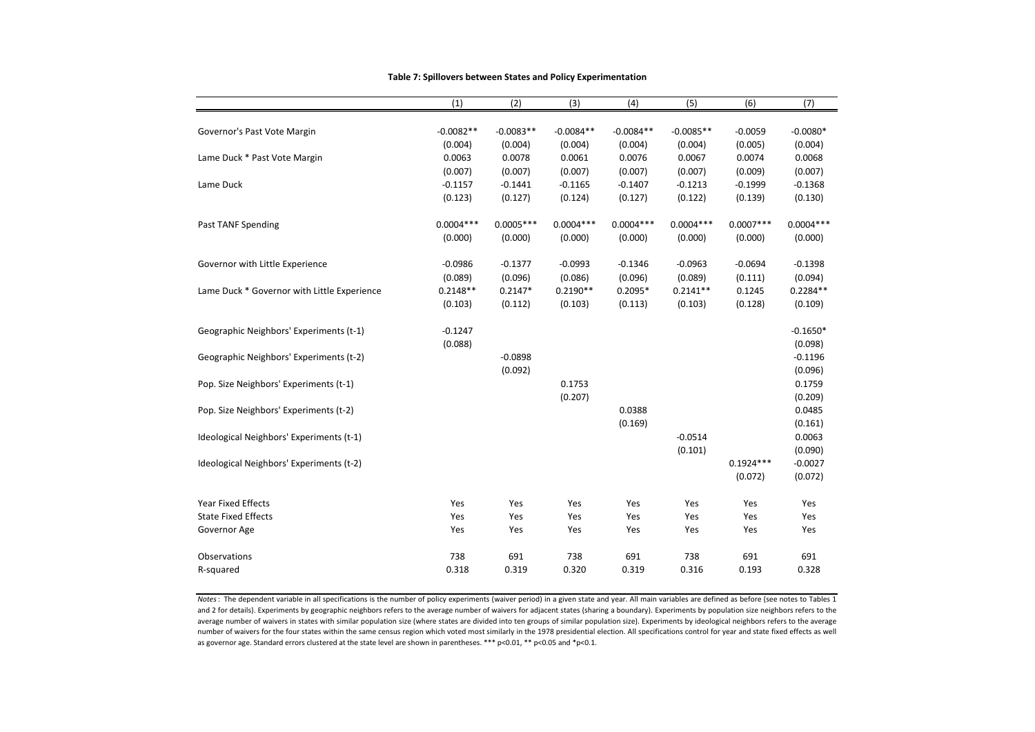**Table 7: Spillovers between States and Policy Experimentation**

| | (1) | (2) | (3) | (4) | (5) | (6) | (7) |
|---|---|---|---|---|---|---|---|
| Governor's Past Vote Margin | -0.0082** | -0.0083** | -0.0084** | -0.0084** | -0.0085** | -0.0059 | -0.0080* |
| | (0.004) | (0.004) | (0.004) | (0.004) | (0.004) | (0.005) | (0.004) |
| Lame Duck * Past Vote Margin | 0.0063 | 0.0078 | 0.0061 | 0.0076 | 0.0067 | 0.0074 | 0.0068 |
| | (0.007) | (0.007) | (0.007) | (0.007) | (0.007) | (0.009) | (0.007) |
| Lame Duck | -0.1157 | -0.1441 | -0.1165 | -0.1407 | -0.1213 | -0.1999 | -0.1368 |
| | (0.123) | (0.127) | (0.124) | (0.127) | (0.122) | (0.139) | (0.130) |
| Past TANF Spending | 0.0004*** | 0.0005*** | 0.0004*** | 0.0004*** | 0.0004*** | 0.0007*** | 0.0004*** |
| | (0.000) | (0.000) | (0.000) | (0.000) | (0.000) | (0.000) | (0.000) |
| Governor with Little Experience | -0.0986 | -0.1377 | -0.0993 | -0.1346 | -0.0963 | -0.0694 | -0.1398 |
| | (0.089) | (0.096) | (0.086) | (0.096) | (0.089) | (0.111) | (0.094) |
| Lame Duck * Governor with Little Experience | 0.2148** | 0.2147* | 0.2190** | 0.2095* | 0.2141** | 0.1245 | 0.2284** |
| | (0.103) | (0.112) | (0.103) | (0.113) | (0.103) | (0.128) | (0.109) |
| Geographic Neighbors' Experiments (t-1) | -0.1247 | | | | | | -0.1650* |
| | (0.088) | | | | | | (0.098) |
| Geographic Neighbors' Experiments (t-2) | | -0.0898 | | | | | -0.1196 |
| | | (0.092) | | | | | (0.096) |
| Pop. Size Neighbors' Experiments (t-1) | | | 0.1753 | | | | 0.1759 |
| | | | (0.207) | | | | (0.209) |
| Pop. Size Neighbors' Experiments (t-2) | | | | 0.0388 | | | 0.0485 |
| | | | | (0.169) | | | (0.161) |
| Ideological Neighbors' Experiments (t-1) | | | | | -0.0514 | | 0.0063 |
| | | | | | (0.101) | | (0.090) |
| Ideological Neighbors' Experiments (t-2) | | | | | | 0.1924*** | -0.0027 |
| | | | | | | (0.072) | (0.072) |
| Year Fixed Effects | Yes | Yes | Yes | Yes | Yes | Yes | Yes |
| State Fixed Effects | Yes | Yes | Yes | Yes | Yes | Yes | Yes |
| Governor Age | Yes | Yes | Yes | Yes | Yes | Yes | Yes |
| Observations | 738 | 691 | 738 | 691 | 738 | 691 | 691 |
| R-squared | 0.318 | 0.319 | 0.320 | 0.319 | 0.316 | 0.193 | 0.328 |

*Notes*: The dependent variable in all specifications is the number of policy experiments (waiver period) in a given state and year. All main variables are defined as before (see notes to Tables 1 and 2 for details). Experiments by geographic neighbors refers to the average number of waivers for adjacent states (sharing a boundary). Experiments by population size neighbors refers to the average number of waivers in states with similar population size (where states are divided into ten groups of similar population size). Experiments by ideological neighbors refers to the average number of waivers for the four states within the same census region which voted most similarly in the 1978 presidential election. All specifications control for year and state fixed effects as well as governor age. Standard errors clustered at the state level are shown in parentheses. *** p<0.01, ** p<0.05 and *p<0.1.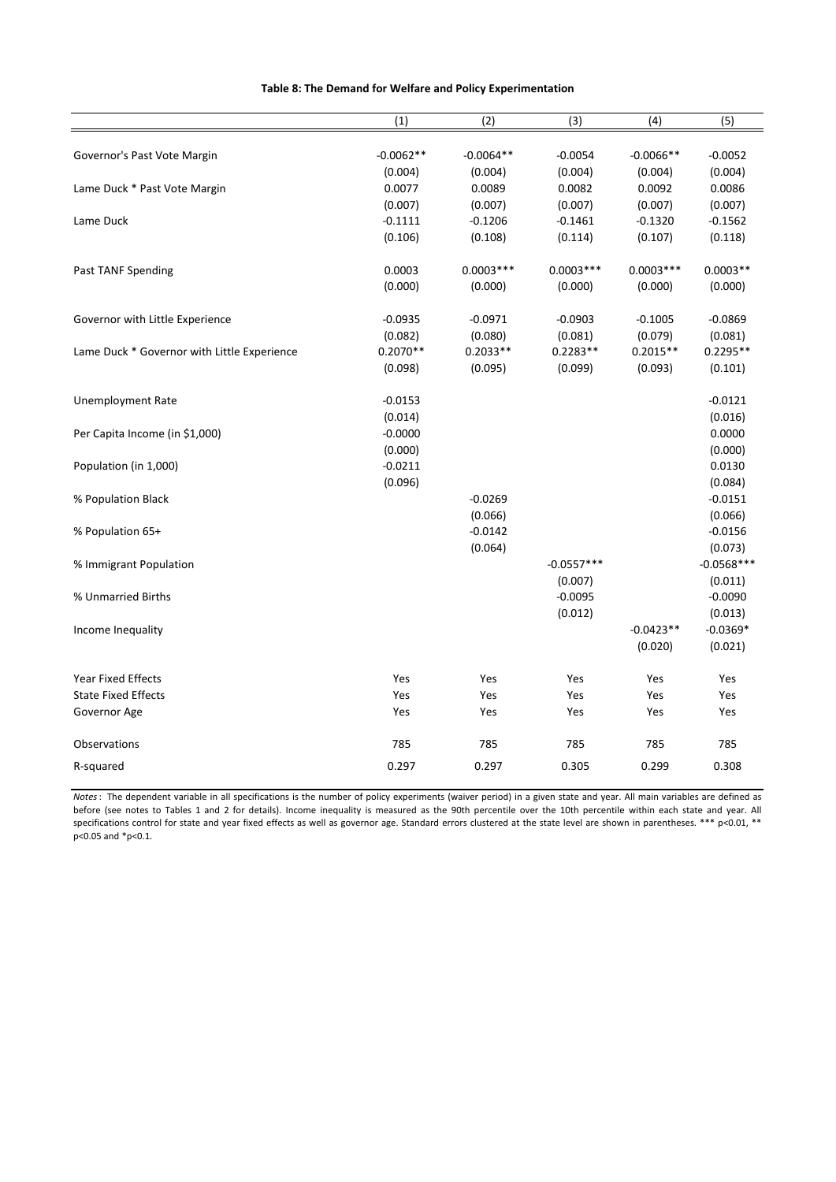**Table 8: The Demand for Welfare and Policy Experimentation**

| | (1) | (2) | (3) | (4) | (5) |
|---|---|---|---|---|---|
| Governor's Past Vote Margin | -0.0062** | -0.0064** | -0.0054 | -0.0066** | -0.0052 |
| | (0.004) | (0.004) | (0.004) | (0.004) | (0.004) |
| Lame Duck * Past Vote Margin | 0.0077 | 0.0089 | 0.0082 | 0.0092 | 0.0086 |
| | (0.007) | (0.007) | (0.007) | (0.007) | (0.007) |
| Lame Duck | -0.1111 | -0.1206 | -0.1461 | -0.1320 | -0.1562 |
| | (0.106) | (0.108) | (0.114) | (0.107) | (0.118) |
| Past TANF Spending | 0.0003 | 0.0003*** | 0.0003*** | 0.0003*** | 0.0003** |
| | (0.000) | (0.000) | (0.000) | (0.000) | (0.000) |
| Governor with Little Experience | -0.0935 | -0.0971 | -0.0903 | -0.1005 | -0.0869 |
| | (0.082) | (0.080) | (0.081) | (0.079) | (0.081) |
| Lame Duck * Governor with Little Experience | 0.2070** | 0.2033** | 0.2283** | 0.2015** | 0.2295** |
| | (0.098) | (0.095) | (0.099) | (0.093) | (0.101) |
| Unemployment Rate | -0.0153 | | | | -0.0121 |
| | (0.014) | | | | (0.016) |
| Per Capita Income (in $1,000) | -0.0000 | | | | 0.0000 |
| | (0.000) | | | | (0.000) |
| Population (in 1,000) | -0.0211 | | | | 0.0130 |
| | (0.096) | | | | (0.084) |
| % Population Black | | -0.0269 | | | -0.0151 |
| | | (0.066) | | | (0.066) |
| % Population 65+ | | -0.0142 | | | -0.0156 |
| | | (0.064) | | | (0.073) |
| % Immigrant Population | | | -0.0557*** | | -0.0568*** |
| | | | (0.007) | | (0.011) |
| % Unmarried Births | | | -0.0095 | | -0.0090 |
| | | | (0.012) | | (0.013) |
| Income Inequality | | | | -0.0423** | -0.0369* |
| | | | | (0.020) | (0.021) |
| Year Fixed Effects | Yes | Yes | Yes | Yes | Yes |
| State Fixed Effects | Yes | Yes | Yes | Yes | Yes |
| Governor Age | Yes | Yes | Yes | Yes | Yes |
| Observations | 785 | 785 | 785 | 785 | 785 |
| R-squared | 0.297 | 0.297 | 0.305 | 0.299 | 0.308 |

*Notes*: The dependent variable in all specifications is the number of policy experiments (waiver period) in a given state and year. All main variables are defined as before (see notes to Tables 1 and 2 for details). Income inequality is measured as the 90th percentile over the 10th percentile within each state and year. All specifications control for state and year fixed effects as well as governor age. Standard errors clustered at the state level are shown in parentheses. *** p<0.01, ** p<0.05 and *p<0.1.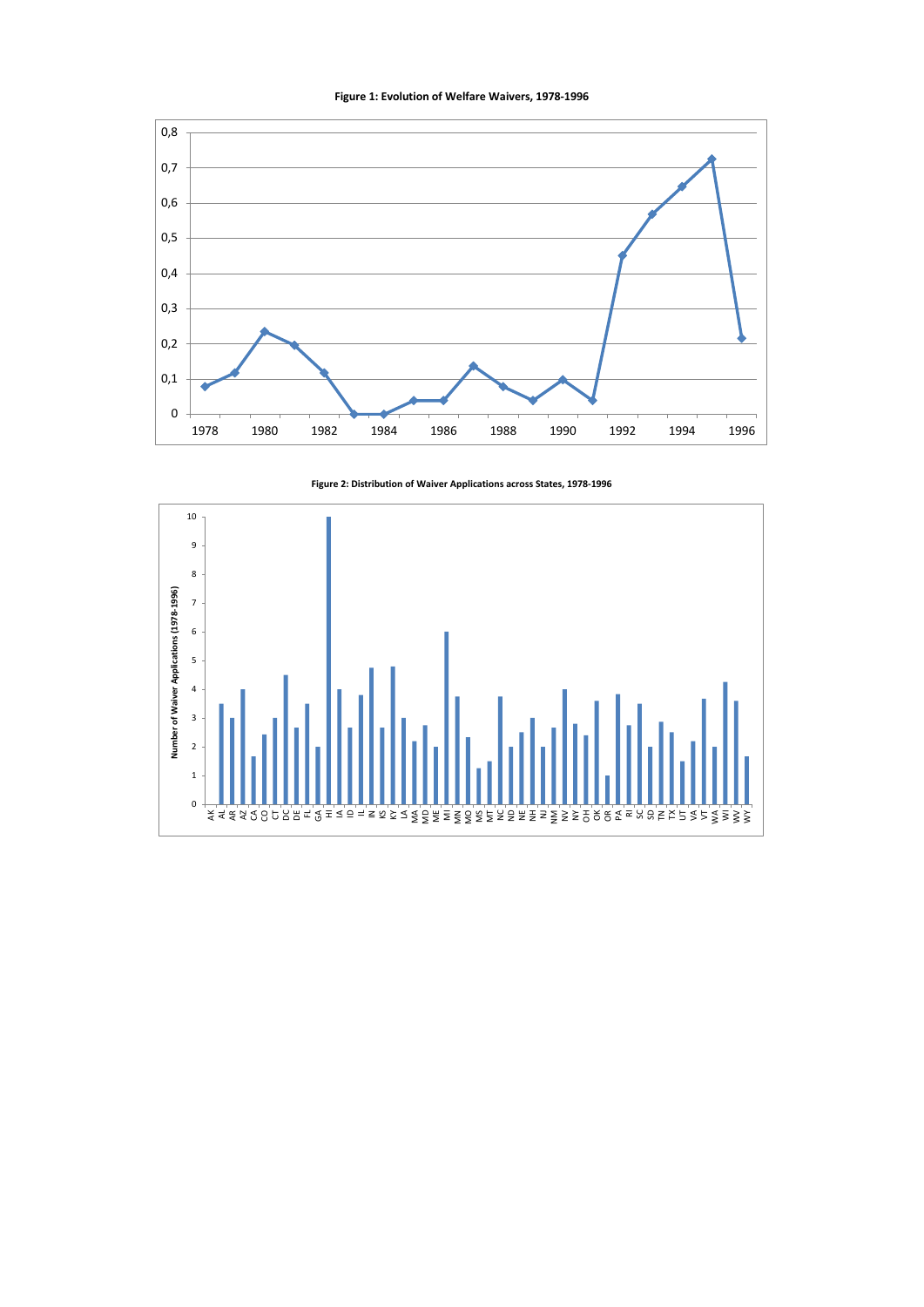**Figure 1: Evolution of Welfare Waivers, 1978-1996**

**Figure 2: Distribution of Waiver Applications across States, 1978-1996**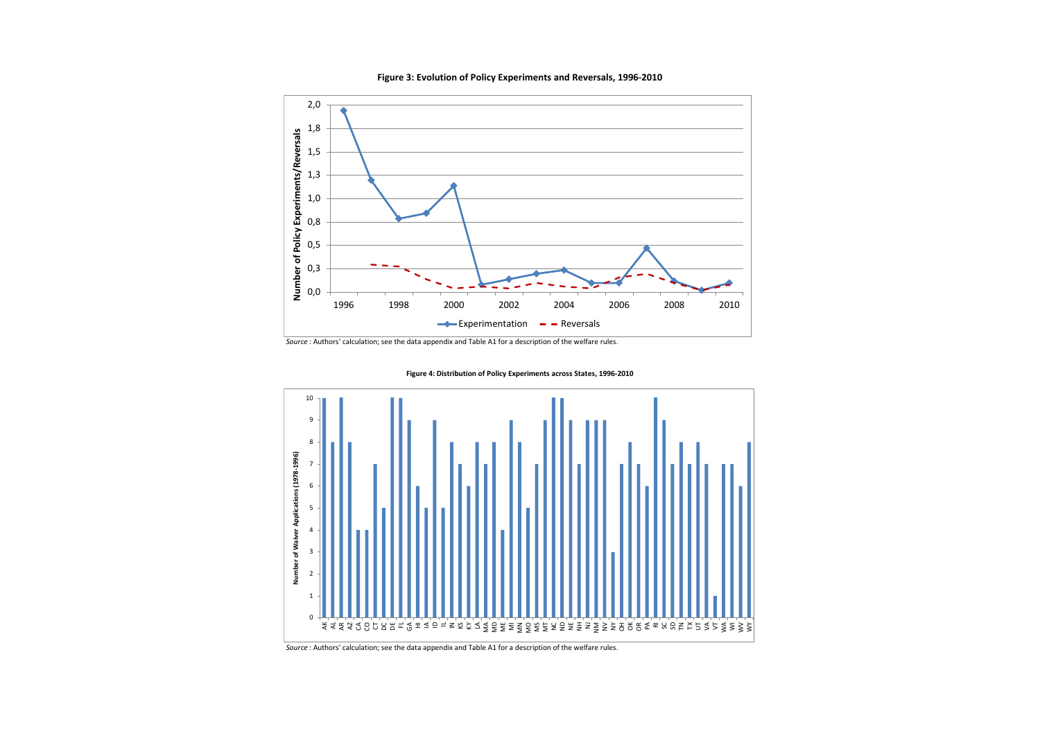**Figure 3: Evolution of Policy Experiments and Reversals, 1996-2010**

*Source* : Authors' calculation; see the data appendix and Table A1 for a description of the welfare rules.

**Figure 4: Distribution of Policy Experiments across States, 1996-2010**

*Source* : Authors' calculation; see the data appendix and Table A1 for a description of the welfare rules.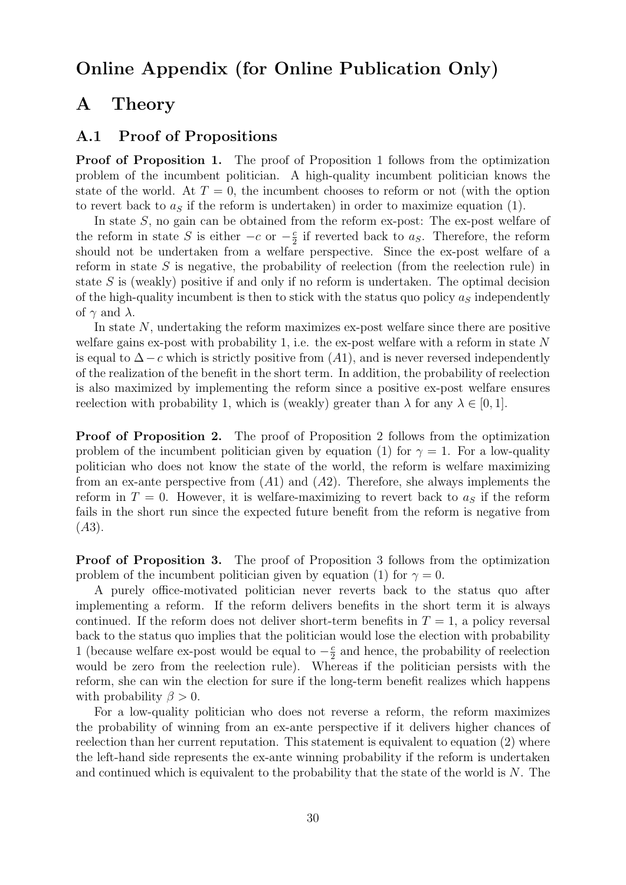# Online Appendix (for Online Publication Only)

# A Theory

## A.1 Proof of Propositions

**Proof of Proposition 1.** The proof of Proposition 1 follows from the optimization problem of the incumbent politician. A high-quality incumbent politician knows the state of the world. At $T = 0$, the incumbent chooses to reform or not (with the option to revert back to $a_S$ if the reform is undertaken) in order to maximize equation (1).

In state $S$, no gain can be obtained from the reform ex-post: The ex-post welfare of the reform in state $S$ is either $-c$ or $-\frac{c}{2}$ if reverted back to $a_S$. Therefore, the reform should not be undertaken from a welfare perspective. Since the ex-post welfare of a reform in state $S$ is negative, the probability of reelection (from the reelection rule) in state $S$ is (weakly) positive if and only if no reform is undertaken. The optimal decision of the high-quality incumbent is then to stick with the status quo policy $a_S$ independently of $\gamma$ and $\lambda$.

In state $N$, undertaking the reform maximizes ex-post welfare since there are positive welfare gains ex-post with probability 1, i.e. the ex-post welfare with a reform in state $N$ is equal to $\Delta - c$ which is strictly positive from $(A1)$, and is never reversed independently of the realization of the benefit in the short term. In addition, the probability of reelection is also maximized by implementing the reform since a positive ex-post welfare ensures reelection with probability 1, which is (weakly) greater than $\lambda$ for any $\lambda \in [0, 1]$.

**Proof of Proposition 2.** The proof of Proposition 2 follows from the optimization problem of the incumbent politician given by equation (1) for $\gamma = 1$. For a low-quality politician who does not know the state of the world, the reform is welfare maximizing from an ex-ante perspective from $(A1)$ and $(A2)$. Therefore, she always implements the reform in $T = 0$. However, it is welfare-maximizing to revert back to $a_S$ if the reform fails in the short run since the expected future benefit from the reform is negative from $(A3)$.

**Proof of Proposition 3.** The proof of Proposition 3 follows from the optimization problem of the incumbent politician given by equation (1) for $\gamma = 0$.

A purely office-motivated politician never reverts back to the status quo after implementing a reform. If the reform delivers benefits in the short term it is always continued. If the reform does not deliver short-term benefits in $T = 1$, a policy reversal back to the status quo implies that the politician would lose the election with probability 1 (because welfare ex-post would be equal to $-\frac{c}{2}$ and hence, the probability of reelection would be zero from the reelection rule). Whereas if the politician persists with the reform, she can win the election for sure if the long-term benefit realizes which happens with probability $\beta > 0$.

For a low-quality politician who does not reverse a reform, the reform maximizes the probability of winning from an ex-ante perspective if it delivers higher chances of reelection than her current reputation. This statement is equivalent to equation (2) where the left-hand side represents the ex-ante winning probability if the reform is undertaken and continued which is equivalent to the probability that the state of the world is $N$. The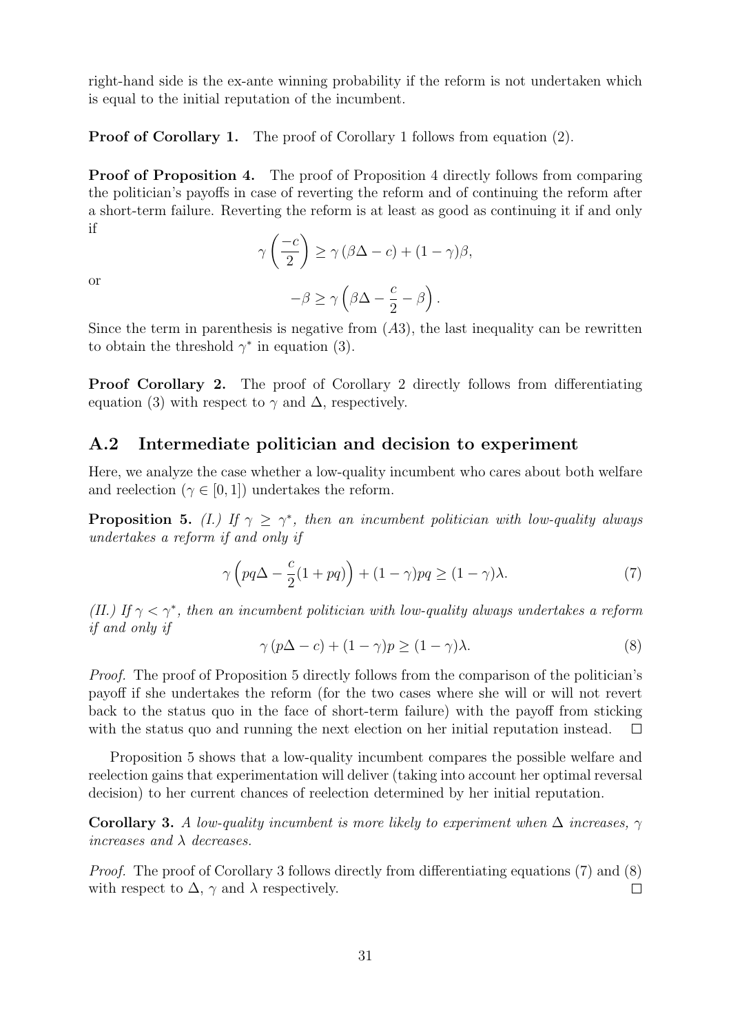right-hand side is the ex-ante winning probability if the reform is not undertaken which is equal to the initial reputation of the incumbent.

**Proof of Corollary 1.** The proof of Corollary 1 follows from equation (2).

**Proof of Proposition 4.** The proof of Proposition 4 directly follows from comparing the politician's payoffs in case of reverting the reform and of continuing the reform after a short-term failure. Reverting the reform is at least as good as continuing it if and only if

$$\gamma\left(\frac{-c}{2}\right) \geq \gamma\left(\beta\Delta - c\right) + (1-\gamma)\beta,$$

or

$$-\beta \geq \gamma\left(\beta\Delta - \frac{c}{2} - \beta\right).$$

Since the term in parenthesis is negative from $(A3)$, the last inequality can be rewritten to obtain the threshold $\gamma^*$ in equation (3).

**Proof Corollary 2.** The proof of Corollary 2 directly follows from differentiating equation (3) with respect to $\gamma$ and $\Delta$, respectively.

## A.2 Intermediate politician and decision to experiment

Here, we analyze the case whether a low-quality incumbent who cares about both welfare and reelection ($\gamma \in [0, 1]$) undertakes the reform.

**Proposition 5.** *(I.) If $\gamma \geq \gamma^*$, then an incumbent politician with low-quality always undertakes a reform if and only if*

$$\gamma\left(pq\Delta - \frac{c}{2}(1+pq)\right) + (1-\gamma)pq \geq (1-\gamma)\lambda. \tag{7}$$

*(II.) If $\gamma < \gamma^*$, then an incumbent politician with low-quality always undertakes a reform if and only if*

$$\gamma\left(p\Delta - c\right) + (1-\gamma)p \geq (1-\gamma)\lambda. \tag{8}$$

*Proof.* The proof of Proposition 5 directly follows from the comparison of the politician's payoff if she undertakes the reform (for the two cases where she will or will not revert back to the status quo in the face of short-term failure) with the payoff from sticking with the status quo and running the next election on her initial reputation instead. □

Proposition 5 shows that a low-quality incumbent compares the possible welfare and reelection gains that experimentation will deliver (taking into account her optimal reversal decision) to her current chances of reelection determined by her initial reputation.

**Corollary 3.** *A low-quality incumbent is more likely to experiment when $\Delta$ increases, $\gamma$ increases and $\lambda$ decreases.*

*Proof.* The proof of Corollary 3 follows directly from differentiating equations (7) and (8) with respect to $\Delta$, $\gamma$ and $\lambda$ respectively. □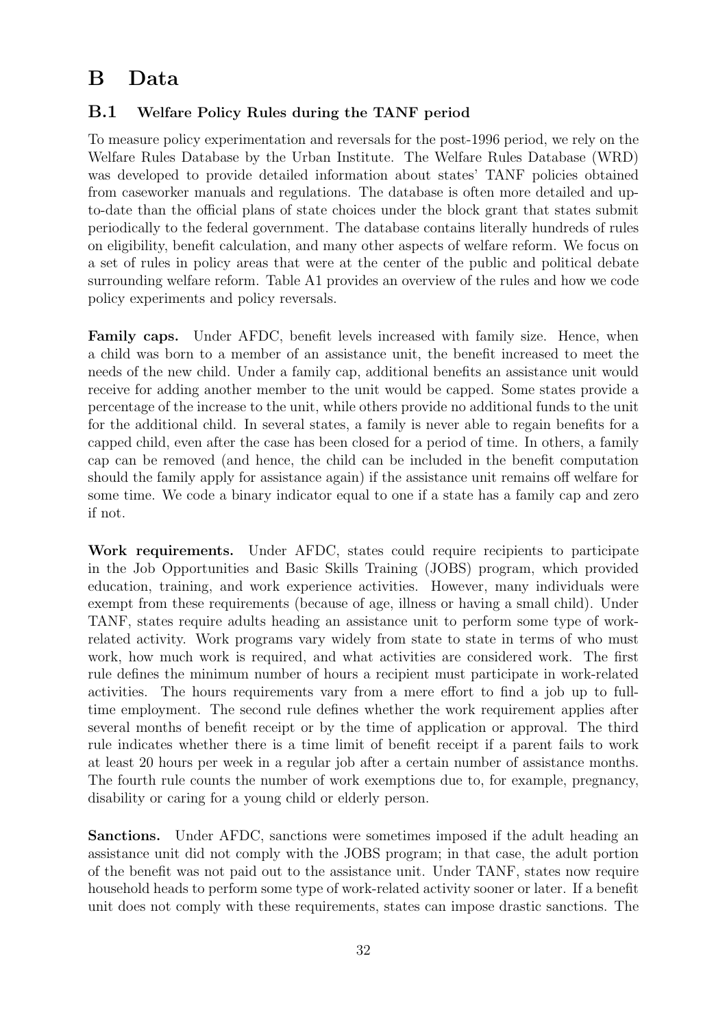# B Data

## B.1 Welfare Policy Rules during the TANF period

To measure policy experimentation and reversals for the post-1996 period, we rely on the Welfare Rules Database by the Urban Institute. The Welfare Rules Database (WRD) was developed to provide detailed information about states' TANF policies obtained from caseworker manuals and regulations. The database is often more detailed and up-to-date than the official plans of state choices under the block grant that states submit periodically to the federal government. The database contains literally hundreds of rules on eligibility, benefit calculation, and many other aspects of welfare reform. We focus on a set of rules in policy areas that were at the center of the public and political debate surrounding welfare reform. Table A1 provides an overview of the rules and how we code policy experiments and policy reversals.

**Family caps.** Under AFDC, benefit levels increased with family size. Hence, when a child was born to a member of an assistance unit, the benefit increased to meet the needs of the new child. Under a family cap, additional benefits an assistance unit would receive for adding another member to the unit would be capped. Some states provide a percentage of the increase to the unit, while others provide no additional funds to the unit for the additional child. In several states, a family is never able to regain benefits for a capped child, even after the case has been closed for a period of time. In others, a family cap can be removed (and hence, the child can be included in the benefit computation should the family apply for assistance again) if the assistance unit remains off welfare for some time. We code a binary indicator equal to one if a state has a family cap and zero if not.

**Work requirements.** Under AFDC, states could require recipients to participate in the Job Opportunities and Basic Skills Training (JOBS) program, which provided education, training, and work experience activities. However, many individuals were exempt from these requirements (because of age, illness or having a small child). Under TANF, states require adults heading an assistance unit to perform some type of work-related activity. Work programs vary widely from state to state in terms of who must work, how much work is required, and what activities are considered work. The first rule defines the minimum number of hours a recipient must participate in work-related activities. The hours requirements vary from a mere effort to find a job up to full-time employment. The second rule defines whether the work requirement applies after several months of benefit receipt or by the time of application or approval. The third rule indicates whether there is a time limit of benefit receipt if a parent fails to work at least 20 hours per week in a regular job after a certain number of assistance months. The fourth rule counts the number of work exemptions due to, for example, pregnancy, disability or caring for a young child or elderly person.

**Sanctions.** Under AFDC, sanctions were sometimes imposed if the adult heading an assistance unit did not comply with the JOBS program; in that case, the adult portion of the benefit was not paid out to the assistance unit. Under TANF, states now require household heads to perform some type of work-related activity sooner or later. If a benefit unit does not comply with these requirements, states can impose drastic sanctions. The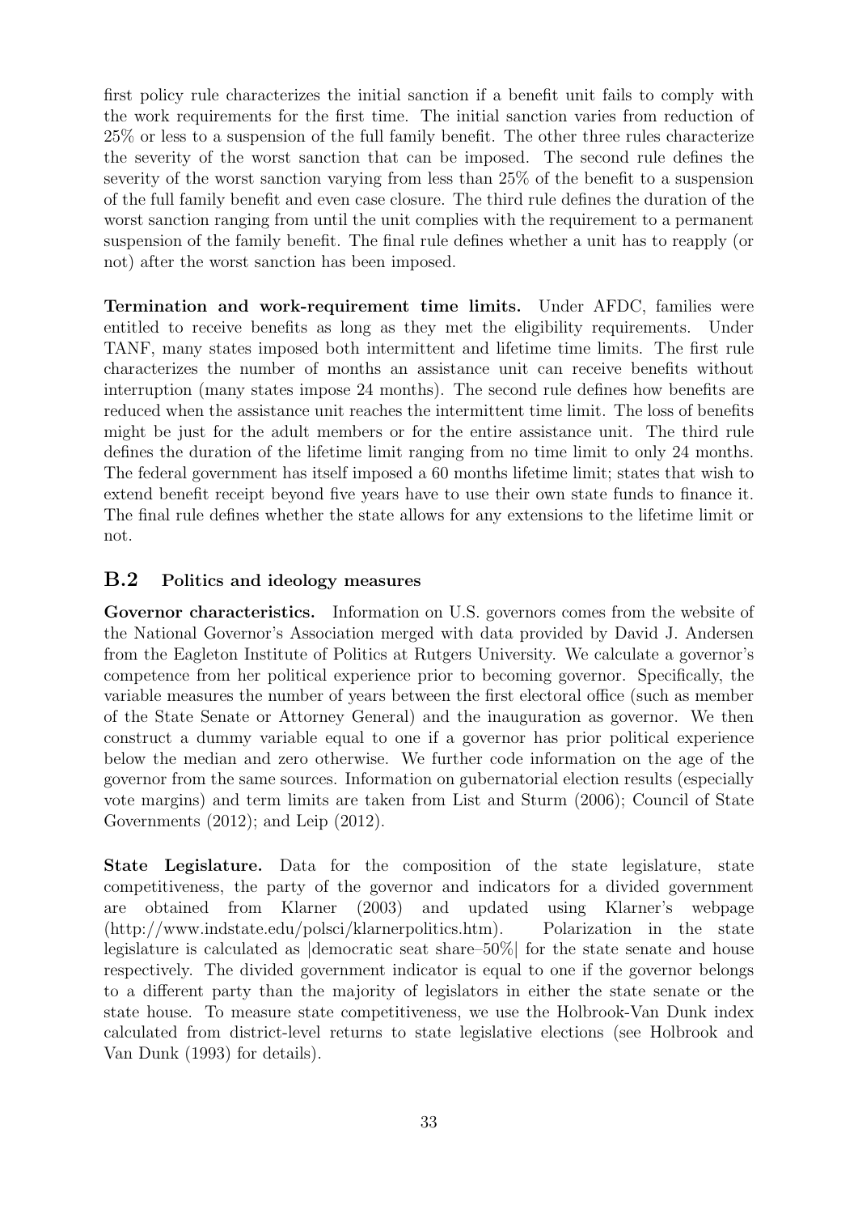first policy rule characterizes the initial sanction if a benefit unit fails to comply with the work requirements for the first time. The initial sanction varies from reduction of 25% or less to a suspension of the full family benefit. The other three rules characterize the severity of the worst sanction that can be imposed. The second rule defines the severity of the worst sanction varying from less than 25% of the benefit to a suspension of the full family benefit and even case closure. The third rule defines the duration of the worst sanction ranging from until the unit complies with the requirement to a permanent suspension of the family benefit. The final rule defines whether a unit has to reapply (or not) after the worst sanction has been imposed.

**Termination and work-requirement time limits.** Under AFDC, families were entitled to receive benefits as long as they met the eligibility requirements. Under TANF, many states imposed both intermittent and lifetime time limits. The first rule characterizes the number of months an assistance unit can receive benefits without interruption (many states impose 24 months). The second rule defines how benefits are reduced when the assistance unit reaches the intermittent time limit. The loss of benefits might be just for the adult members or for the entire assistance unit. The third rule defines the duration of the lifetime limit ranging from no time limit to only 24 months. The federal government has itself imposed a 60 months lifetime limit; states that wish to extend benefit receipt beyond five years have to use their own state funds to finance it. The final rule defines whether the state allows for any extensions to the lifetime limit or not.

## B.2 Politics and ideology measures

**Governor characteristics.** Information on U.S. governors comes from the website of the National Governor's Association merged with data provided by David J. Andersen from the Eagleton Institute of Politics at Rutgers University. We calculate a governor's competence from her political experience prior to becoming governor. Specifically, the variable measures the number of years between the first electoral office (such as member of the State Senate or Attorney General) and the inauguration as governor. We then construct a dummy variable equal to one if a governor has prior political experience below the median and zero otherwise. We further code information on the age of the governor from the same sources. Information on gubernatorial election results (especially vote margins) and term limits are taken from List and Sturm (2006); Council of State Governments (2012); and Leip (2012).

**State Legislature.** Data for the composition of the state legislature, state competitiveness, the party of the governor and indicators for a divided government are obtained from Klarner (2003) and updated using Klarner's webpage (http://www.indstate.edu/polsci/klarnerpolitics.htm). Polarization in the state legislature is calculated as |democratic seat share–50%| for the state senate and house respectively. The divided government indicator is equal to one if the governor belongs to a different party than the majority of legislators in either the state senate or the state house. To measure state competitiveness, we use the Holbrook-Van Dunk index calculated from district-level returns to state legislative elections (see Holbrook and Van Dunk (1993) for details).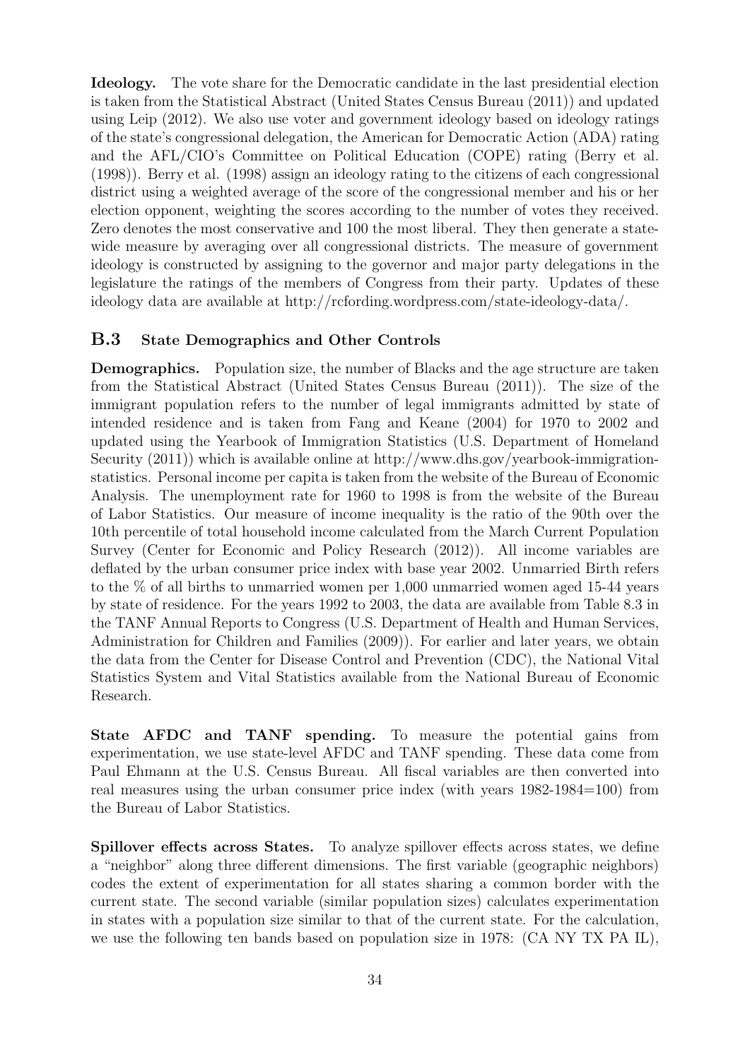**Ideology.** The vote share for the Democratic candidate in the last presidential election is taken from the Statistical Abstract (United States Census Bureau (2011)) and updated using Leip (2012). We also use voter and government ideology based on ideology ratings of the state's congressional delegation, the American for Democratic Action (ADA) rating and the AFL/CIO's Committee on Political Education (COPE) rating (Berry et al. (1998)). Berry et al. (1998) assign an ideology rating to the citizens of each congressional district using a weighted average of the score of the congressional member and his or her election opponent, weighting the scores according to the number of votes they received. Zero denotes the most conservative and 100 the most liberal. They then generate a statewide measure by averaging over all congressional districts. The measure of government ideology is constructed by assigning to the governor and major party delegations in the legislature the ratings of the members of Congress from their party. Updates of these ideology data are available at http://rcfording.wordpress.com/state-ideology-data/.

## B.3 State Demographics and Other Controls

**Demographics.** Population size, the number of Blacks and the age structure are taken from the Statistical Abstract (United States Census Bureau (2011)). The size of the immigrant population refers to the number of legal immigrants admitted by state of intended residence and is taken from Fang and Keane (2004) for 1970 to 2002 and updated using the Yearbook of Immigration Statistics (U.S. Department of Homeland Security (2011)) which is available online at http://www.dhs.gov/yearbook-immigration-statistics. Personal income per capita is taken from the website of the Bureau of Economic Analysis. The unemployment rate for 1960 to 1998 is from the website of the Bureau of Labor Statistics. Our measure of income inequality is the ratio of the 90th over the 10th percentile of total household income calculated from the March Current Population Survey (Center for Economic and Policy Research (2012)). All income variables are deflated by the urban consumer price index with base year 2002. Unmarried Birth refers to the % of all births to unmarried women per 1,000 unmarried women aged 15-44 years by state of residence. For the years 1992 to 2003, the data are available from Table 8.3 in the TANF Annual Reports to Congress (U.S. Department of Health and Human Services, Administration for Children and Families (2009)). For earlier and later years, we obtain the data from the Center for Disease Control and Prevention (CDC), the National Vital Statistics System and Vital Statistics available from the National Bureau of Economic Research.

**State AFDC and TANF spending.** To measure the potential gains from experimentation, we use state-level AFDC and TANF spending. These data come from Paul Ehmann at the U.S. Census Bureau. All fiscal variables are then converted into real measures using the urban consumer price index (with years 1982-1984=100) from the Bureau of Labor Statistics.

**Spillover effects across States.** To analyze spillover effects across states, we define a "neighbor" along three different dimensions. The first variable (geographic neighbors) codes the extent of experimentation for all states sharing a common border with the current state. The second variable (similar population sizes) calculates experimentation in states with a population size similar to that of the current state. For the calculation, we use the following ten bands based on population size in 1978: (CA NY TX PA IL),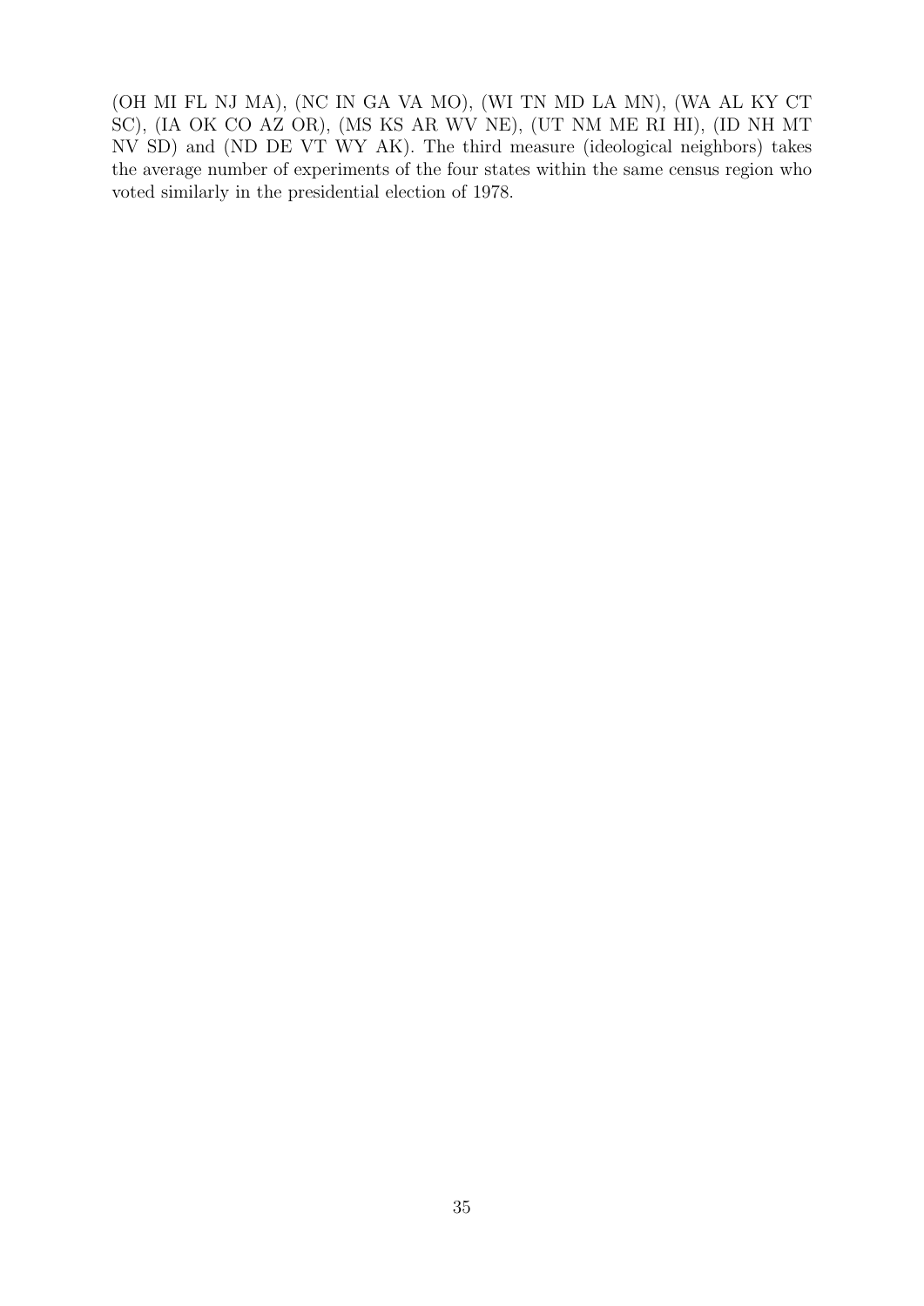(OH MI FL NJ MA), (NC IN GA VA MO), (WI TN MD LA MN), (WA AL KY CT SC), (IA OK CO AZ OR), (MS KS AR WV NE), (UT NM ME RI HI), (ID NH MT NV SD) and (ND DE VT WY AK). The third measure (ideological neighbors) takes the average number of experiments of the four states within the same census region who voted similarly in the presidential election of 1978.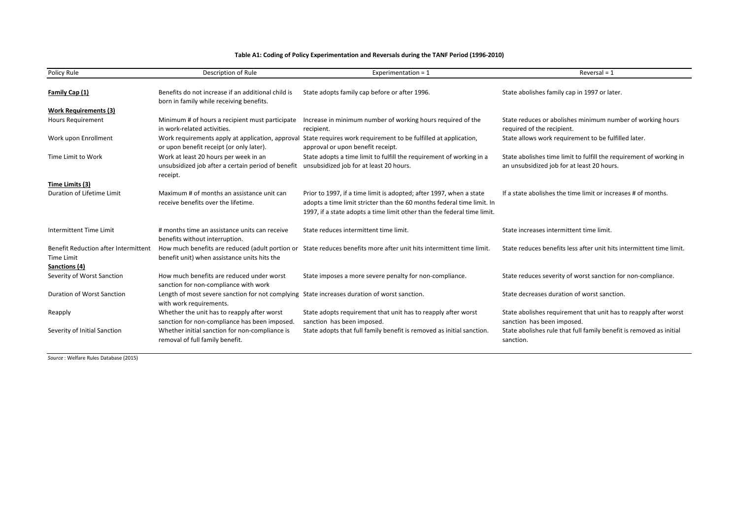**Table A1: Coding of Policy Experimentation and Reversals during the TANF Period (1996-2010)**

| Policy Rule | Description of Rule | Experimentation = 1 | Reversal = 1 |
|---|---|---|---|
| **Family Cap (1)** | Benefits do not increase if an additional child is born in family while receiving benefits. | State adopts family cap before or after 1996. | State abolishes family cap in 1997 or later. |
| **Work Requirements (3)** | | | |
| Hours Requirement | Minimum # of hours a recipient must participate in work-related activities. | Increase in minimum number of working hours required of the recipient. | State reduces or abolishes minimum number of working hours required of the recipient. |
| Work upon Enrollment | Work requirements apply at application, approval or upon benefit receipt (or only later). | State requires work requirement to be fulfilled at application, approval or upon benefit receipt. | State allows work requirement to be fulfilled later. |
| Time Limit to Work | Work at least 20 hours per week in an unsubsidized job after a certain period of benefit receipt. | State adopts a time limit to fulfill the requirement of working in a unsubsidized job for at least 20 hours. | State abolishes time limit to fulfill the requirement of working in an unsubsidized job for at least 20 hours. |
| **Time Limits (3)** | | | |
| Duration of Lifetime Limit | Maximum # of months an assistance unit can receive benefits over the lifetime. | Prior to 1997, if a time limit is adopted; after 1997, when a state adopts a time limit stricter than the 60 months federal time limit. In 1997, if a state adopts a time limit other than the federal time limit. | If a state abolishes the time limit or increases # of months. |
| Intermittent Time Limit | # months time an assistance units can receive benefits without interruption. | State reduces intermittent time limit. | State increases intermittent time limit. |
| Benefit Reduction after Intermittent Time Limit | How much benefits are reduced (adult portion or benefit unit) when assistance units hits the | State reduces benefits more after unit hits intermittent time limit. | State reduces benefits less after unit hits intermittent time limit. |
| **Sanctions (4)** | | | |
| Severity of Worst Sanction | How much benefits are reduced under worst sanction for non-compliance with work | State imposes a more severe penalty for non-compliance. | State reduces severity of worst sanction for non-compliance. |
| Duration of Worst Sanction | Length of most severe sanction for not complying with work requirements. | State increases duration of worst sanction. | State decreases duration of worst sanction. |
| Reapply | Whether the unit has to reapply after worst sanction for non-compliance has been imposed. | State adopts requirement that unit has to reapply after worst sanction has been imposed. | State abolishes requirement that unit has to reapply after worst sanction has been imposed. |
| Severity of Initial Sanction | Whether initial sanction for non-compliance is removal of full family benefit. | State adopts that full family benefit is removed as initial sanction. | State abolishes rule that full family benefit is removed as initial sanction. |

*Source* : Welfare Rules Database (2015)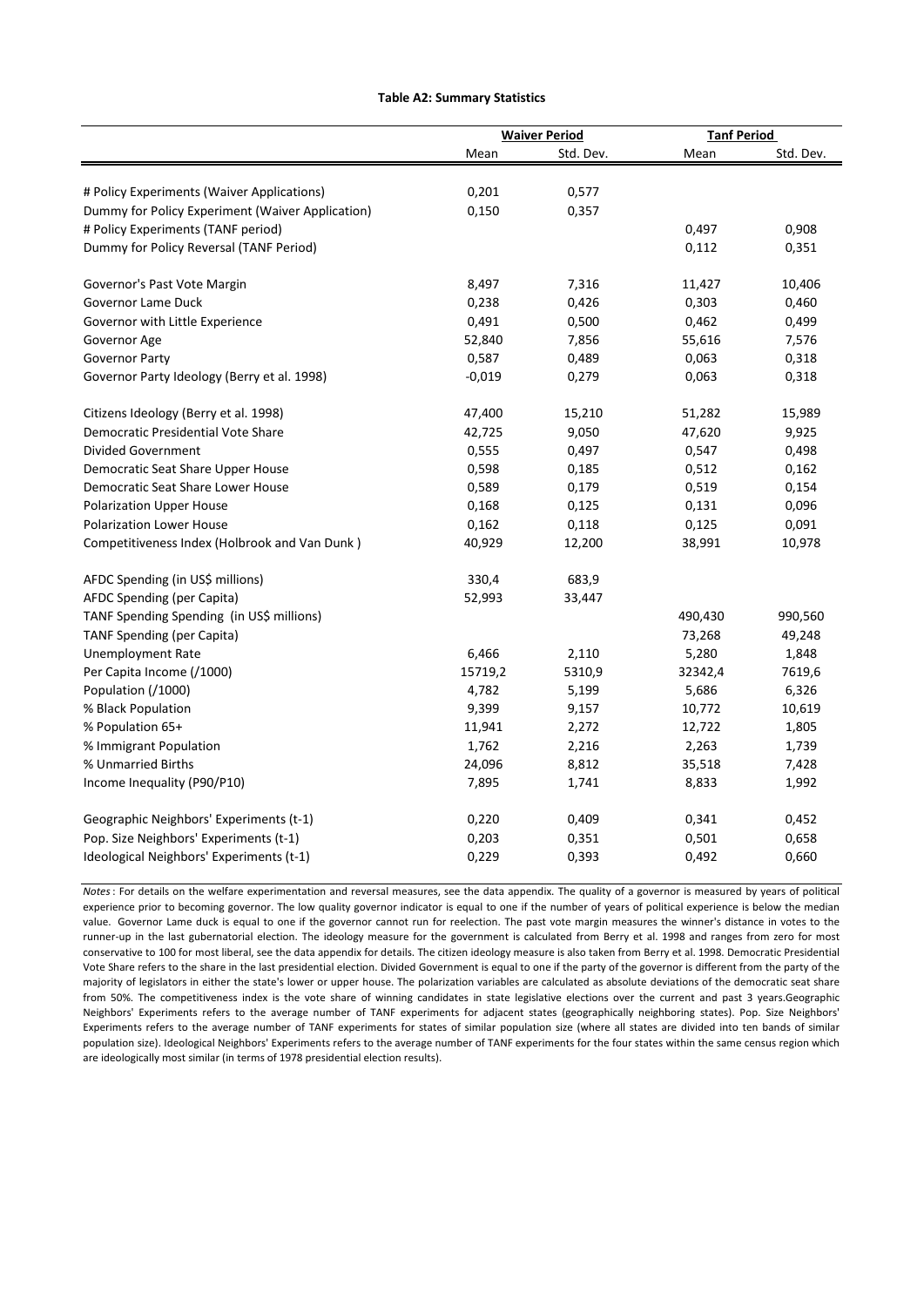**Table A2: Summary Statistics**

| | Waiver Period | | Tanf Period | |
|---|---|---|---|---|
| | Mean | Std. Dev. | Mean | Std. Dev. |
| # Policy Experiments (Waiver Applications) | 0,201 | 0,577 | | |
| Dummy for Policy Experiment (Waiver Application) | 0,150 | 0,357 | | |
| # Policy Experiments (TANF period) | | | 0,497 | 0,908 |
| Dummy for Policy Reversal (TANF Period) | | | 0,112 | 0,351 |
| Governor's Past Vote Margin | 8,497 | 7,316 | 11,427 | 10,406 |
| Governor Lame Duck | 0,238 | 0,426 | 0,303 | 0,460 |
| Governor with Little Experience | 0,491 | 0,500 | 0,462 | 0,499 |
| Governor Age | 52,840 | 7,856 | 55,616 | 7,576 |
| Governor Party | 0,587 | 0,489 | 0,063 | 0,318 |
| Governor Party Ideology (Berry et al. 1998) | -0,019 | 0,279 | 0,063 | 0,318 |
| Citizens Ideology (Berry et al. 1998) | 47,400 | 15,210 | 51,282 | 15,989 |
| Democratic Presidential Vote Share | 42,725 | 9,050 | 47,620 | 9,925 |
| Divided Government | 0,555 | 0,497 | 0,547 | 0,498 |
| Democratic Seat Share Upper House | 0,598 | 0,185 | 0,512 | 0,162 |
| Democratic Seat Share Lower House | 0,589 | 0,179 | 0,519 | 0,154 |
| Polarization Upper House | 0,168 | 0,125 | 0,131 | 0,096 |
| Polarization Lower House | 0,162 | 0,118 | 0,125 | 0,091 |
| Competitiveness Index (Holbrook and Van Dunk ) | 40,929 | 12,200 | 38,991 | 10,978 |
| AFDC Spending (in US$ millions) | 330,4 | 683,9 | | |
| AFDC Spending (per Capita) | 52,993 | 33,447 | | |
| TANF Spending Spending (in US$ millions) | | | 490,430 | 990,560 |
| TANF Spending (per Capita) | | | 73,268 | 49,248 |
| Unemployment Rate | 6,466 | 2,110 | 5,280 | 1,848 |
| Per Capita Income (/1000) | 15719,2 | 5310,9 | 32342,4 | 7619,6 |
| Population (/1000) | 4,782 | 5,199 | 5,686 | 6,326 |
| % Black Population | 9,399 | 9,157 | 10,772 | 10,619 |
| % Population 65+ | 11,941 | 2,272 | 12,722 | 1,805 |
| % Immigrant Population | 1,762 | 2,216 | 2,263 | 1,739 |
| % Unmarried Births | 24,096 | 8,812 | 35,518 | 7,428 |
| Income Inequality (P90/P10) | 7,895 | 1,741 | 8,833 | 1,992 |
| Geographic Neighbors' Experiments (t-1) | 0,220 | 0,409 | 0,341 | 0,452 |
| Pop. Size Neighbors' Experiments (t-1) | 0,203 | 0,351 | 0,501 | 0,658 |
| Ideological Neighbors' Experiments (t-1) | 0,229 | 0,393 | 0,492 | 0,660 |

*Notes* : For details on the welfare experimentation and reversal measures, see the data appendix. The quality of a governor is measured by years of political experience prior to becoming governor. The low quality governor indicator is equal to one if the number of years of political experience is below the median value. Governor Lame duck is equal to one if the governor cannot run for reelection. The past vote margin measures the winner's distance in votes to the runner-up in the last gubernatorial election. The ideology measure for the government is calculated from Berry et al. 1998 and ranges from zero for most conservative to 100 for most liberal, see the data appendix for details. The citizen ideology measure is also taken from Berry et al. 1998. Democratic Presidential Vote Share refers to the share in the last presidential election. Divided Government is equal to one if the party of the governor is different from the party of the majority of legislators in either the state's lower or upper house. The polarization variables are calculated as absolute deviations of the democratic seat share from 50%. The competitiveness index is the vote share of winning candidates in state legislative elections over the current and past 3 years.Geographic Neighbors' Experiments refers to the average number of TANF experiments for adjacent states (geographically neighboring states). Pop. Size Neighbors' Experiments refers to the average number of TANF experiments for states of similar population size (where all states are divided into ten bands of similar population size). Ideological Neighbors' Experiments refers to the average number of TANF experiments for the four states within the same census region which are ideologically most similar (in terms of 1978 presidential election results).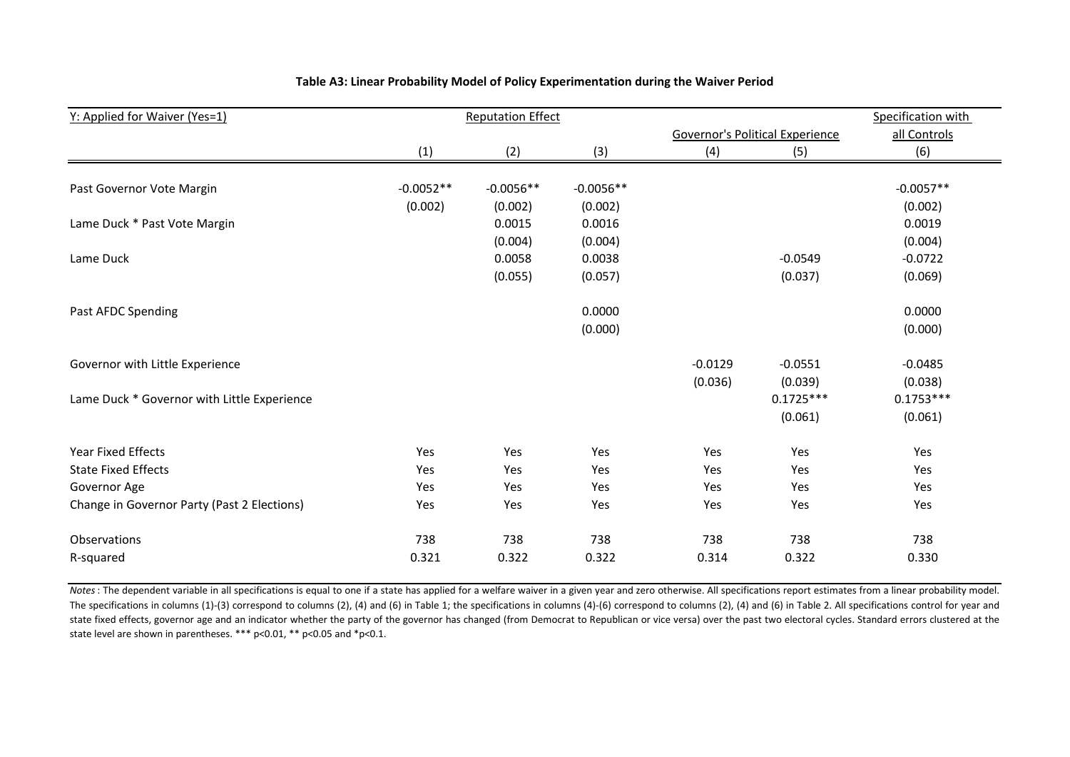**Table A3: Linear Probability Model of Policy Experimentation during the Waiver Period**

| Y: Applied for Waiver (Yes=1) | Reputation Effect | | | Governor's Political Experience | | Specification with all Controls |
|---|---|---|---|---|---|---|
| | (1) | (2) | (3) | (4) | (5) | (6) |
| Past Governor Vote Margin | -0.0052** | -0.0056** | -0.0056** | | | -0.0057** |
| | (0.002) | (0.002) | (0.002) | | | (0.002) |
| Lame Duck * Past Vote Margin | | 0.0015 | 0.0016 | | | 0.0019 |
| | | (0.004) | (0.004) | | | (0.004) |
| Lame Duck | | 0.0058 | 0.0038 | | -0.0549 | -0.0722 |
| | | (0.055) | (0.057) | | (0.037) | (0.069) |
| Past AFDC Spending | | | 0.0000 | | | 0.0000 |
| | | | (0.000) | | | (0.000) |
| Governor with Little Experience | | | | -0.0129 | -0.0551 | -0.0485 |
| | | | | (0.036) | (0.039) | (0.038) |
| Lame Duck * Governor with Little Experience | | | | | 0.1725*** | 0.1753*** |
| | | | | | (0.061) | (0.061) |
| Year Fixed Effects | Yes | Yes | Yes | Yes | Yes | Yes |
| State Fixed Effects | Yes | Yes | Yes | Yes | Yes | Yes |
| Governor Age | Yes | Yes | Yes | Yes | Yes | Yes |
| Change in Governor Party (Past 2 Elections) | Yes | Yes | Yes | Yes | Yes | Yes |
| Observations | 738 | 738 | 738 | 738 | 738 | 738 |
| R-squared | 0.321 | 0.322 | 0.322 | 0.314 | 0.322 | 0.330 |

*Notes*: The dependent variable in all specifications is equal to one if a state has applied for a welfare waiver in a given year and zero otherwise. All specifications report estimates from a linear probability model. The specifications in columns (1)-(3) correspond to columns (2), (4) and (6) in Table 1; the specifications in columns (4)-(6) correspond to columns (2), (4) and (6) in Table 2. All specifications control for year and state fixed effects, governor age and an indicator whether the party of the governor has changed (from Democrat to Republican or vice versa) over the past two electoral cycles. Standard errors clustered at the state level are shown in parentheses. *** p<0.01, ** p<0.05 and *p<0.1.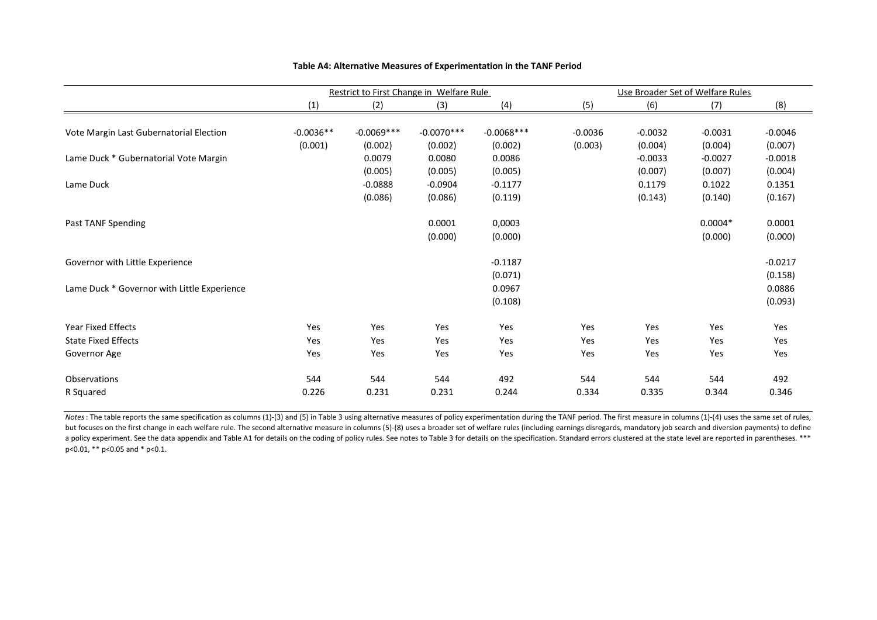**Table A4: Alternative Measures of Experimentation in the TANF Period**

| | Restrict to First Change in Welfare Rule | | | | Use Broader Set of Welfare Rules | | | |
|---|---|---|---|---|---|---|---|---|
| | (1) | (2) | (3) | (4) | (5) | (6) | (7) | (8) |
| Vote Margin Last Gubernatorial Election | -0.0036** | -0.0069*** | -0.0070*** | -0.0068*** | -0.0036 | -0.0032 | -0.0031 | -0.0046 |
| | (0.001) | (0.002) | (0.002) | (0.002) | (0.003) | (0.004) | (0.004) | (0.007) |
| Lame Duck * Gubernatorial Vote Margin | | 0.0079 | 0.0080 | 0.0086 | | -0.0033 | -0.0027 | -0.0018 |
| | | (0.005) | (0.005) | (0.005) | | (0.007) | (0.007) | (0.004) |
| Lame Duck | | -0.0888 | -0.0904 | -0.1177 | | 0.1179 | 0.1022 | 0.1351 |
| | | (0.086) | (0.086) | (0.119) | | (0.143) | (0.140) | (0.167) |
| Past TANF Spending | | | 0.0001 | 0,0003 | | | 0.0004* | 0.0001 |
| | | | (0.000) | (0.000) | | | (0.000) | (0.000) |
| Governor with Little Experience | | | | -0.1187 | | | | -0.0217 |
| | | | | (0.071) | | | | (0.158) |
| Lame Duck * Governor with Little Experience | | | | 0.0967 | | | | 0.0886 |
| | | | | (0.108) | | | | (0.093) |
| Year Fixed Effects | Yes | Yes | Yes | Yes | Yes | Yes | Yes | Yes |
| State Fixed Effects | Yes | Yes | Yes | Yes | Yes | Yes | Yes | Yes |
| Governor Age | Yes | Yes | Yes | Yes | Yes | Yes | Yes | Yes |
| Observations | 544 | 544 | 544 | 492 | 544 | 544 | 544 | 492 |
| R Squared | 0.226 | 0.231 | 0.231 | 0.244 | 0.334 | 0.335 | 0.344 | 0.346 |

*Notes*: The table reports the same specification as columns (1)-(3) and (5) in Table 3 using alternative measures of policy experimentation during the TANF period. The first measure in columns (1)-(4) uses the same set of rules, but focuses on the first change in each welfare rule. The second alternative measure in columns (5)-(8) uses a broader set of welfare rules (including earnings disregards, mandatory job search and diversion payments) to define a policy experiment. See the data appendix and Table A1 for details on the coding of policy rules. See notes to Table 3 for details on the specification. Standard errors clustered at the state level are reported in parentheses. *** p<0.01, ** p<0.05 and * p<0.1.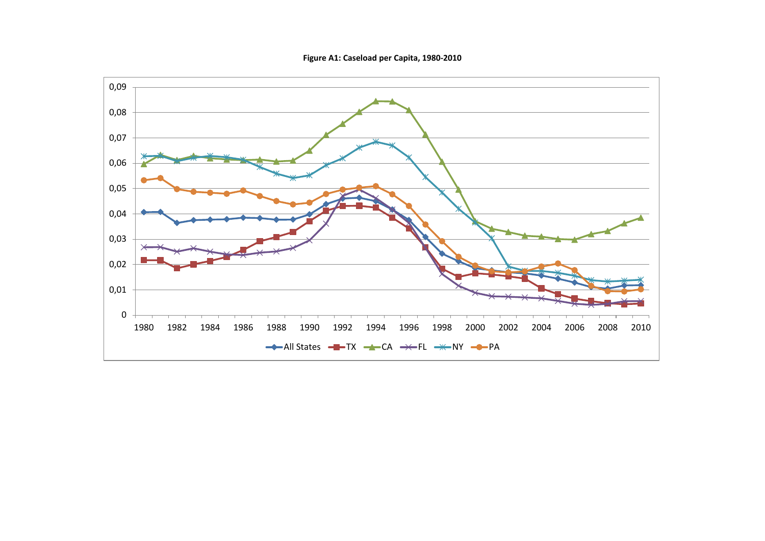**Figure A1: Caseload per Capita, 1980-2010**

0,09
0,08
0,07
0,06
0,05
0,04
0,03
0,02
0,01
0

1980 1982 1984 1986 1988 1990 1992 1994 1996 1998 2000 2002 2004 2006 2008 2010

All States TX CA FL NY PA